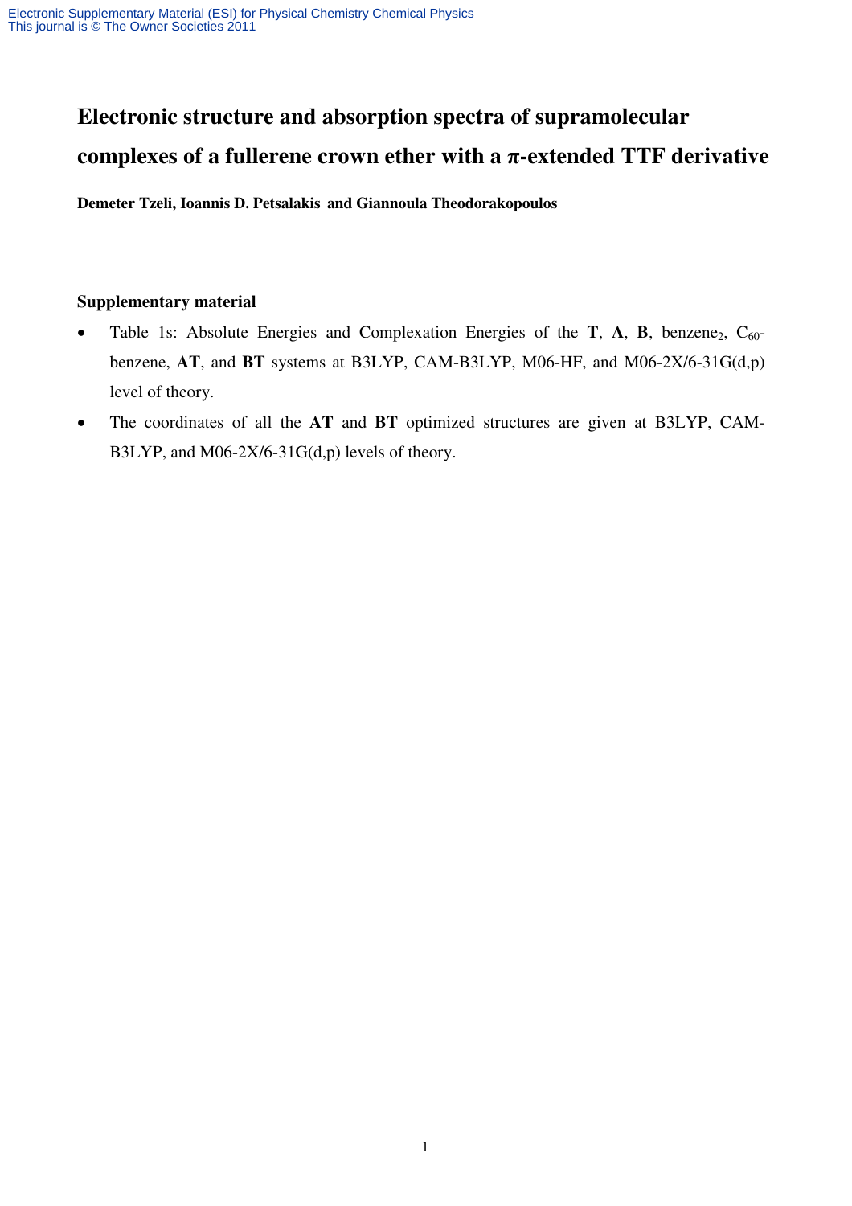# Electronic structure and absorption spectra of supramolecular complexes of a fullerene crown ether with a π-extended TTF derivative

**Demeter Tzeli, Ioannis D. Petsalakis and Giannoula Theodorakopoulos**

### Supplementary material

- Table 1s: Absolute Energies and Complexation Energies of the **T**, **A**, **B**, benzene$_2$, $C_{60}$-benzene, **AT**, and **BT** systems at B3LYP, CAM-B3LYP, M06-HF, and M06-2X/6-31G(d,p) level of theory.
- The coordinates of all the **AT** and **BT** optimized structures are given at B3LYP, CAM-B3LYP, and M06-2X/6-31G(d,p) levels of theory.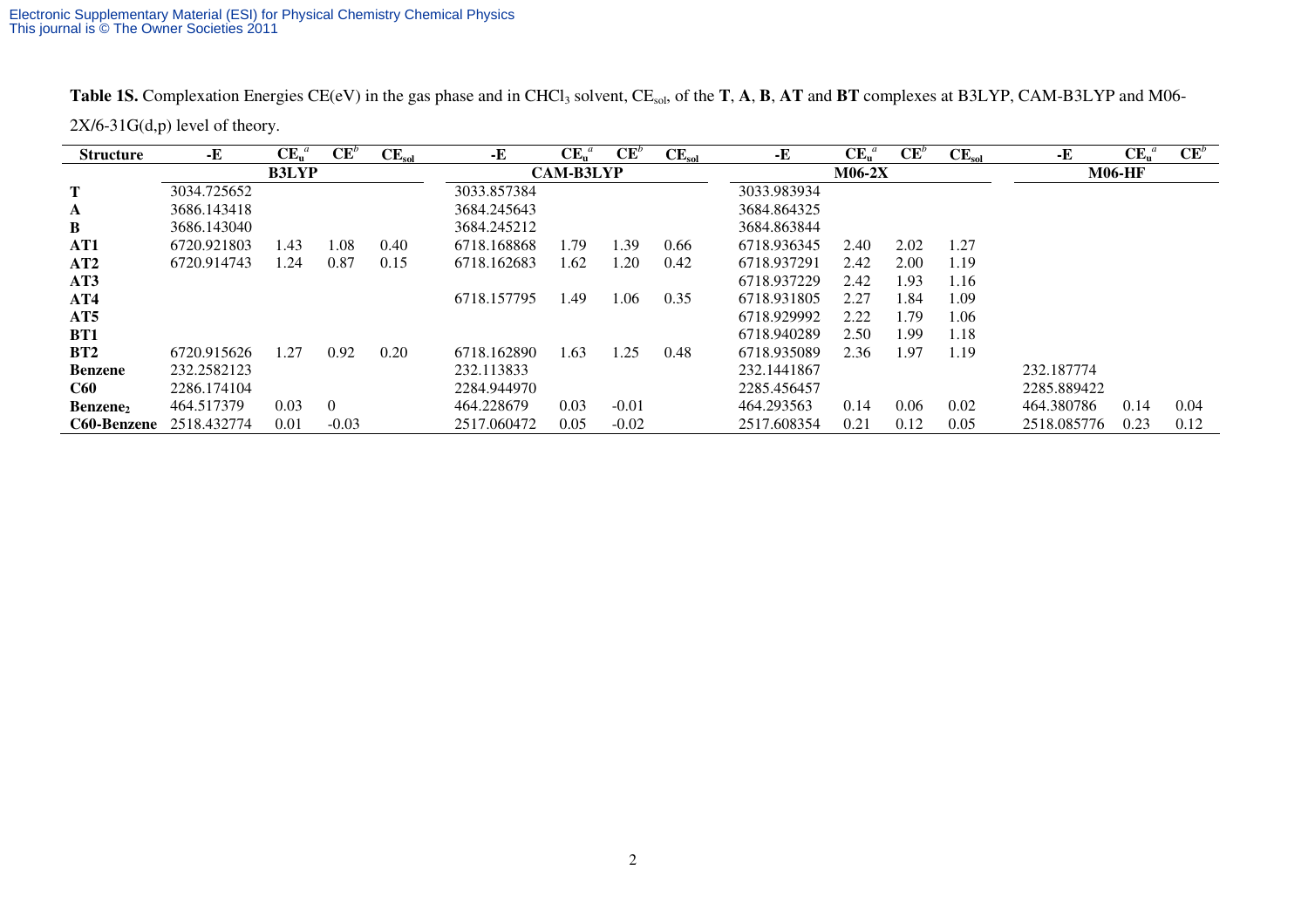**Table 1S.** Complexation Energies CE(eV) in the gas phase and in $CHCl_3$ solvent, $CE_{sol}$, of the **T**, **A**, **B**, **AT** and **BT** complexes at B3LYP, CAM-B3LYP and M06-2X/6-31G(d,p) level of theory.

| Structure | -E | $CE_u$[a] | CE[b] | $CE_{sol}$ | -E | $CE_u$[a] | CE[b] | $CE_{sol}$ | -E | $CE_u$[a] | CE[b] | $CE_{sol}$ | -E | $CE_u$[a] | CE[b] |
|---|---|---|---|---|---|---|---|---|---|---|---|---|---|---|---|
| | **B3LYP** | | | | **CAM-B3LYP** | | | | **M06-2X** | | | | **M06-HF** | | |
| **T** | 3034.725652 | | | | 3033.857384 | | | | 3033.983934 | | | | | | |
| **A** | 3686.143418 | | | | 3684.245643 | | | | 3684.864325 | | | | | | |
| **B** | 3686.143040 | | | | 3684.245212 | | | | 3684.863844 | | | | | | |
| **AT1** | 6720.921803 | 1.43 | 1.08 | 0.40 | 6718.168868 | 1.79 | 1.39 | 0.66 | 6718.936345 | 2.40 | 2.02 | 1.27 | | | |
| **AT2** | 6720.914743 | 1.24 | 0.87 | 0.15 | 6718.162683 | 1.62 | 1.20 | 0.42 | 6718.937291 | 2.42 | 2.00 | 1.19 | | | |
| **AT3** | | | | | | | | | 6718.937229 | 2.42 | 1.93 | 1.16 | | | |
| **AT4** | | | | | 6718.157795 | 1.49 | 1.06 | 0.35 | 6718.931805 | 2.27 | 1.84 | 1.09 | | | |
| **AT5** | | | | | | | | | 6718.929992 | 2.22 | 1.79 | 1.06 | | | |
| **BT1** | | | | | | | | | 6718.940289 | 2.50 | 1.99 | 1.18 | | | |
| **BT2** | 6720.915626 | 1.27 | 0.92 | 0.20 | 6718.162890 | 1.63 | 1.25 | 0.48 | 6718.935089 | 2.36 | 1.97 | 1.19 | | | |
| **Benzene** | 232.2582123 | | | | 232.113833 | | | | 232.1441867 | | | | 232.187774 | | |
| **C60** | 2286.174104 | | | | 2284.944970 | | | | 2285.456457 | | | | 2285.889422 | | |
| **$Benzene_2$** | 464.517379 | 0.03 | 0 | | 464.228679 | 0.03 | -0.01 | | 464.293563 | 0.14 | 0.06 | 0.02 | 464.380786 | 0.14 | 0.04 |
| **C60-Benzene** | 2518.432774 | 0.01 | -0.03 | | 2517.060472 | 0.05 | -0.02 | | 2517.608354 | 0.21 | 0.12 | 0.05 | 2518.085776 | 0.23 | 0.12 |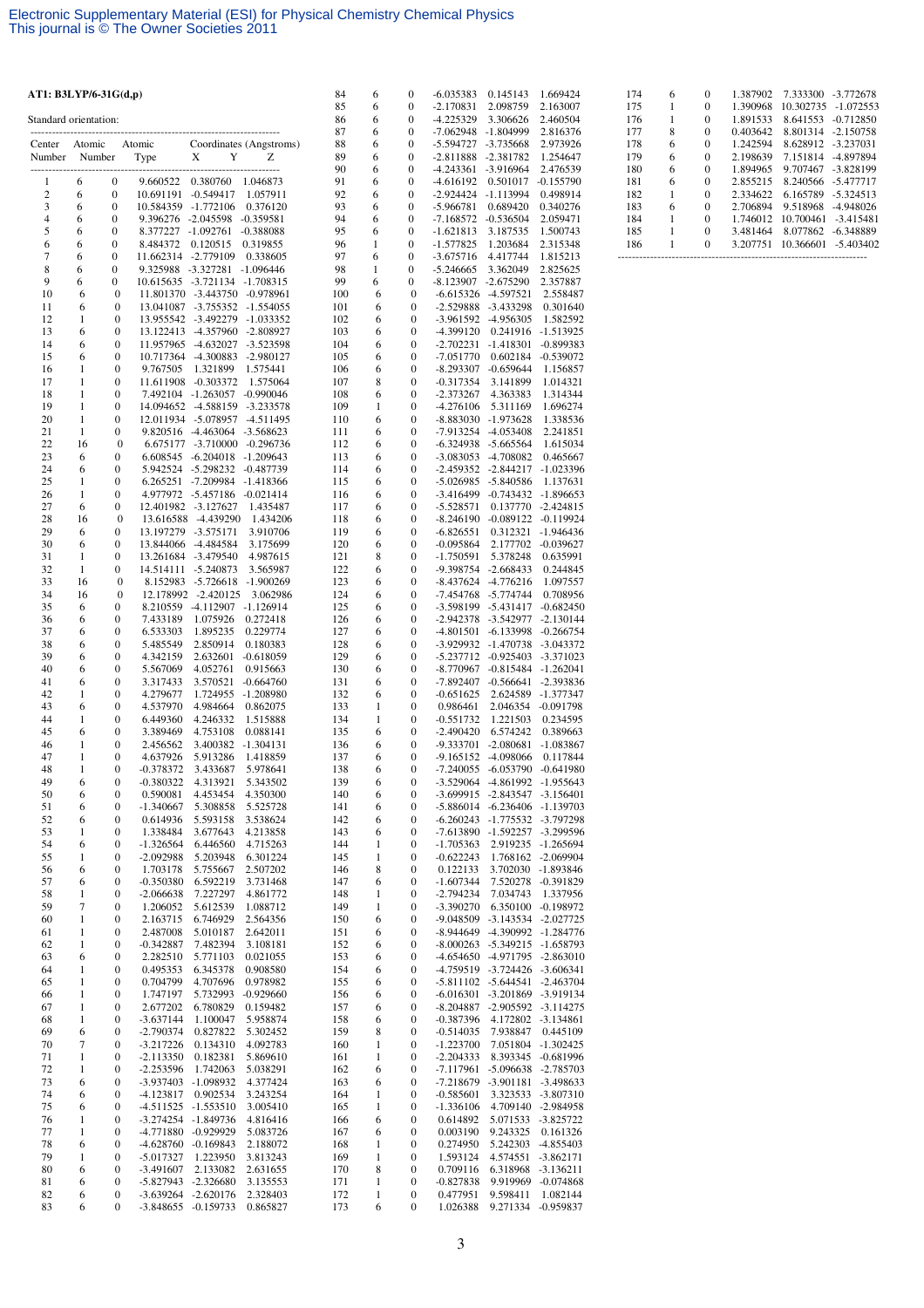**AT1: B3LYP/6-31G(d,p)**

Standard orientation:

| Center Number | Atomic Number | Atomic Type | X | Y | Z |
|---|---|---|---|---|---|
| 1 | 6 | 0 | 9.660522 | 0.380760 | 1.046873 |
| 2 | 6 | 0 | 10.691191 | -0.549417 | 1.057911 |
| 3 | 6 | 0 | 10.584359 | -1.772106 | 0.376120 |
| 4 | 6 | 0 | 9.396276 | -2.045598 | -0.359581 |
| 5 | 6 | 0 | 8.377227 | -1.092761 | -0.388088 |
| 6 | 6 | 0 | 8.484372 | 0.120515 | 0.319855 |
| 7 | 6 | 0 | 11.662314 | -2.779109 | 0.338605 |
| 8 | 6 | 0 | 9.325988 | -3.327281 | -1.096446 |
| 9 | 6 | 0 | 10.615635 | -3.721134 | -1.708315 |
| 10 | 6 | 0 | 11.801370 | -3.443750 | -0.978961 |
| 11 | 6 | 0 | 13.041087 | -3.755352 | -1.554055 |
| 12 | 1 | 0 | 13.955542 | -3.492279 | -1.033352 |
| 13 | 6 | 0 | 13.122413 | -4.357960 | -2.808927 |
| 14 | 6 | 0 | 11.957965 | -4.632027 | -3.523598 |
| 15 | 6 | 0 | 10.717364 | -4.300883 | -2.980127 |
| 16 | 1 | 0 | 9.767505 | 1.321899 | 1.575441 |
| 17 | 1 | 0 | 11.611908 | -0.303372 | 1.575064 |
| 18 | 1 | 0 | 7.492104 | -1.263057 | -0.990046 |
| 19 | 1 | 0 | 14.094652 | -4.588159 | -3.233578 |
| 20 | 1 | 0 | 12.011934 | -5.078957 | -4.511495 |
| 21 | 1 | 0 | 9.820516 | -4.463064 | -3.568623 |
| 22 | 16 | 0 | 6.675177 | -3.710000 | -0.296736 |
| 23 | 6 | 0 | 6.608545 | -6.204018 | -1.209643 |
| 24 | 6 | 0 | 5.942524 | -5.298232 | -0.487739 |
| 25 | 1 | 0 | 6.265251 | -7.209984 | -1.418366 |
| 26 | 1 | 0 | 4.977972 | -5.457186 | -0.021414 |
| 27 | 6 | 0 | 12.401982 | -3.127627 | 1.435487 |
| 28 | 16 | 0 | 13.616588 | -4.439290 | 1.434206 |
| 29 | 6 | 0 | 13.197279 | -3.575171 | 3.910706 |
| 30 | 6 | 0 | 13.844066 | -4.484584 | 3.175699 |
| 31 | 1 | 0 | 13.261684 | -3.479540 | 4.987615 |
| 32 | 1 | 0 | 14.514111 | -5.240873 | 3.565987 |
| 33 | 16 | 0 | 8.152983 | -5.726618 | -1.900269 |
| 34 | 16 | 0 | 12.178992 | -2.420125 | 3.062986 |
| 35 | 6 | 0 | 8.210559 | -4.112907 | -1.126914 |
| 36 | 6 | 0 | 7.433189 | 1.075926 | 0.272418 |
| 37 | 6 | 0 | 6.533303 | 1.895235 | 0.229774 |
| 38 | 6 | 0 | 5.485549 | 2.850914 | 0.180383 |
| 39 | 6 | 0 | 4.342159 | 2.632601 | -0.618059 |
| 40 | 6 | 0 | 5.567069 | 4.052761 | 0.915663 |
| 41 | 6 | 0 | 3.317433 | 3.570521 | -0.664760 |
| 42 | 1 | 0 | 4.279677 | 1.724955 | -1.208980 |
| 43 | 6 | 0 | 4.537970 | 4.984664 | 0.862075 |
| 44 | 1 | 0 | 6.449360 | 4.246332 | 1.515888 |
| 45 | 6 | 0 | 3.389469 | 4.753108 | 0.088141 |
| 46 | 1 | 0 | 2.456562 | 3.400382 | -1.304131 |
| 47 | 1 | 0 | 4.637926 | 5.913286 | 1.418859 |
| 48 | 1 | 0 | -0.378372 | 3.433687 | 5.978641 |
| 49 | 6 | 0 | -0.380322 | 4.313921 | 5.343502 |
| 50 | 6 | 0 | 0.590081 | 4.453454 | 4.350300 |
| 51 | 6 | 0 | -1.340667 | 5.308858 | 5.525728 |
| 52 | 6 | 0 | 0.614936 | 5.593158 | 3.538624 |
| 53 | 1 | 0 | 1.338484 | 3.677643 | 4.213858 |
| 54 | 6 | 0 | -1.326564 | 6.446560 | 4.715263 |
| 55 | 1 | 0 | -2.092988 | 5.203948 | 6.301224 |
| 56 | 6 | 0 | 1.703178 | 5.755667 | 2.507202 |
| 57 | 6 | 0 | -0.350380 | 6.592219 | 3.731468 |
| 58 | 1 | 0 | -2.066638 | 7.227297 | 4.861772 |
| 59 | 7 | 0 | 1.206052 | 5.612539 | 1.088712 |
| 60 | 1 | 0 | 2.163715 | 6.746929 | 2.564356 |
| 61 | 1 | 0 | 2.487008 | 5.010187 | 2.642011 |
| 62 | 1 | 0 | -0.342887 | 7.482394 | 3.108181 |
| 63 | 6 | 0 | 2.282510 | 5.771103 | 0.021055 |
| 64 | 1 | 0 | 0.495353 | 6.345378 | 0.908580 |
| 65 | 1 | 0 | 0.704799 | 4.707696 | 0.978982 |
| 66 | 1 | 0 | 1.747197 | 5.732993 | -0.929660 |
| 67 | 1 | 0 | 2.677202 | 6.780829 | 0.159482 |
| 68 | 1 | 0 | -3.637144 | 1.100047 | 5.958874 |
| 69 | 6 | 0 | -2.790374 | 0.827822 | 5.302452 |
| 70 | 7 | 0 | -3.217226 | 0.134310 | 4.092783 |
| 71 | 1 | 0 | -2.113350 | 0.182381 | 5.869610 |
| 72 | 1 | 0 | -2.253596 | 1.742063 | 5.038291 |
| 73 | 6 | 0 | -3.937403 | -1.098932 | 4.377424 |
| 74 | 6 | 0 | -4.123817 | 0.902534 | 3.243254 |
| 75 | 6 | 0 | -4.511525 | -1.553510 | 3.005410 |
| 76 | 1 | 0 | -3.274254 | -1.849736 | 4.816416 |
| 77 | 1 | 0 | -4.771880 | -0.929929 | 5.083726 |
| 78 | 6 | 0 | -4.628760 | -0.169843 | 2.188072 |
| 79 | 1 | 0 | -5.017327 | 1.223950 | 3.813243 |
| 80 | 6 | 0 | -3.491607 | 2.133082 | 2.631655 |
| 81 | 6 | 0 | -5.827943 | -2.326680 | 3.135553 |
| 82 | 6 | 0 | -3.639264 | -2.620176 | 2.328403 |
| 83 | 6 | 0 | -3.848655 | -0.159733 | 0.865827 |
| 84 | 6 | 0 | -6.035383 | 0.145143 | 1.669424 |
| 85 | 6 | 0 | -2.170831 | 2.098759 | 2.163007 |
| 86 | 6 | 0 | -4.225329 | 3.306626 | 2.460504 |
| 87 | 6 | 0 | -7.062948 | -1.804999 | 2.816376 |
| 88 | 6 | 0 | -5.594727 | -3.735668 | 2.973926 |
| 89 | 6 | 0 | -2.811888 | -2.381782 | 1.254647 |
| 90 | 6 | 0 | -4.243361 | -3.916964 | 2.476539 |
| 91 | 6 | 0 | -4.616192 | 0.501017 | -0.155790 |
| 92 | 6 | 0 | -2.924424 | -1.113994 | 0.498914 |
| 93 | 6 | 0 | -5.966781 | 0.689420 | 0.340276 |
| 94 | 6 | 0 | -7.168572 | -0.536504 | 2.059471 |
| 95 | 6 | 0 | -1.621813 | 3.187535 | 1.500743 |
| 96 | 1 | 0 | -1.577825 | 1.203684 | 2.315348 |
| 97 | 6 | 0 | -3.675716 | 4.417744 | 1.815213 |
| 98 | 1 | 0 | -5.246665 | 3.362049 | 2.825625 |
| 99 | 6 | 0 | -8.123907 | -2.675290 | 2.357887 |
| 100 | 6 | 0 | -6.615326 | -4.597521 | 2.558487 |
| 101 | 6 | 0 | -2.529888 | -3.433298 | 0.301640 |
| 102 | 6 | 0 | -3.961592 | -4.956305 | 1.582592 |
| 103 | 6 | 0 | -4.399120 | 0.241916 | -1.513925 |
| 104 | 6 | 0 | -2.702231 | -1.418301 | -0.899383 |
| 105 | 6 | 0 | -7.051770 | 0.602184 | -0.539072 |
| 106 | 6 | 0 | -8.293307 | -0.659644 | 1.156857 |
| 107 | 8 | 0 | -0.317354 | 3.141899 | 1.014321 |
| 108 | 6 | 0 | -2.373267 | 4.363383 | 1.314344 |
| 109 | 1 | 0 | -4.276106 | 5.311169 | 1.696274 |
| 110 | 6 | 0 | -8.883030 | -1.973628 | 1.338536 |
| 111 | 6 | 0 | -7.913254 | -4.053408 | 2.241851 |
| 112 | 6 | 0 | -6.324938 | -5.665564 | 1.615034 |
| 113 | 6 | 0 | -3.083053 | -4.708082 | 0.465667 |
| 114 | 6 | 0 | -2.459352 | -2.844217 | -1.023396 |
| 115 | 6 | 0 | -5.026985 | -5.840586 | 1.137631 |
| 116 | 6 | 0 | -3.416499 | -0.743432 | -1.896653 |
| 117 | 6 | 0 | -5.528571 | 0.137770 | -2.424815 |
| 118 | 6 | 0 | -8.246190 | -0.089122 | -0.119924 |
| 119 | 6 | 0 | -6.826551 | 0.312321 | -1.946436 |
| 120 | 6 | 0 | -0.095864 | 2.177702 | -0.039627 |
| 121 | 8 | 0 | -1.750591 | 5.378248 | 0.635991 |
| 122 | 6 | 0 | -9.398754 | -2.668433 | 0.244845 |
| 123 | 6 | 0 | -8.437624 | -4.776216 | 1.097557 |
| 124 | 6 | 0 | -7.454768 | -5.774744 | 0.708956 |
| 125 | 6 | 0 | -3.598199 | -5.431417 | -0.682450 |
| 126 | 6 | 0 | -2.942378 | -3.542977 | -2.130144 |
| 127 | 6 | 0 | -4.801501 | -6.133998 | -0.266754 |
| 128 | 6 | 0 | -3.929932 | -1.470738 | -3.043372 |
| 129 | 6 | 0 | -5.237712 | -0.925403 | -3.371023 |
| 130 | 6 | 0 | -8.770967 | -0.815484 | -1.262041 |
| 131 | 6 | 0 | -7.892407 | -0.566641 | -2.393836 |
| 132 | 6 | 0 | -0.651625 | 2.624589 | -1.377347 |
| 133 | 1 | 0 | 0.986461 | 2.046354 | -0.091798 |
| 134 | 1 | 0 | -0.551732 | 1.221503 | 0.234595 |
| 135 | 6 | 0 | -2.490420 | 6.574242 | 0.389663 |
| 136 | 6 | 0 | -9.333701 | -2.080681 | -1.083867 |
| 137 | 6 | 0 | -9.165152 | -4.098066 | 0.117844 |
| 138 | 6 | 0 | -7.240055 | -6.053790 | -0.641980 |
| 139 | 6 | 0 | -3.529064 | -4.861992 | -1.955643 |
| 140 | 6 | 0 | -3.699915 | -2.843547 | -3.156401 |
| 141 | 6 | 0 | -5.886014 | -6.236406 | -1.139703 |
| 142 | 6 | 0 | -6.260243 | -1.775532 | -3.797298 |
| 143 | 6 | 0 | -7.613890 | -1.592257 | -3.299596 |
| 144 | 1 | 0 | -1.705363 | 2.919235 | -1.265694 |
| 145 | 1 | 0 | -0.622243 | 1.768162 | -2.069904 |
| 146 | 8 | 0 | 0.122133 | 3.702030 | -1.893846 |
| 147 | 6 | 0 | -1.607344 | 7.520278 | -0.391829 |
| 148 | 1 | 0 | -2.794234 | 7.034743 | 1.337956 |
| 149 | 1 | 0 | -3.390270 | 6.350100 | -0.198972 |
| 150 | 6 | 0 | -9.048509 | -3.143534 | -2.027725 |
| 151 | 6 | 0 | -8.944649 | -4.390992 | -1.284776 |
| 152 | 6 | 0 | -8.000263 | -5.349215 | -1.658793 |
| 153 | 6 | 0 | -4.654650 | -4.971795 | -2.863010 |
| 154 | 6 | 0 | -4.759519 | -3.724426 | -3.606341 |
| 155 | 6 | 0 | -5.811102 | -5.644541 | -2.463704 |
| 156 | 6 | 0 | -6.016301 | -3.201869 | -3.919134 |
| 157 | 6 | 0 | -8.204887 | -2.905592 | -3.114275 |
| 158 | 6 | 0 | -0.387396 | 4.172802 | -3.134861 |
| 159 | 8 | 0 | -0.514035 | 7.938847 | 0.445109 |
| 160 | 1 | 0 | -1.223700 | 7.051804 | -1.302425 |
| 161 | 1 | 0 | -2.204333 | 8.393345 | -0.681996 |
| 162 | 6 | 0 | -7.117961 | -5.096638 | -2.785703 |
| 163 | 6 | 0 | -7.218679 | -3.901181 | -3.498633 |
| 164 | 1 | 0 | -0.585601 | 3.323533 | -3.807310 |
| 165 | 1 | 0 | -1.336106 | 4.709140 | -2.984958 |
| 166 | 6 | 0 | 0.614892 | 5.071533 | -3.825722 |
| 167 | 6 | 0 | 0.003190 | 9.243325 | 0.161326 |
| 168 | 1 | 0 | 0.274950 | 5.242303 | -4.855403 |
| 169 | 1 | 0 | 1.593124 | 4.574551 | -3.862171 |
| 170 | 8 | 0 | 0.709116 | 6.318968 | -3.136211 |
| 171 | 1 | 0 | -0.827838 | 9.919969 | -0.074868 |
| 172 | 1 | 0 | 0.477951 | 9.598411 | 1.082144 |
| 173 | 6 | 0 | 1.026388 | 9.271334 | -0.959837 |
| 174 | 6 | 0 | 1.387902 | 7.333300 | -3.772678 |
| 175 | 1 | 0 | 1.390968 | 10.302735 | -1.072553 |
| 176 | 1 | 0 | 1.891533 | 8.641553 | -0.712850 |
| 177 | 8 | 0 | 0.403642 | 8.801314 | -2.150758 |
| 178 | 6 | 0 | 1.242594 | 8.628912 | -3.237031 |
| 179 | 6 | 0 | 2.198639 | 7.151814 | -4.897894 |
| 180 | 6 | 0 | 1.894965 | 9.707467 | -3.828199 |
| 181 | 6 | 0 | 2.855215 | 8.240566 | -5.477717 |
| 182 | 1 | 0 | 2.334622 | 6.165789 | -5.324513 |
| 183 | 6 | 0 | 2.706894 | 9.518968 | -4.948026 |
| 184 | 1 | 0 | 1.746012 | 10.700461 | -3.415481 |
| 185 | 1 | 0 | 3.481464 | 8.077862 | -6.348889 |
| 186 | 1 | 0 | 3.207751 | 10.366601 | -5.403402 |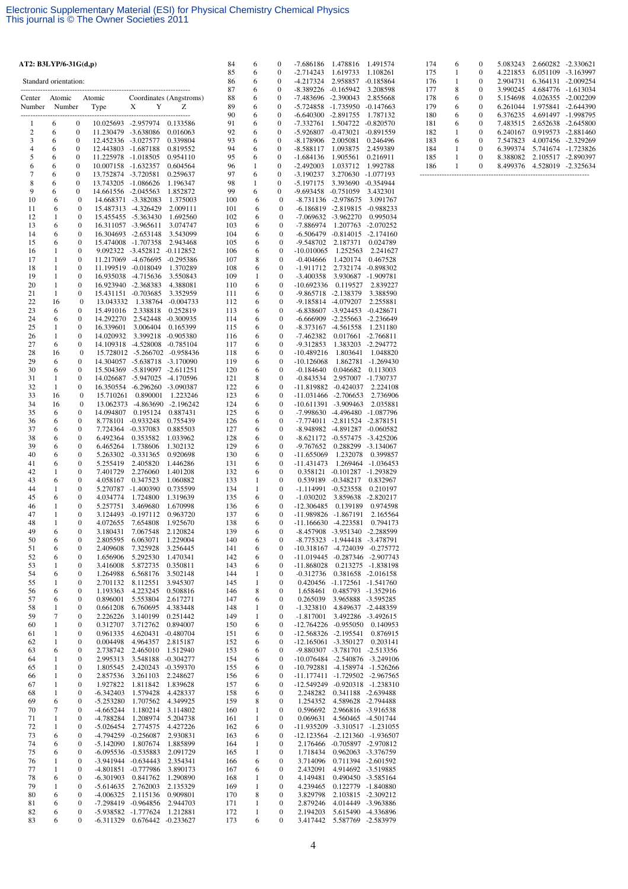**AT2: B3LYP/6-31G(d,p)**

Standard orientation:

| Center Number | Atomic Number | Atomic Type | X | Y | Z |
|---|---|---|---|---|---|
| 1 | 6 | 0 | 10.025693 | -2.957974 | 0.133586 |
| 2 | 6 | 0 | 11.230479 | -3.638086 | 0.016063 |
| 3 | 6 | 0 | 12.452336 | -3.027577 | 0.339804 |
| 4 | 6 | 0 | 12.443803 | -1.687188 | 0.819552 |
| 5 | 6 | 0 | 11.225978 | -1.018505 | 0.954110 |
| 6 | 6 | 0 | 10.007158 | -1.632357 | 0.604564 |
| 7 | 6 | 0 | 13.752874 | -3.720581 | 0.259637 |
| 8 | 6 | 0 | 13.743205 | -1.086626 | 1.196347 |
| 9 | 6 | 0 | 14.661556 | -2.045563 | 1.852872 |
| 10 | 6 | 0 | 14.668371 | -3.382083 | 1.375003 |
| 11 | 6 | 0 | 15.487313 | -4.326429 | 2.009111 |
| 12 | 1 | 0 | 15.455455 | -5.363430 | 1.692560 |
| 13 | 6 | 0 | 16.311057 | -3.965611 | 3.074747 |
| 14 | 6 | 0 | 16.304693 | -2.653148 | 3.543099 |
| 15 | 6 | 0 | 15.474008 | -1.707358 | 2.943468 |
| 16 | 1 | 0 | 9.092322 | -3.452812 | -0.112852 |
| 17 | 1 | 0 | 11.217069 | -4.676695 | -0.295386 |
| 18 | 1 | 0 | 11.199519 | -0.018049 | 1.370289 |
| 19 | 1 | 0 | 16.935038 | -4.715636 | 3.550843 |
| 20 | 1 | 0 | 16.923940 | -2.368383 | 4.388081 |
| 21 | 1 | 0 | 15.431151 | -0.703685 | 3.352959 |
| 22 | 16 | 0 | 13.043332 | 1.338764 | -0.004733 |
| 23 | 6 | 0 | 15.491016 | 2.338818 | 0.252819 |
| 24 | 6 | 0 | 14.292270 | 2.542448 | -0.300935 |
| 25 | 1 | 0 | 16.339601 | 3.006404 | 0.165399 |
| 26 | 1 | 0 | 14.020932 | 3.399218 | -0.905380 |
| 27 | 6 | 0 | 14.109318 | -4.528008 | -0.785104 |
| 28 | 16 | 0 | 15.728012 | -5.266702 | -0.958436 |
| 29 | 6 | 0 | 14.304057 | -5.638718 | -3.170090 |
| 30 | 6 | 0 | 15.504369 | -5.819097 | -2.611251 |
| 31 | 1 | 0 | 14.026687 | -5.947025 | -4.170596 |
| 32 | 1 | 0 | 16.350554 | -6.296260 | -3.090387 |
| 33 | 16 | 0 | 15.710261 | 0.890001 | 1.223246 |
| 34 | 16 | 0 | 13.062373 | -4.863690 | -2.196242 |
| 35 | 6 | 0 | 14.094807 | 0.195124 | 0.887431 |
| 36 | 6 | 0 | 8.778101 | -0.933248 | 0.755439 |
| 37 | 6 | 0 | 7.724364 | -0.337083 | 0.885503 |
| 38 | 6 | 0 | 6.492364 | 0.353582 | 1.033962 |
| 39 | 6 | 0 | 6.465264 | 1.738606 | 1.302132 |
| 40 | 6 | 0 | 5.263302 | -0.331365 | 0.920698 |
| 41 | 6 | 0 | 5.255419 | 2.405820 | 1.446286 |
| 42 | 1 | 0 | 7.401729 | 2.276060 | 1.401208 |
| 43 | 6 | 0 | 4.058167 | 0.347523 | 1.060882 |
| 44 | 1 | 0 | 5.270787 | -1.400390 | 0.735599 |
| 45 | 6 | 0 | 4.034774 | 1.724800 | 1.319639 |
| 46 | 1 | 0 | 5.257751 | 3.469680 | 1.670998 |
| 47 | 1 | 0 | 3.124493 | -0.197112 | 0.963720 |
| 48 | 1 | 0 | 4.072655 | 7.654808 | 1.925670 |
| 49 | 6 | 0 | 3.180431 | 7.067548 | 2.120824 |
| 50 | 6 | 0 | 2.805595 | 6.063071 | 1.229004 |
| 51 | 6 | 0 | 2.409608 | 7.325928 | 3.256445 |
| 52 | 6 | 0 | 1.656906 | 5.292530 | 1.470341 |
| 53 | 1 | 0 | 3.416008 | 5.872735 | 0.350811 |
| 54 | 6 | 0 | 1.264988 | 6.568176 | 3.502148 |
| 55 | 1 | 0 | 2.701132 | 8.112551 | 3.945307 |
| 56 | 6 | 0 | 1.193363 | 4.223245 | 0.508816 |
| 57 | 6 | 0 | 0.896001 | 5.553804 | 2.617271 |
| 58 | 1 | 0 | 0.661208 | 6.760695 | 4.383448 |
| 59 | 7 | 0 | 2.226226 | 3.140199 | 0.251442 |
| 60 | 1 | 0 | 0.312707 | 3.712762 | 0.894007 |
| 61 | 1 | 0 | 0.961335 | 4.620431 | -0.480704 |
| 62 | 1 | 0 | 0.004498 | 4.964357 | 2.815187 |
| 63 | 6 | 0 | 2.738742 | 2.465010 | 1.512940 |
| 64 | 1 | 0 | 2.995313 | 3.548188 | -0.304277 |
| 65 | 1 | 0 | 1.805545 | 2.420243 | -0.359370 |
| 66 | 1 | 0 | 2.857536 | 3.261103 | 2.248627 |
| 67 | 1 | 0 | 1.927822 | 1.811842 | 1.839628 |
| 68 | 1 | 0 | -6.342403 | 1.579428 | 4.428337 |
| 69 | 6 | 0 | -5.253280 | 1.707562 | 4.349925 |
| 70 | 7 | 0 | -4.665244 | 1.180214 | 3.114802 |
| 71 | 1 | 0 | -4.788284 | 1.208974 | 5.204738 |
| 72 | 1 | 0 | -5.026454 | 2.774575 | 4.427226 |
| 73 | 6 | 0 | -4.794259 | -0.256087 | 2.930831 |
| 74 | 6 | 0 | -5.142090 | 1.807674 | 1.885899 |
| 75 | 6 | 0 | -6.095536 | -0.535883 | 2.091729 |
| 76 | 1 | 0 | -3.941944 | -0.634443 | 2.354341 |
| 77 | 1 | 0 | -4.801851 | -0.777986 | 3.890173 |
| 78 | 6 | 0 | -6.301903 | 0.841762 | 1.290890 |
| 79 | 1 | 0 | -5.614635 | 2.762003 | 2.135329 |
| 80 | 6 | 0 | -4.006325 | 2.115136 | 0.909801 |
| 81 | 6 | 0 | -7.298419 | -0.964856 | 2.944703 |
| 82 | 6 | 0 | -5.938582 | -1.777624 | 1.212881 |
| 83 | 6 | 0 | -6.311329 | 0.676442 | -0.233627 |
| 84 | 6 | 0 | -7.686186 | 1.478816 | 1.491574 |
| 85 | 6 | 0 | -2.714243 | 1.619733 | 1.108261 |
| 86 | 6 | 0 | -4.217324 | 2.958857 | -0.185864 |
| 87 | 6 | 0 | -8.389226 | -0.165942 | 3.208598 |
| 88 | 6 | 0 | -7.483696 | -2.390043 | 2.855668 |
| 89 | 6 | 0 | -5.724858 | -1.735950 | -0.147663 |
| 90 | 6 | 0 | -6.640300 | -2.891755 | 1.787132 |
| 91 | 6 | 0 | -7.332761 | 1.504722 | -0.820570 |
| 92 | 6 | 0 | -5.926807 | -0.473021 | -0.891559 |
| 93 | 6 | 0 | -8.178906 | 2.005081 | 0.246496 |
| 94 | 6 | 0 | -8.588117 | 1.093875 | 2.459389 |
| 95 | 6 | 0 | -1.684136 | 1.905561 | 0.216911 |
| 96 | 1 | 0 | -2.492003 | 1.033712 | 1.992788 |
| 97 | 6 | 0 | -3.190237 | 3.270630 | -1.077193 |
| 98 | 1 | 0 | -5.197175 | 3.393690 | -0.354944 |
| 99 | 6 | 0 | -9.693458 | -0.751059 | 3.432301 |
| 100 | 6 | 0 | -8.731136 | -2.978675 | 3.091767 |
| 101 | 6 | 0 | -6.186819 | -2.819815 | -0.988233 |
| 102 | 6 | 0 | -7.069632 | -3.962270 | 0.995034 |
| 103 | 6 | 0 | -7.886974 | 1.207763 | -2.070252 |
| 104 | 6 | 0 | -6.506479 | -0.814015 | -2.174160 |
| 105 | 6 | 0 | -9.548702 | 2.187371 | 0.024789 |
| 106 | 6 | 0 | -10.010065 | 1.252563 | 2.241627 |
| 107 | 8 | 0 | -0.404666 | 1.420174 | 0.467528 |
| 108 | 6 | 0 | -1.911712 | 2.732174 | -0.898302 |
| 109 | 1 | 0 | -3.400358 | 3.930687 | -1.909781 |
| 110 | 6 | 0 | -10.692336 | 0.119527 | 2.839227 |
| 111 | 6 | 0 | -9.865718 | -2.138379 | 3.388590 |
| 112 | 6 | 0 | -9.185814 | -4.079207 | 2.255881 |
| 113 | 6 | 0 | -6.838607 | -3.924453 | -0.428671 |
| 114 | 6 | 0 | -6.666909 | -2.255663 | -2.236649 |
| 115 | 6 | 0 | -8.373167 | -4.561558 | 1.231180 |
| 116 | 6 | 0 | -7.462382 | 0.017661 | -2.766811 |
| 117 | 6 | 0 | -9.312853 | 1.383203 | -2.294772 |
| 118 | 6 | 0 | -10.489216 | 1.803641 | 1.048820 |
| 119 | 6 | 0 | -10.126068 | 1.862781 | -1.269430 |
| 120 | 6 | 0 | -0.184640 | 0.046682 | 0.113003 |
| 121 | 8 | 0 | -0.843534 | 2.957007 | -1.730737 |
| 122 | 6 | 0 | -11.819882 | -0.424037 | 2.224108 |
| 123 | 6 | 0 | -11.031466 | -2.706653 | 2.736906 |
| 124 | 6 | 0 | -10.611391 | -3.909463 | 2.035881 |
| 125 | 6 | 0 | -7.998630 | -4.496480 | -1.087796 |
| 126 | 6 | 0 | -7.774011 | -2.811524 | -2.878151 |
| 127 | 6 | 0 | -8.948982 | -4.891287 | -0.060582 |
| 128 | 6 | 0 | -8.621172 | -0.557475 | -3.425206 |
| 129 | 6 | 0 | -9.767652 | 0.288299 | -3.134067 |
| 130 | 6 | 0 | -11.655069 | 1.232078 | 0.399857 |
| 131 | 6 | 0 | -11.431473 | 1.269464 | -1.036453 |
| 132 | 6 | 0 | 0.358121 | -0.101287 | -1.293829 |
| 133 | 1 | 0 | 0.539189 | -0.348217 | 0.832967 |
| 134 | 1 | 0 | -1.114991 | -0.523558 | 0.210197 |
| 135 | 6 | 0 | -1.030202 | 3.859638 | -2.820217 |
| 136 | 6 | 0 | -12.306485 | 0.139189 | 0.974598 |
| 137 | 6 | 0 | -11.989826 | -1.867191 | 2.165564 |
| 138 | 6 | 0 | -11.166630 | -4.223581 | 0.794173 |
| 139 | 6 | 0 | -8.457908 | -3.951340 | -2.288599 |
| 140 | 6 | 0 | -8.775323 | -1.944418 | -3.478791 |
| 141 | 6 | 0 | -10.318167 | -4.724039 | -0.275772 |
| 142 | 6 | 0 | -11.019445 | -0.287346 | -2.907743 |
| 143 | 6 | 0 | -11.868028 | 0.213275 | -1.838198 |
| 144 | 1 | 0 | -0.312736 | 0.381658 | -2.016158 |
| 145 | 1 | 0 | 0.420456 | -1.172561 | -1.541760 |
| 146 | 8 | 0 | 1.658461 | 0.485793 | -1.352916 |
| 147 | 6 | 0 | 0.265039 | 3.965888 | -3.595285 |
| 148 | 1 | 0 | -1.323810 | 4.849637 | -2.448359 |
| 149 | 1 | 0 | -1.817001 | 3.492286 | -3.492615 |
| 150 | 6 | 0 | -12.764226 | -0.955050 | 0.140953 |
| 151 | 6 | 0 | -12.568326 | -2.195541 | 0.876915 |
| 152 | 6 | 0 | -12.165061 | -3.350127 | 0.203141 |
| 153 | 6 | 0 | -9.880307 | -3.781701 | -2.513356 |
| 154 | 6 | 0 | -10.076484 | -2.540876 | -3.249106 |
| 155 | 6 | 0 | -10.792881 | -4.158974 | -1.526266 |
| 156 | 6 | 0 | -11.177411 | -1.729502 | -2.967565 |
| 157 | 6 | 0 | -12.549249 | -0.920318 | -1.238310 |
| 158 | 6 | 0 | 2.248282 | 0.341188 | -2.639488 |
| 159 | 8 | 0 | 1.254352 | 4.589628 | -2.794488 |
| 160 | 1 | 0 | 0.596692 | 2.966816 | -3.916538 |
| 161 | 1 | 0 | 0.069631 | 4.560465 | -4.501744 |
| 162 | 6 | 0 | -11.935209 | -3.310517 | -1.231055 |
| 163 | 6 | 0 | -12.123564 | -2.121360 | -1.936507 |
| 164 | 1 | 0 | 2.176466 | -0.705897 | -2.970812 |
| 165 | 1 | 0 | 1.718434 | 0.962063 | -3.376759 |
| 166 | 6 | 0 | 3.714096 | 0.711394 | -2.601592 |
| 167 | 6 | 0 | 2.432091 | 4.914692 | -3.519885 |
| 168 | 1 | 0 | 4.149481 | 0.490450 | -3.585164 |
| 169 | 1 | 0 | 4.239465 | 0.122779 | -1.840880 |
| 170 | 8 | 0 | 3.829798 | 2.103815 | -2.309212 |
| 171 | 1 | 0 | 2.879246 | 4.014449 | -3.963886 |
| 172 | 1 | 0 | 2.194203 | 5.615490 | -4.336896 |
| 173 | 6 | 0 | 3.417442 | 5.587769 | -2.583979 |
| 174 | 6 | 0 | 5.083243 | 2.660282 | -2.330621 |
| 175 | 1 | 0 | 4.221853 | 6.051109 | -3.163997 |
| 176 | 1 | 0 | 2.904731 | 6.364131 | -2.009254 |
| 177 | 8 | 0 | 3.990245 | 4.684776 | -1.613034 |
| 178 | 6 | 0 | 5.154698 | 4.026355 | -2.002209 |
| 179 | 6 | 0 | 6.261044 | 1.975841 | -2.644390 |
| 180 | 6 | 0 | 6.376235 | 4.691497 | -1.998795 |
| 181 | 6 | 0 | 7.483515 | 2.652638 | -2.645800 |
| 182 | 1 | 0 | 6.240167 | 0.919573 | -2.881460 |
| 183 | 6 | 0 | 7.547823 | 4.007456 | -2.329269 |
| 184 | 1 | 0 | 6.399374 | 5.741674 | -1.723826 |
| 185 | 1 | 0 | 8.388082 | 2.105517 | -2.890397 |
| 186 | 1 | 0 | 8.499376 | 4.528019 | -2.325634 |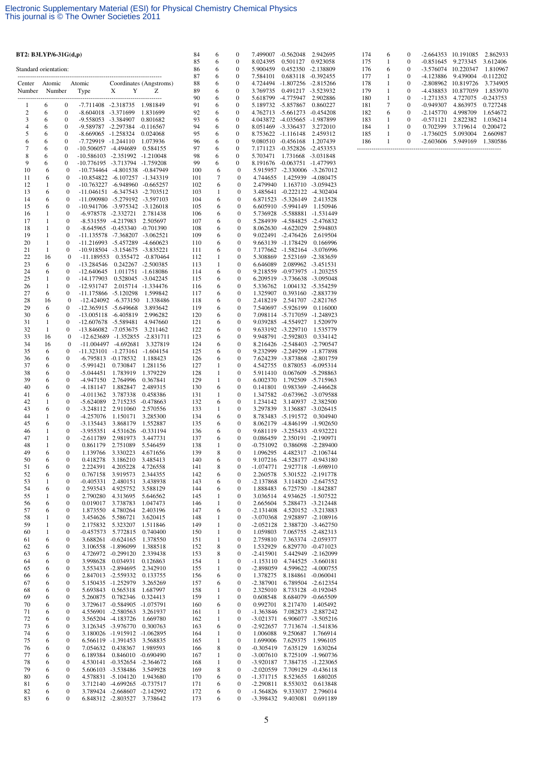**BT2: B3LYP/6-31G(d,p)**

Standard orientation:

| Center Number | Atomic Number | Atomic Type | X | Y | Z |
|---|---|---|---|---|---|
| 1 | 6 | 0 | -7.711408 | -2.318735 | 1.981849 |
| 2 | 6 | 0 | -8.604018 | -3.371699 | 1.831699 |
| 3 | 6 | 0 | -9.558053 | -3.384907 | 0.801682 |
| 4 | 6 | 0 | -9.589787 | -2.297384 | -0.116567 |
| 5 | 6 | 0 | -8.669065 | -1.258324 | 0.024068 |
| 6 | 6 | 0 | -7.729919 | -1.244110 | 1.073936 |
| 7 | 6 | 0 | -10.506057 | -4.494689 | 0.584155 |
| 8 | 6 | 0 | -10.586103 | -2.351992 | -1.210048 |
| 9 | 6 | 0 | -10.776195 | -3.713794 | -1.759208 |
| 10 | 6 | 0 | -10.734464 | -4.801538 | -0.847949 |
| 11 | 6 | 0 | -10.854822 | -6.107257 | -1.343319 |
| 12 | 1 | 0 | -10.763227 | -6.948960 | -0.665257 |
| 13 | 6 | 0 | -11.046151 | -6.347543 | -2.703512 |
| 14 | 6 | 0 | -11.090980 | -5.279192 | -3.597103 |
| 15 | 6 | 0 | -10.941706 | -3.975342 | -3.126018 |
| 16 | 1 | 0 | -6.978578 | -2.332721 | 2.781438 |
| 17 | 1 | 0 | -8.531559 | -4.217983 | 2.505697 |
| 18 | 1 | 0 | -8.645965 | -0.453340 | -0.701390 |
| 19 | 1 | 0 | -11.135578 | -7.368207 | -3.062521 |
| 20 | 1 | 0 | -11.216993 | -5.457289 | -4.660623 |
| 21 | 1 | 0 | -10.918504 | -3.154675 | -3.835221 |
| 22 | 16 | 0 | -11.189553 | 0.355472 | -0.870464 |
| 23 | 6 | 0 | -13.284546 | 0.242267 | -2.500385 |
| 24 | 6 | 0 | -12.640645 | 1.011751 | -1.618086 |
| 25 | 1 | 0 | -14.177903 | 0.528045 | -3.042245 |
| 26 | 1 | 0 | -12.931747 | 2.015714 | -1.334476 |
| 27 | 6 | 0 | -11.175866 | -5.120298 | 1.599842 |
| 28 | 16 | 0 | -12.424092 | -6.373150 | 1.338486 |
| 29 | 6 | 0 | -12.365915 | -5.649668 | 3.893642 |
| 30 | 6 | 0 | -13.005118 | -6.405819 | 2.996282 |
| 31 | 1 | 0 | -12.607678 | -5.589481 | 4.947660 |
| 32 | 1 | 0 | -13.846082 | -7.053675 | 3.211462 |
| 33 | 16 | 0 | -12.623689 | -1.352855 | -2.831711 |
| 34 | 16 | 0 | -11.004497 | -4.692681 | 3.327819 |
| 35 | 6 | 0 | -11.323101 | -1.273161 | -1.604154 |
| 36 | 6 | 0 | -6.795813 | -0.178532 | 1.188423 |
| 37 | 6 | 0 | -5.991421 | 0.730847 | 1.281156 |
| 38 | 6 | 0 | -5.044451 | 1.783919 | 1.379229 |
| 39 | 6 | 0 | -4.947150 | 2.764996 | 0.367841 |
| 40 | 6 | 0 | -4.181147 | 1.882847 | 2.489315 |
| 41 | 6 | 0 | -4.011362 | 3.787338 | 0.458386 |
| 42 | 1 | 0 | -5.624089 | 2.715235 | -0.478663 |
| 43 | 6 | 0 | -3.248112 | 2.911060 | 2.570556 |
| 44 | 1 | 0 | -4.257076 | 1.150171 | 3.285300 |
| 45 | 6 | 0 | -3.135443 | 3.868179 | 1.552887 |
| 46 | 1 | 0 | -3.955351 | 4.531626 | -0.331194 |
| 47 | 1 | 0 | -2.611789 | 2.981973 | 3.447731 |
| 48 | 1 | 0 | 0.861179 | 2.751089 | 5.546459 |
| 49 | 6 | 0 | 1.139766 | 3.330223 | 4.671656 |
| 50 | 6 | 0 | 0.418278 | 3.186210 | 3.485413 |
| 51 | 6 | 0 | 2.224391 | 4.205228 | 4.726558 |
| 52 | 6 | 0 | 0.767158 | 3.919573 | 2.344355 |
| 53 | 1 | 0 | -0.405331 | 2.480151 | 3.438938 |
| 54 | 6 | 0 | 2.593543 | 4.925752 | 3.588129 |
| 55 | 1 | 0 | 2.790280 | 4.313695 | 5.646562 |
| 56 | 6 | 0 | 0.019017 | 3.738783 | 1.047473 |
| 57 | 6 | 0 | 1.873550 | 4.780264 | 2.403196 |
| 58 | 1 | 0 | 3.454626 | 5.586721 | 3.620415 |
| 59 | 1 | 0 | 2.175832 | 5.323207 | 1.511846 |
| 60 | 1 | 0 | -0.457573 | 5.772815 | 0.740400 |
| 61 | 6 | 0 | 3.688261 | -0.624165 | 1.378550 |
| 62 | 6 | 0 | 3.106558 | -1.896099 | 1.388518 |
| 63 | 6 | 0 | 4.726972 | -0.299120 | 2.339438 |
| 64 | 6 | 0 | 3.998628 | 0.034931 | 0.126863 |
| 65 | 6 | 0 | 3.553433 | -2.894695 | 2.342910 |
| 66 | 6 | 0 | 2.847013 | -2.559332 | 0.133755 |
| 67 | 6 | 0 | 5.150435 | -1.252979 | 3.265269 |
| 68 | 6 | 0 | 5.693843 | 0.565318 | 1.687997 |
| 69 | 6 | 0 | 5.260875 | 0.782346 | 0.324413 |
| 70 | 6 | 0 | 3.729617 | -0.584905 | -1.075791 |
| 71 | 6 | 0 | 4.556901 | -2.580563 | 3.261937 |
| 72 | 6 | 0 | 3.565204 | -4.183726 | 1.669780 |
| 73 | 6 | 0 | 3.126345 | -3.976770 | 0.300763 |
| 74 | 6 | 0 | 3.180026 | -1.915912 | -1.062895 |
| 75 | 6 | 0 | 6.566119 | -1.391453 | 3.568835 |
| 76 | 6 | 0 | 7.054632 | 0.438367 | 1.989593 |
| 77 | 6 | 0 | 6.189384 | 0.846010 | -0.690490 |
| 78 | 6 | 0 | 4.530141 | -0.352654 | -2.364672 |
| 79 | 6 | 0 | 5.606103 | -3.538486 | 3.549928 |
| 80 | 6 | 0 | 4.578831 | -5.104120 | 1.943680 |
| 81 | 6 | 0 | 3.712140 | -4.699265 | -0.737517 |
| 82 | 6 | 0 | 3.789424 | -2.668607 | -2.142992 |
| 83 | 6 | 0 | 6.848312 | -2.803527 | 3.738642 |
| 84 | 6 | 0 | 7.499007 | -0.562048 | 2.942695 |
| 85 | 6 | 0 | 8.024395 | 0.501127 | 0.923058 |
| 86 | 6 | 0 | 5.900459 | 0.452350 | -2.138809 |
| 87 | 6 | 0 | 7.584101 | 0.683118 | -0.392455 |
| 88 | 6 | 0 | 4.724494 | -1.807256 | -2.815266 |
| 89 | 6 | 0 | 3.769735 | 0.491217 | -3.523932 |
| 90 | 6 | 0 | 5.618799 | -4.775947 | 2.902886 |
| 91 | 6 | 0 | 5.189732 | -5.857867 | 0.860227 |
| 92 | 6 | 0 | 4.762713 | -5.661273 | -0.454208 |
| 93 | 6 | 0 | 4.043872 | -4.035665 | -1.987899 |
| 94 | 6 | 0 | 8.051469 | -3.336437 | 3.272010 |
| 95 | 6 | 0 | 8.753622 | -1.116148 | 2.459312 |
| 96 | 6 | 0 | 9.080510 | -0.456168 | 1.207439 |
| 97 | 6 | 0 | 7.171123 | -0.352826 | -2.453353 |
| 98 | 6 | 0 | 5.703471 | 1.731668 | -3.031848 |
| 99 | 6 | 0 | 8.191676 | -0.063751 | -1.477993 |
| 100 | 6 | 0 | 5.915957 | -2.330006 | -3.267012 |
| 101 | 7 | 0 | 4.744655 | 1.425939 | -4.080475 |
| 102 | 6 | 0 | 2.479940 | 1.163710 | -3.059423 |
| 103 | 1 | 0 | 3.485641 | -0.222122 | -4.302404 |
| 104 | 6 | 0 | 6.871523 | -5.326149 | 2.413528 |
| 105 | 6 | 0 | 6.605910 | -5.994149 | 1.150946 |
| 106 | 6 | 0 | 5.736928 | -5.588881 | -1.531449 |
| 107 | 6 | 0 | 5.284939 | -4.584825 | -2.476832 |
| 108 | 6 | 0 | 8.062630 | -4.622029 | 2.594803 |
| 109 | 6 | 0 | 9.022491 | -2.476426 | 2.619504 |
| 110 | 6 | 0 | 9.663139 | -1.178429 | 0.166996 |
| 111 | 6 | 0 | 7.177662 | -1.582164 | -3.076996 |
| 112 | 1 | 0 | 5.308869 | 2.523169 | -2.383659 |
| 113 | 1 | 0 | 6.646089 | 2.089962 | -3.451531 |
| 114 | 6 | 0 | 9.218559 | -0.973975 | -1.203255 |
| 115 | 6 | 0 | 6.209519 | -3.736638 | -3.095048 |
| 116 | 6 | 0 | 5.336762 | 1.004132 | -5.354259 |
| 117 | 6 | 0 | 1.325907 | 0.393160 | -2.883739 |
| 118 | 6 | 0 | 2.418219 | 2.541707 | -2.821765 |
| 119 | 6 | 0 | 7.540697 | -5.926199 | 0.116000 |
| 120 | 6 | 0 | 7.098114 | -5.717059 | -1.248923 |
| 121 | 6 | 0 | 9.039285 | -4.554927 | 1.520979 |
| 122 | 6 | 0 | 9.633192 | -3.229710 | 1.535779 |
| 123 | 6 | 0 | 9.948791 | -2.592803 | 0.334142 |
| 124 | 6 | 0 | 8.216426 | -2.548403 | -2.790547 |
| 125 | 6 | 0 | 9.232999 | -2.249299 | -1.877898 |
| 126 | 6 | 0 | 7.624239 | -3.873868 | -2.801759 |
| 127 | 1 | 0 | 4.542755 | 0.878053 | -6.095314 |
| 128 | 1 | 0 | 5.911410 | 0.067609 | -5.298863 |
| 129 | 1 | 0 | 6.002370 | 1.792509 | -5.715963 |
| 130 | 6 | 0 | 0.141801 | 0.983369 | -2.446628 |
| 131 | 1 | 0 | 1.347582 | -0.673962 | -3.079588 |
| 132 | 6 | 0 | 1.234142 | 3.140937 | -2.382500 |
| 133 | 1 | 0 | 3.297839 | 3.136887 | -3.026415 |
| 134 | 6 | 0 | 8.783483 | -5.191572 | 0.304940 |
| 135 | 6 | 0 | 8.062179 | -4.846199 | -1.902650 |
| 136 | 6 | 0 | 9.681119 | -3.255433 | -0.932221 |
| 137 | 6 | 0 | 0.086459 | 2.350191 | -2.190971 |
| 138 | 1 | 0 | -0.751092 | 0.386098 | -2.289400 |
| 139 | 8 | 0 | 1.096295 | 4.482317 | -2.106744 |
| 140 | 6 | 0 | 9.107216 | -4.528177 | -0.943180 |
| 141 | 8 | 0 | -1.074771 | 2.927718 | -1.698910 |
| 142 | 6 | 0 | 2.260578 | 5.301522 | -2.191778 |
| 143 | 6 | 0 | -2.137868 | 3.114820 | -2.647552 |
| 144 | 6 | 0 | 1.888483 | 6.725750 | -1.842887 |
| 145 | 1 | 0 | 3.036514 | 4.934625 | -1.507522 |
| 146 | 1 | 0 | 2.665604 | 5.288473 | -3.212448 |
| 147 | 6 | 0 | -2.131408 | 4.520152 | -3.213883 |
| 148 | 1 | 0 | -3.070368 | 2.928897 | -2.108916 |
| 149 | 1 | 0 | -2.052128 | 2.388720 | -3.462750 |
| 150 | 1 | 0 | 1.059803 | 7.065755 | -2.482313 |
| 151 | 1 | 0 | 2.759810 | 7.363374 | -2.059377 |
| 152 | 8 | 0 | 1.532929 | 6.829770 | -0.471023 |
| 153 | 8 | 0 | -2.415901 | 5.442949 | -2.162099 |
| 154 | 1 | 0 | -1.153110 | 4.744525 | -3.660181 |
| 155 | 1 | 0 | -2.898059 | 4.599622 | -4.000755 |
| 156 | 6 | 0 | 1.378275 | 8.184861 | -0.060041 |
| 157 | 6 | 0 | -2.387901 | 6.789504 | -2.612354 |
| 158 | 1 | 0 | 2.325010 | 8.733128 | -0.192045 |
| 159 | 1 | 0 | 0.608548 | 8.684079 | -0.665509 |
| 160 | 6 | 0 | 0.992701 | 8.217470 | 1.405492 |
| 161 | 1 | 0 | -1.363846 | 7.082873 | -2.887242 |
| 162 | 1 | 0 | -3.021371 | 6.906077 | -3.505216 |
| 163 | 6 | 0 | -2.922657 | 7.713674 | -1.541836 |
| 164 | 1 | 0 | 1.006088 | 9.250687 | 1.766914 |
| 165 | 1 | 0 | 1.699006 | 7.629375 | 1.996105 |
| 166 | 8 | 0 | -0.305419 | 7.635129 | 1.630264 |
| 167 | 1 | 0 | -3.007610 | 8.725109 | -1.960736 |
| 168 | 1 | 0 | -3.920187 | 7.384735 | -1.223065 |
| 169 | 8 | 0 | -2.020559 | 7.709129 | -0.436118 |
| 170 | 6 | 0 | -1.371715 | 8.523655 | 1.680205 |
| 171 | 6 | 0 | -2.290811 | 8.553032 | 0.613848 |
| 172 | 6 | 0 | -1.564826 | 9.333037 | 2.796014 |
| 173 | 6 | 0 | -3.398432 | 9.403081 | 0.691189 |
| 174 | 6 | 0 | -2.664353 | 10.191085 | 2.862933 |
| 175 | 1 | 0 | -0.851645 | 9.273345 | 3.612406 |
| 176 | 6 | 0 | -3.576074 | 10.220347 | 1.810967 |
| 177 | 1 | 0 | -4.123886 | 9.439004 | -0.112202 |
| 178 | 1 | 0 | -2.808962 | 10.819726 | 3.734905 |
| 179 | 1 | 0 | -4.438853 | 10.877059 | 1.853970 |
| 180 | 1 | 0 | -1.271353 | 4.727075 | -0.243753 |
| 181 | 7 | 0 | -0.949307 | 4.863975 | 0.727248 |
| 182 | 6 | 0 | -2.145770 | 4.998709 | 1.654672 |
| 183 | 1 | 0 | -0.571121 | 2.822382 | 1.036214 |
| 184 | 1 | 0 | 0.702399 | 3.719614 | 0.200472 |
| 185 | 1 | 0 | -1.736025 | 5.093004 | 2.660987 |
| 186 | 1 | 0 | -2.603606 | 5.949169 | 1.380586 |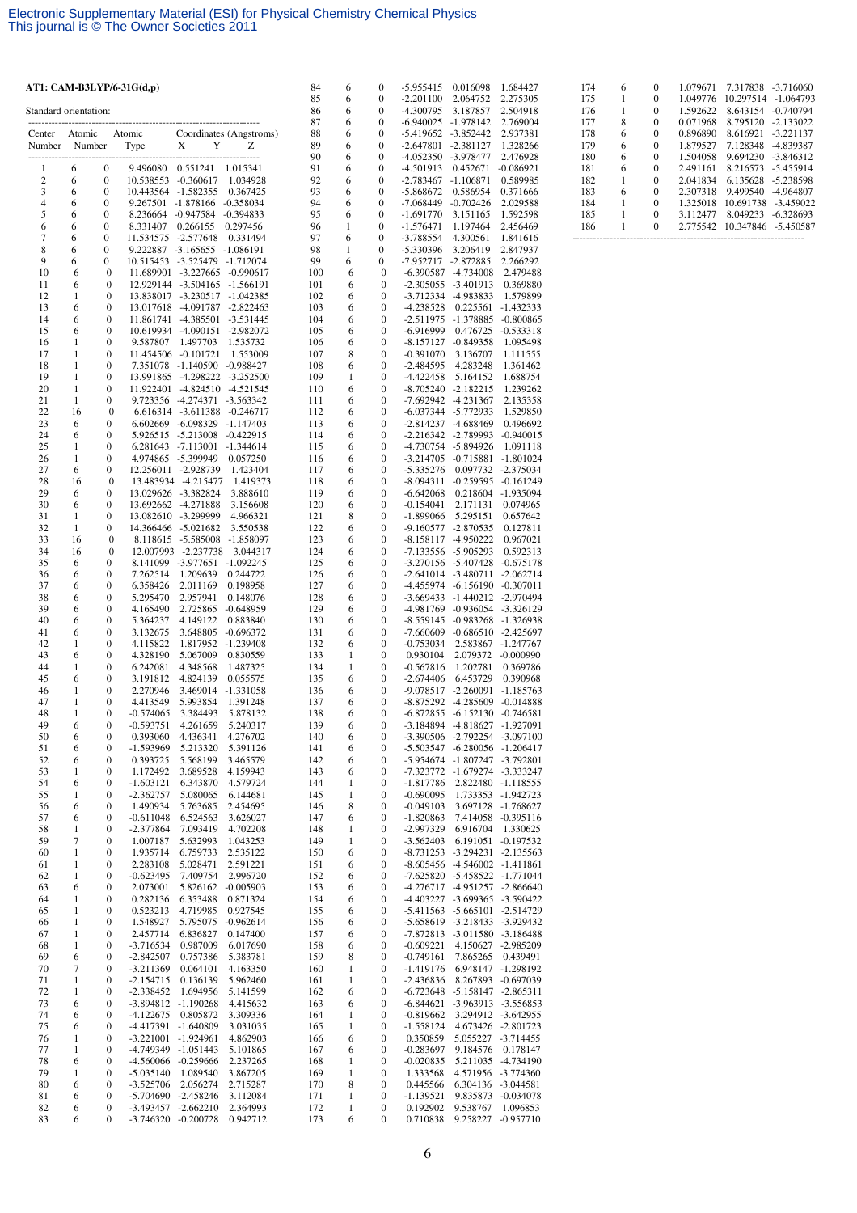**AT1: CAM-B3LYP/6-31G(d,p)**

Standard orientation:

| Center Number | Atomic Number | Atomic Type | X | Y | Z |
|---|---|---|---|---|---|
| 1 | 6 | 0 | 9.496080 | 0.551241 | 1.015341 |
| 2 | 6 | 0 | 10.538553 | -0.360617 | 1.034928 |
| 3 | 6 | 0 | 10.443564 | -1.582355 | 0.367425 |
| 4 | 6 | 0 | 9.267501 | -1.878166 | -0.358034 |
| 5 | 6 | 0 | 8.236664 | -0.947584 | -0.394833 |
| 6 | 6 | 0 | 8.331407 | 0.266155 | 0.297456 |
| 7 | 6 | 0 | 11.534575 | -2.577648 | 0.331494 |
| 8 | 6 | 0 | 9.222887 | -3.165655 | -1.086191 |
| 9 | 6 | 0 | 10.515453 | -3.525479 | -1.712074 |
| 10 | 6 | 0 | 11.689901 | -3.227665 | -0.990617 |
| 11 | 6 | 0 | 12.929144 | -3.504165 | -1.566191 |
| 12 | 1 | 0 | 13.838017 | -3.230517 | -1.042385 |
| 13 | 6 | 0 | 13.017618 | -4.091787 | -2.822463 |
| 14 | 6 | 0 | 11.861741 | -4.385501 | -3.531445 |
| 15 | 6 | 0 | 10.619934 | -4.090151 | -2.982072 |
| 16 | 1 | 0 | 9.587807 | 1.497703 | 1.535732 |
| 17 | 1 | 0 | 11.454506 | -0.101721 | 1.553009 |
| 18 | 1 | 0 | 7.351078 | -1.140590 | -0.988427 |
| 19 | 1 | 0 | 13.991865 | -4.298222 | -3.252500 |
| 20 | 1 | 0 | 11.922401 | -4.824510 | -4.521545 |
| 21 | 1 | 0 | 9.723356 | -4.274371 | -3.563342 |
| 22 | 16 | 0 | 6.616314 | -3.611388 | -0.246717 |
| 23 | 6 | 0 | 6.602669 | -6.098329 | -1.147403 |
| 24 | 6 | 0 | 5.926515 | -5.213008 | -0.422915 |
| 25 | 1 | 0 | 6.281643 | -7.113001 | -1.344614 |
| 26 | 1 | 0 | 4.974865 | -5.399949 | 0.057250 |
| 27 | 6 | 0 | 12.256011 | -2.928739 | 1.423404 |
| 28 | 16 | 0 | 13.483934 | -4.215477 | 1.419373 |
| 29 | 6 | 0 | 13.029626 | -3.382824 | 3.888610 |
| 30 | 6 | 0 | 13.692662 | -4.271888 | 3.156608 |
| 31 | 1 | 0 | 13.082610 | -3.299999 | 4.966321 |
| 32 | 1 | 0 | 14.366466 | -5.021682 | 3.550538 |
| 33 | 16 | 0 | 8.118615 | -5.585008 | -1.858097 |
| 34 | 16 | 0 | 12.007993 | -2.237738 | 3.044317 |
| 35 | 6 | 0 | 8.141099 | -3.977651 | -1.092245 |
| 36 | 6 | 0 | 7.262514 | 1.209639 | 0.244722 |
| 37 | 6 | 0 | 6.358426 | 2.011169 | 0.198958 |
| 38 | 6 | 0 | 5.295470 | 2.957941 | 0.148076 |
| 39 | 6 | 0 | 4.165490 | 2.725865 | -0.648959 |
| 40 | 6 | 0 | 5.364237 | 4.149122 | 0.883840 |
| 41 | 6 | 0 | 3.132675 | 3.648805 | -0.696372 |
| 42 | 1 | 0 | 4.115822 | 1.817952 | -1.239408 |
| 43 | 6 | 0 | 4.328190 | 5.067009 | 0.830559 |
| 44 | 1 | 0 | 6.242081 | 4.348568 | 1.487325 |
| 45 | 6 | 0 | 3.191812 | 4.824139 | 0.055575 |
| 46 | 1 | 0 | 2.270946 | 3.469014 | -1.331058 |
| 47 | 1 | 0 | 4.413549 | 5.993854 | 1.391248 |
| 48 | 1 | 0 | -0.574065 | 3.384493 | 5.878132 |
| 49 | 6 | 0 | -0.593751 | 4.261659 | 5.240317 |
| 50 | 6 | 0 | 0.393060 | 4.436341 | 4.276702 |
| 51 | 6 | 0 | -1.593969 | 5.213320 | 5.391126 |
| 52 | 6 | 0 | 0.393725 | 5.568199 | 3.465579 |
| 53 | 1 | 0 | 1.172492 | 3.689528 | 4.159943 |
| 54 | 6 | 0 | -1.603121 | 6.343870 | 4.579724 |
| 55 | 1 | 0 | -2.362757 | 5.080065 | 6.144681 |
| 56 | 6 | 0 | 1.490934 | 5.763685 | 2.454695 |
| 57 | 6 | 0 | -0.611048 | 6.524563 | 3.626027 |
| 58 | 1 | 0 | -2.377864 | 7.093419 | 4.702208 |
| 59 | 7 | 0 | 1.007187 | 5.632993 | 1.043253 |
| 60 | 1 | 0 | 1.935714 | 6.759733 | 2.535122 |
| 61 | 1 | 0 | 2.283108 | 5.028471 | 2.591221 |
| 62 | 1 | 0 | -0.623495 | 7.409754 | 2.996720 |
| 63 | 6 | 0 | 2.073001 | 5.826162 | -0.005903 |
| 64 | 1 | 0 | 0.282136 | 6.353488 | 0.871324 |
| 65 | 1 | 0 | 0.523213 | 4.719985 | 0.927545 |
| 66 | 1 | 0 | 1.548927 | 5.795075 | -0.962614 |
| 67 | 1 | 0 | 2.457714 | 6.836827 | 0.147400 |
| 68 | 1 | 0 | -3.716534 | 0.987009 | 6.017690 |
| 69 | 6 | 0 | -2.842507 | 0.757386 | 5.383781 |
| 70 | 7 | 0 | -3.211369 | 0.064101 | 4.163350 |
| 71 | 1 | 0 | -2.154715 | 0.136139 | 5.962460 |
| 72 | 1 | 0 | -2.338452 | 1.694956 | 5.141599 |
| 73 | 6 | 0 | -3.894812 | -1.190268 | 4.415632 |
| 74 | 6 | 0 | -4.122675 | 0.805872 | 3.309336 |
| 75 | 6 | 0 | -4.417391 | -1.640809 | 3.031035 |
| 76 | 1 | 0 | -3.221001 | -1.924961 | 4.862903 |
| 77 | 1 | 0 | -4.749349 | -1.051443 | 5.101865 |
| 78 | 6 | 0 | -4.560066 | -0.259666 | 2.237265 |
| 79 | 1 | 0 | -5.035140 | 1.089540 | 3.867205 |
| 80 | 6 | 0 | -3.525706 | 2.056274 | 2.715287 |
| 81 | 6 | 0 | -5.704690 | -2.458246 | 3.112084 |
| 82 | 6 | 0 | -3.493457 | -2.662210 | 2.364993 |
| 83 | 6 | 0 | -3.746320 | -0.200728 | 0.942712 |
| 84 | 6 | 0 | -5.955415 | 0.016098 | 1.684427 |
| 85 | 6 | 0 | -2.201100 | 2.064752 | 2.275305 |
| 86 | 6 | 0 | -4.300795 | 3.187857 | 2.504918 |
| 87 | 6 | 0 | -6.940025 | -1.978142 | 2.769004 |
| 88 | 6 | 0 | -5.419652 | -3.852442 | 2.937381 |
| 89 | 6 | 0 | -2.647801 | -2.381127 | 1.328266 |
| 90 | 6 | 0 | -4.052350 | -3.978477 | 2.476928 |
| 91 | 6 | 0 | -4.501913 | 0.452671 | -0.086921 |
| 92 | 6 | 0 | -2.783467 | -1.106871 | 0.589985 |
| 93 | 6 | 0 | -5.868672 | 0.586954 | 0.371666 |
| 94 | 6 | 0 | -7.068449 | -0.702426 | 2.029588 |
| 95 | 6 | 0 | -1.691770 | 3.151165 | 1.592598 |
| 96 | 1 | 0 | -1.576471 | 1.197464 | 2.456469 |
| 97 | 6 | 0 | -3.788554 | 4.300561 | 1.841616 |
| 98 | 1 | 0 | -5.330396 | 3.206419 | 2.847937 |
| 99 | 6 | 0 | -7.952717 | -2.872885 | 2.266292 |
| 100 | 6 | 0 | -6.390587 | -4.734008 | 2.479488 |
| 101 | 6 | 0 | -2.305055 | -3.401913 | 0.369880 |
| 102 | 6 | 0 | -3.712334 | -4.983833 | 1.579899 |
| 103 | 6 | 0 | -4.238528 | 0.225561 | -1.432333 |
| 104 | 6 | 0 | -2.511975 | -1.378885 | -0.800865 |
| 105 | 6 | 0 | -6.916999 | 0.476725 | -0.533318 |
| 106 | 6 | 0 | -8.157127 | -0.849358 | 1.095498 |
| 107 | 8 | 0 | -0.391070 | 3.136707 | 1.111555 |
| 108 | 6 | 0 | -2.484595 | 4.283248 | 1.361462 |
| 109 | 1 | 0 | -4.422458 | 5.164152 | 1.688754 |
| 110 | 6 | 0 | -8.705240 | -2.182215 | 1.239262 |
| 111 | 6 | 0 | -7.692942 | -4.231367 | 2.135358 |
| 112 | 6 | 0 | -6.037344 | -5.772933 | 1.529850 |
| 113 | 6 | 0 | -2.814237 | -4.688469 | 0.496692 |
| 114 | 6 | 0 | -2.216342 | -2.789993 | -0.940015 |
| 115 | 6 | 0 | -4.730754 | -5.894926 | 1.091118 |
| 116 | 6 | 0 | -3.214705 | -0.715881 | -1.801024 |
| 117 | 6 | 0 | -5.335276 | 0.097732 | -2.375034 |
| 118 | 6 | 0 | -8.094311 | -0.259595 | -0.161249 |
| 119 | 6 | 0 | -6.642068 | 0.218604 | -1.935094 |
| 120 | 6 | 0 | -0.154041 | 2.171131 | 0.074965 |
| 121 | 8 | 0 | -1.899066 | 5.295151 | 0.657642 |
| 122 | 6 | 0 | -9.160577 | -2.870535 | 0.127811 |
| 123 | 6 | 0 | -8.158117 | -4.950222 | 0.967021 |
| 124 | 6 | 0 | -7.133556 | -5.905293 | 0.592313 |
| 125 | 6 | 0 | -3.270156 | -5.407428 | -0.675178 |
| 126 | 6 | 0 | -2.641014 | -3.480711 | -2.062714 |
| 127 | 6 | 0 | -4.455974 | -6.156190 | -0.307011 |
| 128 | 6 | 0 | -3.669433 | -1.440212 | -2.970494 |
| 129 | 6 | 0 | -4.981769 | -0.936054 | -3.326129 |
| 130 | 6 | 0 | -8.559145 | -0.983268 | -1.326938 |
| 131 | 6 | 0 | -7.660609 | -0.686510 | -2.425697 |
| 132 | 6 | 0 | -0.753034 | 2.583867 | -1.247767 |
| 133 | 1 | 0 | 0.930104 | 2.079372 | -0.000990 |
| 134 | 1 | 0 | -0.567816 | 1.202781 | 0.369786 |
| 135 | 6 | 0 | -2.674406 | 6.453729 | 0.390968 |
| 136 | 6 | 0 | -9.078517 | -2.260091 | -1.185763 |
| 137 | 6 | 0 | -8.875292 | -4.285609 | -0.014888 |
| 138 | 6 | 0 | -6.872855 | -6.152130 | -0.746581 |
| 139 | 6 | 0 | -3.184894 | -4.818627 | -1.927091 |
| 140 | 6 | 0 | -3.390506 | -2.792254 | -3.097100 |
| 141 | 6 | 0 | -5.503547 | -6.280056 | -1.206417 |
| 142 | 6 | 0 | -5.954674 | -1.807247 | -3.792801 |
| 143 | 6 | 0 | -7.323772 | -1.679274 | -3.333247 |
| 144 | 1 | 0 | -1.817786 | 2.822480 | -1.118555 |
| 145 | 1 | 0 | -0.690095 | 1.733353 | -1.942723 |
| 146 | 8 | 0 | -0.049103 | 3.697128 | -1.768627 |
| 147 | 6 | 0 | -1.820863 | 7.414058 | -0.395116 |
| 148 | 1 | 0 | -2.997329 | 6.916704 | 1.330625 |
| 149 | 1 | 0 | -3.562403 | 6.191051 | -0.197532 |
| 150 | 6 | 0 | -8.731253 | -3.294231 | -2.135563 |
| 151 | 6 | 0 | -8.605456 | -4.546002 | -1.411861 |
| 152 | 6 | 0 | -7.625820 | -5.458522 | -1.771044 |
| 153 | 6 | 0 | -4.276717 | -4.951257 | -2.866640 |
| 154 | 6 | 0 | -4.403227 | -3.699365 | -3.590422 |
| 155 | 6 | 0 | -5.411563 | -5.665101 | -2.514729 |
| 156 | 6 | 0 | -5.658619 | -3.218433 | -3.929432 |
| 157 | 6 | 0 | -7.872813 | -3.011580 | -3.186488 |
| 158 | 6 | 0 | -0.609221 | 4.150627 | -2.985209 |
| 159 | 8 | 0 | -0.749161 | 7.865265 | 0.439491 |
| 160 | 1 | 0 | -1.419176 | 6.948147 | -1.298192 |
| 161 | 1 | 0 | -2.436836 | 8.267893 | -0.697039 |
| 162 | 6 | 0 | -6.723648 | -5.158147 | -2.865311 |
| 163 | 6 | 0 | -6.844621 | -3.963913 | -3.556853 |
| 164 | 1 | 0 | -0.819662 | 3.294912 | -3.642955 |
| 165 | 1 | 0 | -1.558124 | 4.673426 | -2.801723 |
| 166 | 6 | 0 | 0.350859 | 5.055227 | -3.714455 |
| 167 | 6 | 0 | -0.283697 | 9.184576 | 0.178147 |
| 168 | 1 | 0 | -0.020835 | 5.211035 | -4.734190 |
| 169 | 1 | 0 | 1.333568 | 4.571956 | -3.774360 |
| 170 | 8 | 0 | 0.445566 | 6.304136 | -3.044581 |
| 171 | 1 | 0 | -1.139521 | 9.835873 | -0.034078 |
| 172 | 1 | 0 | 0.192902 | 9.538767 | 1.096853 |
| 173 | 6 | 0 | 0.710838 | 9.258227 | -0.957710 |
| 174 | 6 | 0 | 1.079671 | 7.317838 | -3.716060 |
| 175 | 1 | 0 | 1.049776 | 10.297514 | -1.064793 |
| 176 | 1 | 0 | 1.592622 | 8.643154 | -0.740794 |
| 177 | 8 | 0 | 0.071968 | 8.795120 | -2.133022 |
| 178 | 6 | 0 | 0.896890 | 8.616921 | -3.221137 |
| 179 | 6 | 0 | 1.879527 | 7.128348 | -4.839387 |
| 180 | 6 | 0 | 1.504058 | 9.694230 | -3.846312 |
| 181 | 6 | 0 | 2.491161 | 8.216573 | -5.455914 |
| 182 | 1 | 0 | 2.041834 | 6.135628 | -5.238598 |
| 183 | 6 | 0 | 2.307318 | 9.499540 | -4.964807 |
| 184 | 1 | 0 | 1.325018 | 10.691738 | -3.459022 |
| 185 | 1 | 0 | 3.112477 | 8.049233 | -6.328693 |
| 186 | 1 | 0 | 2.775542 | 10.347846 | -5.450587 |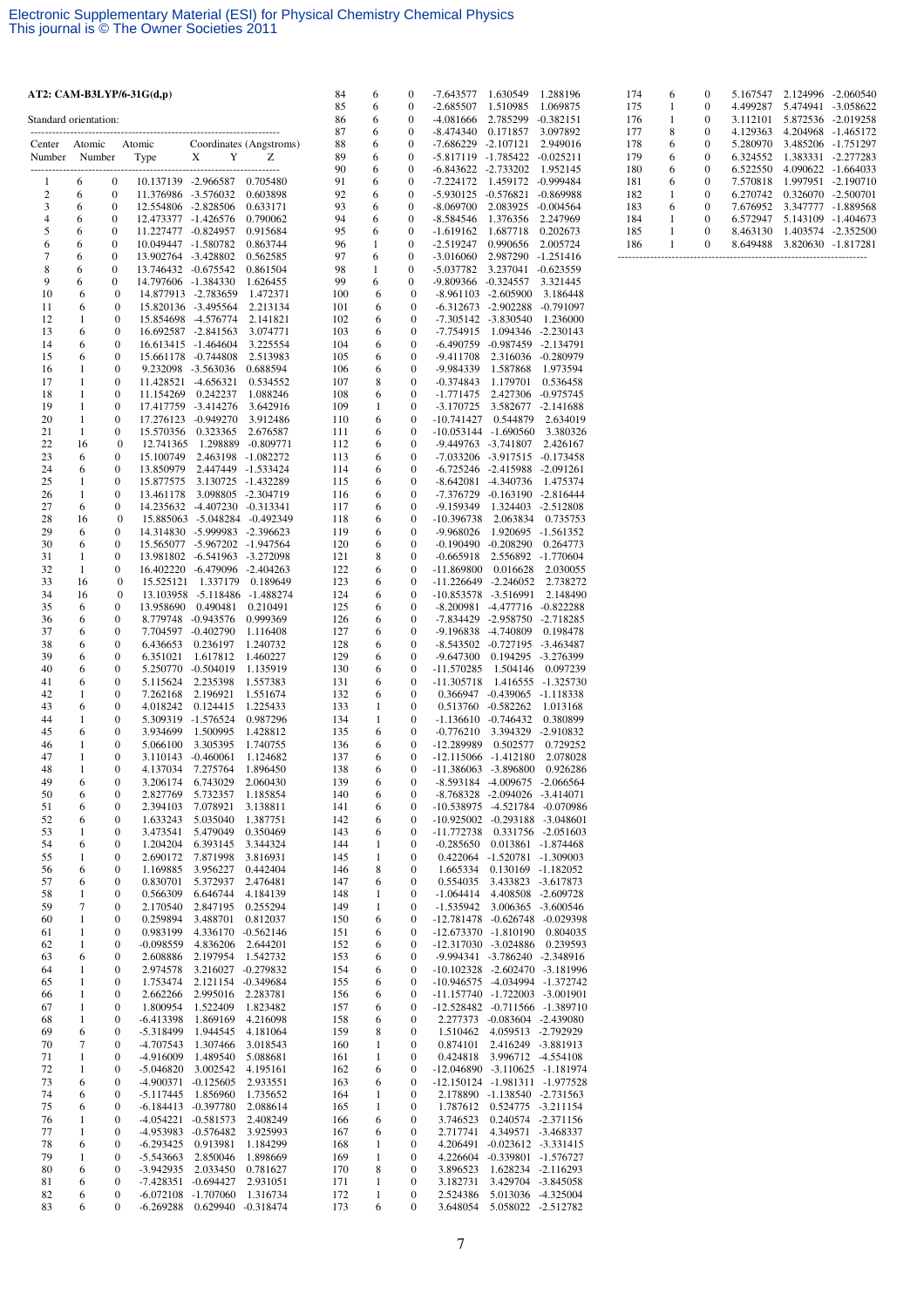**AT2: CAM-B3LYP/6-31G(d,p)**

Standard orientation:

| Center Number | Atomic Number | Atomic Type | X | Y | Z |
|---|---|---|---|---|---|
| 1 | 6 | 0 | 10.137139 | -2.966587 | 0.705480 |
| 2 | 6 | 0 | 11.376986 | -3.576032 | 0.603898 |
| 3 | 6 | 0 | 12.554806 | -2.828506 | 0.633171 |
| 4 | 6 | 0 | 12.473377 | -1.426576 | 0.790062 |
| 5 | 6 | 0 | 11.227477 | -0.824957 | 0.915684 |
| 6 | 6 | 0 | 10.049447 | -1.580782 | 0.863744 |
| 7 | 6 | 0 | 13.902764 | -3.428802 | 0.562585 |
| 8 | 6 | 0 | 13.746432 | -0.675542 | 0.861504 |
| 9 | 6 | 0 | 14.797606 | -1.384330 | 1.626455 |
| 10 | 6 | 0 | 14.877913 | -2.783659 | 1.472371 |
| 11 | 6 | 0 | 15.820136 | -3.495564 | 2.213134 |
| 12 | 1 | 0 | 15.854698 | -4.576774 | 2.141821 |
| 13 | 6 | 0 | 16.692587 | -2.841563 | 3.074771 |
| 14 | 6 | 0 | 16.613415 | -1.464604 | 3.225554 |
| 15 | 6 | 0 | 15.661178 | -0.744808 | 2.513983 |
| 16 | 1 | 0 | 9.232098 | -3.563036 | 0.688594 |
| 17 | 1 | 0 | 11.428521 | -4.656321 | 0.534552 |
| 18 | 1 | 0 | 11.154269 | 0.242237 | 1.088246 |
| 19 | 1 | 0 | 17.417759 | -3.414276 | 3.642916 |
| 20 | 1 | 0 | 17.276123 | -0.949270 | 3.912486 |
| 21 | 1 | 0 | 15.570356 | 0.323365 | 2.676587 |
| 22 | 16 | 0 | 12.741365 | 1.298889 | -0.809771 |
| 23 | 6 | 0 | 15.100749 | 2.463198 | -1.082272 |
| 24 | 6 | 0 | 13.850979 | 2.447449 | -1.533424 |
| 25 | 1 | 0 | 15.877575 | 3.130725 | -1.432289 |
| 26 | 1 | 0 | 13.461178 | 3.098805 | -2.304719 |
| 27 | 6 | 0 | 14.235632 | -4.407230 | -0.313341 |
| 28 | 16 | 0 | 15.885063 | -5.048284 | -0.492349 |
| 29 | 6 | 0 | 14.314830 | -5.999983 | -2.396623 |
| 30 | 6 | 0 | 15.565077 | -5.967202 | -1.947564 |
| 31 | 1 | 0 | 13.981802 | -6.541963 | -3.272098 |
| 32 | 1 | 0 | 16.402220 | -6.479096 | -2.404263 |
| 33 | 16 | 0 | 15.525121 | 1.337179 | 0.189649 |
| 34 | 16 | 0 | 13.103958 | -5.118486 | -1.488274 |
| 35 | 6 | 0 | 13.958690 | 0.490481 | 0.210491 |
| 36 | 6 | 0 | 8.779748 | -0.943576 | 0.999369 |
| 37 | 6 | 0 | 7.704597 | -0.402790 | 1.116408 |
| 38 | 6 | 0 | 6.436653 | 0.236197 | 1.240732 |
| 39 | 6 | 0 | 6.351021 | 1.617812 | 1.460227 |
| 40 | 6 | 0 | 5.250770 | -0.504019 | 1.135919 |
| 41 | 6 | 0 | 5.115624 | 2.235398 | 1.557383 |
| 42 | 1 | 0 | 7.262168 | 2.196921 | 1.551674 |
| 43 | 6 | 0 | 4.018242 | 0.124415 | 1.225433 |
| 44 | 1 | 0 | 5.309319 | -1.576524 | 0.987296 |
| 45 | 6 | 0 | 3.934699 | 1.500995 | 1.428812 |
| 46 | 1 | 0 | 5.066100 | 3.305395 | 1.740755 |
| 47 | 1 | 0 | 3.110143 | -0.460061 | 1.124682 |
| 48 | 1 | 0 | 4.137034 | 7.275764 | 1.896450 |
| 49 | 6 | 0 | 3.206174 | 6.743029 | 2.060430 |
| 50 | 6 | 0 | 2.827769 | 5.732357 | 1.185854 |
| 51 | 6 | 0 | 2.394103 | 7.078921 | 3.138811 |
| 52 | 6 | 0 | 1.633243 | 5.035040 | 1.387751 |
| 53 | 1 | 0 | 3.473541 | 5.479049 | 0.350469 |
| 54 | 6 | 0 | 1.204204 | 6.393145 | 3.344324 |
| 55 | 1 | 0 | 2.690172 | 7.871998 | 3.816931 |
| 56 | 6 | 0 | 1.169885 | 3.956227 | 0.442404 |
| 57 | 6 | 0 | 0.830701 | 5.372937 | 2.476481 |
| 58 | 1 | 0 | 0.566309 | 6.646744 | 4.184139 |
| 59 | 7 | 0 | 2.170540 | 2.847195 | 0.255294 |
| 60 | 1 | 0 | 0.259894 | 3.488701 | 0.812037 |
| 61 | 1 | 0 | 0.983199 | 4.336170 | -0.562146 |
| 62 | 1 | 0 | -0.098559 | 4.836206 | 2.644201 |
| 63 | 6 | 0 | 2.608886 | 2.197954 | 1.542732 |
| 64 | 1 | 0 | 2.974578 | 3.216027 | -0.279832 |
| 65 | 1 | 0 | 1.753474 | 2.121154 | -0.349684 |
| 66 | 1 | 0 | 2.662266 | 2.995016 | 2.283781 |
| 67 | 1 | 0 | 1.800954 | 1.522409 | 1.823482 |
| 68 | 1 | 0 | -6.413398 | 1.869169 | 4.216098 |
| 69 | 6 | 0 | -5.318499 | 1.944545 | 4.181064 |
| 70 | 7 | 0 | -4.707543 | 1.307466 | 3.018543 |
| 71 | 1 | 0 | -4.916009 | 1.489540 | 5.088681 |
| 72 | 1 | 0 | -5.046820 | 3.002542 | 4.195161 |
| 73 | 6 | 0 | -4.900371 | -0.125605 | 2.933551 |
| 74 | 6 | 0 | -5.117445 | 1.856960 | 1.735652 |
| 75 | 6 | 0 | -6.184413 | -0.397780 | 2.088614 |
| 76 | 1 | 0 | -4.054221 | -0.581573 | 2.408249 |
| 77 | 1 | 0 | -4.953983 | -0.576482 | 3.925993 |
| 78 | 6 | 0 | -6.293425 | 0.913981 | 1.184299 |
| 79 | 1 | 0 | -5.543663 | 2.850046 | 1.898669 |
| 80 | 6 | 0 | -3.942935 | 2.033450 | 0.781627 |
| 81 | 6 | 0 | -7.428351 | -0.694427 | 2.931051 |
| 82 | 6 | 0 | -6.072108 | -1.707060 | 1.316734 |
| 83 | 6 | 0 | -6.269288 | 0.629940 | -0.318474 |
| 84 | 6 | 0 | -7.643577 | 1.630549 | 1.288196 |
| 85 | 6 | 0 | -2.685507 | 1.510985 | 1.069875 |
| 86 | 6 | 0 | -4.081666 | 2.785299 | -0.382151 |
| 87 | 6 | 0 | -8.474340 | 0.171857 | 3.097892 |
| 88 | 6 | 0 | -7.686229 | -2.107121 | 2.949016 |
| 89 | 6 | 0 | -5.817119 | -1.785422 | -0.025211 |
| 90 | 6 | 0 | -6.843622 | -2.733202 | 1.952145 |
| 91 | 6 | 0 | -7.224172 | 1.459172 | -0.999484 |
| 92 | 6 | 0 | -5.930125 | -0.576821 | -0.869988 |
| 93 | 6 | 0 | -8.069700 | 2.083925 | -0.004564 |
| 94 | 6 | 0 | -8.584546 | 1.376356 | 2.247969 |
| 95 | 6 | 0 | -1.619162 | 1.687718 | 0.202673 |
| 96 | 1 | 0 | -2.519247 | 0.990656 | 2.005724 |
| 97 | 6 | 0 | -3.016060 | 2.987290 | -1.251416 |
| 98 | 1 | 0 | -5.037782 | 3.237041 | -0.623559 |
| 99 | 6 | 0 | -9.809366 | -0.324557 | 3.321445 |
| 100 | 6 | 0 | -8.961103 | -2.605900 | 3.186448 |
| 101 | 6 | 0 | -6.312673 | -2.902288 | -0.791097 |
| 102 | 6 | 0 | -7.305142 | -3.830540 | 1.236000 |
| 103 | 6 | 0 | -7.754915 | 1.094346 | -2.230143 |
| 104 | 6 | 0 | -6.490759 | -0.987459 | -2.134791 |
| 105 | 6 | 0 | -9.411708 | 2.316036 | -0.280979 |
| 106 | 6 | 0 | -9.984339 | 1.587868 | 1.973594 |
| 107 | 8 | 0 | -0.374843 | 1.179701 | 0.536458 |
| 108 | 6 | 0 | -1.771475 | 2.427306 | -0.975745 |
| 109 | 1 | 0 | -3.170725 | 3.582677 | -2.141688 |
| 110 | 6 | 0 | -10.741427 | 0.544879 | 2.634019 |
| 111 | 6 | 0 | -10.053144 | -1.690560 | 3.380326 |
| 112 | 6 | 0 | -9.449763 | -3.741807 | 2.426167 |
| 113 | 6 | 0 | -7.033206 | -3.917515 | -0.173458 |
| 114 | 6 | 0 | -6.725246 | -2.415988 | -2.091261 |
| 115 | 6 | 0 | -8.642081 | -4.340736 | 1.475374 |
| 116 | 6 | 0 | -7.376729 | -0.163190 | -2.816444 |
| 117 | 6 | 0 | -9.159349 | 1.324403 | -2.512808 |
| 118 | 6 | 0 | -10.396738 | 2.063834 | 0.735753 |
| 119 | 6 | 0 | -9.968026 | 1.920695 | -1.561352 |
| 120 | 6 | 0 | -0.190490 | -0.208290 | 0.264773 |
| 121 | 8 | 0 | -0.665918 | 2.556892 | -1.770604 |
| 122 | 6 | 0 | -11.869800 | 0.016628 | 2.030055 |
| 123 | 6 | 0 | -11.226649 | -2.246052 | 2.738272 |
| 124 | 6 | 0 | -10.853578 | -3.516991 | 2.148490 |
| 125 | 6 | 0 | -8.200981 | -4.477716 | -0.822288 |
| 126 | 6 | 0 | -7.834429 | -2.958750 | -2.718285 |
| 127 | 6 | 0 | -9.196838 | -4.740809 | 0.198478 |
| 128 | 6 | 0 | -8.543502 | -0.727195 | -3.463487 |
| 129 | 6 | 0 | -9.647300 | 0.194295 | -3.276399 |
| 130 | 6 | 0 | -11.570285 | 1.504146 | 0.097239 |
| 131 | 6 | 0 | -11.305718 | 1.416555 | -1.325730 |
| 132 | 6 | 0 | 0.366947 | -0.439065 | -1.118338 |
| 133 | 1 | 0 | 0.513760 | -0.582262 | 1.013168 |
| 134 | 1 | 0 | -1.136610 | -0.746432 | 0.380899 |
| 135 | 6 | 0 | -0.776210 | 3.394329 | -2.910832 |
| 136 | 6 | 0 | -12.289989 | 0.502577 | 0.729252 |
| 137 | 6 | 0 | -12.115066 | -1.412180 | 2.078028 |
| 138 | 6 | 0 | -11.386063 | -3.896800 | 0.926286 |
| 139 | 6 | 0 | -8.593184 | -4.009675 | -2.066564 |
| 140 | 6 | 0 | -8.768328 | -2.094026 | -3.414071 |
| 141 | 6 | 0 | -10.538975 | -4.521784 | -0.070986 |
| 142 | 6 | 0 | -10.925002 | -0.293188 | -3.048601 |
| 143 | 6 | 0 | -11.772738 | 0.331756 | -2.051603 |
| 144 | 1 | 0 | -0.285650 | 0.013861 | -1.874468 |
| 145 | 1 | 0 | 0.422064 | -1.520781 | -1.309003 |
| 146 | 8 | 0 | 1.665334 | 0.130169 | -1.182052 |
| 147 | 6 | 0 | 0.554035 | 3.433823 | -3.617873 |
| 148 | 1 | 0 | -1.064414 | 4.408508 | -2.609728 |
| 149 | 1 | 0 | -1.535942 | 3.006365 | -3.600546 |
| 150 | 6 | 0 | -12.781478 | -0.626748 | -0.029398 |
| 151 | 6 | 0 | -12.673370 | -1.810190 | 0.804035 |
| 152 | 6 | 0 | -12.317030 | -3.024886 | 0.239593 |
| 153 | 6 | 0 | -9.994341 | -3.786240 | -2.348916 |
| 154 | 6 | 0 | -10.102328 | -2.602470 | -3.181996 |
| 155 | 6 | 0 | -10.946575 | -4.034994 | -1.372742 |
| 156 | 6 | 0 | -11.157740 | -1.722003 | -3.001901 |
| 157 | 6 | 0 | -12.528482 | -0.711566 | -1.389710 |
| 158 | 6 | 0 | 2.277373 | -0.083604 | -2.439080 |
| 159 | 8 | 0 | 1.510462 | 4.059513 | -2.792929 |
| 160 | 1 | 0 | 0.874101 | 2.416249 | -3.881913 |
| 161 | 1 | 0 | 0.424818 | 3.996712 | -4.554108 |
| 162 | 6 | 0 | -12.046890 | -3.110625 | -1.181974 |
| 163 | 6 | 0 | -12.150124 | -1.981311 | -1.977528 |
| 164 | 1 | 0 | 2.178890 | -1.138540 | -2.731563 |
| 165 | 1 | 0 | 1.787612 | 0.524775 | -3.211154 |
| 166 | 6 | 0 | 3.746523 | 0.240574 | -2.371156 |
| 167 | 6 | 0 | 2.717741 | 4.349571 | -3.468337 |
| 168 | 1 | 0 | 4.206491 | -0.023612 | -3.331415 |
| 169 | 1 | 0 | 4.226604 | -0.339801 | -1.576727 |
| 170 | 8 | 0 | 3.896523 | 1.628234 | -2.116293 |
| 171 | 1 | 0 | 3.182731 | 3.429704 | -3.845058 |
| 172 | 1 | 0 | 2.524386 | 5.013036 | -4.325004 |
| 173 | 6 | 0 | 3.648054 | 5.058022 | -2.512782 |
| 174 | 6 | 0 | 5.167547 | 2.124996 | -2.060540 |
| 175 | 1 | 0 | 4.499287 | 5.474941 | -3.058622 |
| 176 | 1 | 0 | 3.112101 | 5.872536 | -2.019258 |
| 177 | 8 | 0 | 4.129363 | 4.204968 | -1.465172 |
| 178 | 6 | 0 | 5.280970 | 3.485206 | -1.751297 |
| 179 | 6 | 0 | 6.324552 | 1.383331 | -2.277283 |
| 180 | 6 | 0 | 6.522550 | 4.090622 | -1.664033 |
| 181 | 6 | 0 | 7.570818 | 1.997951 | -2.190710 |
| 182 | 1 | 0 | 6.270742 | 0.326070 | -2.500701 |
| 183 | 6 | 0 | 7.676952 | 3.347777 | -1.889568 |
| 184 | 1 | 0 | 6.572947 | 5.143109 | -1.404673 |
| 185 | 1 | 0 | 8.463130 | 1.403554 | -2.352500 |
| 186 | 1 | 0 | 8.649488 | 3.820630 | -1.817281 |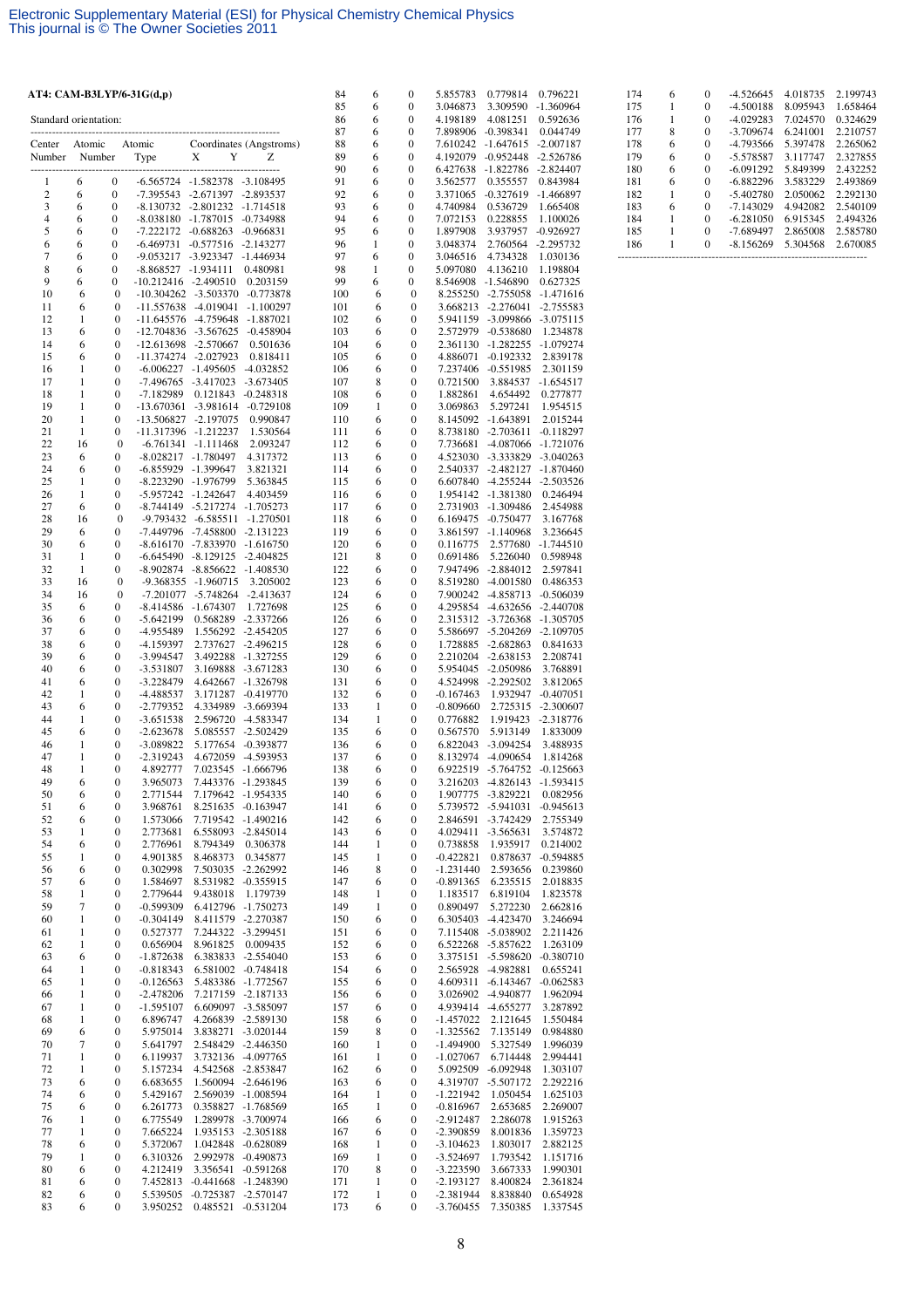**AT4: CAM-B3LYP/6-31G(d,p)**

Standard orientation:

| Center Number | Atomic Number | Atomic Type | X | Y | Z |
|---|---|---|---|---|---|
| 1 | 6 | 0 | -6.565724 | -1.582378 | -3.108495 |
| 2 | 6 | 0 | -7.395543 | -2.671397 | -2.893537 |
| 3 | 6 | 0 | -8.130732 | -2.801232 | -1.714518 |
| 4 | 6 | 0 | -8.038180 | -1.787015 | -0.734988 |
| 5 | 6 | 0 | -7.222172 | -0.688263 | -0.966831 |
| 6 | 6 | 0 | -6.469731 | -0.577516 | -2.143277 |
| 7 | 6 | 0 | -9.053217 | -3.923347 | -1.446934 |
| 8 | 6 | 0 | -8.868527 | -1.934111 | 0.480981 |
| 9 | 6 | 0 | -10.212416 | -2.490510 | 0.203159 |
| 10 | 6 | 0 | -10.304262 | -3.503370 | -0.773878 |
| 11 | 6 | 0 | -11.557638 | -4.019041 | -1.100297 |
| 12 | 1 | 0 | -11.645576 | -4.759648 | -1.887021 |
| 13 | 6 | 0 | -12.704836 | -3.567625 | -0.458904 |
| 14 | 6 | 0 | -12.613698 | -2.570667 | 0.501636 |
| 15 | 6 | 0 | -11.374274 | -2.027923 | 0.818411 |
| 16 | 1 | 0 | -6.006227 | -1.495605 | -4.032852 |
| 17 | 1 | 0 | -7.496765 | -3.417023 | -3.673405 |
| 18 | 1 | 0 | -7.182989 | 0.121843 | -0.248318 |
| 19 | 1 | 0 | -13.670361 | -3.981614 | -0.729108 |
| 20 | 1 | 0 | -13.506827 | -2.197075 | 0.990847 |
| 21 | 1 | 0 | -11.317396 | -1.212237 | 1.530564 |
| 22 | 16 | 0 | -6.761341 | -1.111468 | 2.093247 |
| 23 | 6 | 0 | -8.028217 | -1.780497 | 4.317372 |
| 24 | 6 | 0 | -6.855929 | -1.399647 | 3.821321 |
| 25 | 1 | 0 | -8.223290 | -1.976799 | 5.363845 |
| 26 | 1 | 0 | -5.957242 | -1.242647 | 4.403459 |
| 27 | 6 | 0 | -8.744149 | -5.217274 | -1.705273 |
| 28 | 16 | 0 | -9.793432 | -6.585511 | -1.270501 |
| 29 | 6 | 0 | -7.449796 | -7.458800 | -2.131223 |
| 30 | 6 | 0 | -8.616170 | -7.833970 | -1.616750 |
| 31 | 1 | 0 | -6.645490 | -8.129125 | -2.404825 |
| 32 | 1 | 0 | -8.902874 | -8.856622 | -1.408530 |
| 33 | 16 | 0 | -9.368355 | -1.960715 | 3.205002 |
| 34 | 16 | 0 | -7.201077 | -5.748264 | -2.413637 |
| 35 | 6 | 0 | -8.414586 | -1.674307 | 1.727698 |
| 36 | 6 | 0 | -5.642199 | 0.568289 | -2.337266 |
| 37 | 6 | 0 | -4.955489 | 1.556292 | -2.454205 |
| 38 | 6 | 0 | -4.159397 | 2.737627 | -2.496215 |
| 39 | 6 | 0 | -3.994547 | 3.492288 | -1.327255 |
| 40 | 6 | 0 | -3.531807 | 3.169888 | -3.671283 |
| 41 | 6 | 0 | -3.228479 | 4.642667 | -1.326798 |
| 42 | 1 | 0 | -4.488537 | 3.171287 | -0.419770 |
| 43 | 6 | 0 | -2.779352 | 4.334989 | -3.669394 |
| 44 | 1 | 0 | -3.651538 | 2.596720 | -4.583347 |
| 45 | 6 | 0 | -2.623678 | 5.085557 | -2.502429 |
| 46 | 1 | 0 | -3.089822 | 5.177654 | -0.393877 |
| 47 | 1 | 0 | -2.319243 | 4.672059 | -4.593953 |
| 48 | 1 | 0 | 4.892777 | 7.023545 | -1.666796 |
| 49 | 6 | 0 | 3.965073 | 7.443376 | -1.293845 |
| 50 | 6 | 0 | 2.771544 | 7.179642 | -1.954335 |
| 51 | 6 | 0 | 3.968761 | 8.251635 | -0.163947 |
| 52 | 6 | 0 | 1.573066 | 7.719542 | -1.490216 |
| 53 | 1 | 0 | 2.773681 | 6.558093 | -2.845014 |
| 54 | 6 | 0 | 2.776961 | 8.794349 | 0.306378 |
| 55 | 1 | 0 | 4.901385 | 8.468373 | 0.345877 |
| 56 | 6 | 0 | 0.302998 | 7.503035 | -2.262992 |
| 57 | 6 | 0 | 1.584697 | 8.531982 | -0.355915 |
| 58 | 1 | 0 | 2.779644 | 9.438018 | 1.179739 |
| 59 | 7 | 0 | -0.599309 | 6.412796 | -1.750273 |
| 60 | 1 | 0 | -0.304149 | 8.411579 | -2.270387 |
| 61 | 1 | 0 | 0.527377 | 7.244322 | -3.299451 |
| 62 | 1 | 0 | 0.656904 | 8.961825 | 0.009435 |
| 63 | 6 | 0 | -1.872638 | 6.383833 | -2.554040 |
| 64 | 1 | 0 | -0.818343 | 6.581002 | -0.748818 |
| 65 | 1 | 0 | -0.126563 | 5.483386 | -1.772567 |
| 66 | 1 | 0 | -2.478206 | 7.217159 | -2.187133 |
| 67 | 1 | 0 | -1.595107 | 6.609097 | -3.585097 |
| 68 | 1 | 0 | 6.896747 | 4.266839 | -2.589130 |
| 69 | 6 | 0 | 5.975014 | 3.838271 | -3.020144 |
| 70 | 7 | 0 | 5.641797 | 2.548429 | -2.446350 |
| 71 | 1 | 0 | 6.119937 | 3.732136 | -4.097765 |
| 72 | 1 | 0 | 5.157234 | 4.542568 | -2.853847 |
| 73 | 6 | 0 | 6.683655 | 1.560094 | -2.646196 |
| 74 | 6 | 0 | 5.429167 | 2.569039 | -1.008594 |
| 75 | 6 | 0 | 6.261773 | 0.358827 | -1.768569 |
| 76 | 1 | 0 | 6.775549 | 1.289978 | -3.700974 |
| 77 | 1 | 0 | 7.665224 | 1.935153 | -2.305188 |
| 78 | 6 | 0 | 5.372067 | 1.042848 | -0.628089 |
| 79 | 1 | 0 | 6.310326 | 2.992978 | -0.490873 |
| 80 | 6 | 0 | 4.212419 | 3.356541 | -0.591268 |
| 81 | 6 | 0 | 7.452813 | -0.441668 | -1.248390 |
| 82 | 6 | 0 | 5.539505 | -0.725387 | -2.570147 |
| 83 | 6 | 0 | 3.950252 | 0.485521 | -0.531204 |
| 84 | 6 | 0 | 5.855783 | 0.779814 | 0.796221 |
| 85 | 6 | 0 | 3.046873 | 3.309590 | -1.360964 |
| 86 | 6 | 0 | 4.198189 | 4.081251 | 0.592636 |
| 87 | 6 | 0 | 7.898906 | -0.398341 | 0.044749 |
| 88 | 6 | 0 | 7.610242 | -1.647615 | -2.007187 |
| 89 | 6 | 0 | 4.192079 | -0.952448 | -2.526786 |
| 90 | 6 | 0 | 6.427638 | -1.822786 | -2.824407 |
| 91 | 6 | 0 | 3.562577 | 0.355557 | 0.843984 |
| 92 | 6 | 0 | 3.371065 | -0.327619 | -1.466897 |
| 93 | 6 | 0 | 4.740984 | 0.536729 | 1.665408 |
| 94 | 6 | 0 | 7.072153 | 0.228855 | 1.100026 |
| 95 | 6 | 0 | 1.897908 | 3.937957 | -0.926927 |
| 96 | 1 | 0 | 3.048374 | 2.760564 | -2.295732 |
| 97 | 6 | 0 | 3.046516 | 4.734328 | 1.030136 |
| 98 | 1 | 0 | 5.097080 | 4.136210 | 1.198804 |
| 99 | 6 | 0 | 8.546908 | -1.546890 | 0.627325 |
| 100 | 6 | 0 | 8.255250 | -2.755058 | -1.471616 |
| 101 | 6 | 0 | 3.668213 | -2.276041 | -2.755583 |
| 102 | 6 | 0 | 5.941159 | -3.099866 | -3.075115 |
| 103 | 6 | 0 | 2.572979 | -0.538680 | 1.234878 |
| 104 | 6 | 0 | 2.361130 | -1.282255 | -1.079274 |
| 105 | 6 | 0 | 4.886071 | -0.192332 | 2.839178 |
| 106 | 6 | 0 | 7.237406 | -0.551985 | 2.301159 |
| 107 | 8 | 0 | 0.721500 | 3.884537 | -1.654517 |
| 108 | 6 | 0 | 1.882861 | 4.654492 | 0.277877 |
| 109 | 1 | 0 | 3.069863 | 5.297241 | 1.954515 |
| 110 | 6 | 0 | 8.145092 | -1.643891 | 2.015244 |
| 111 | 6 | 0 | 8.738180 | -2.703611 | -0.118297 |
| 112 | 6 | 0 | 7.736681 | -4.087066 | -1.721076 |
| 113 | 6 | 0 | 4.523030 | -3.333829 | -3.040263 |
| 114 | 6 | 0 | 2.540337 | -2.482127 | -1.870460 |
| 115 | 6 | 0 | 6.607840 | -4.255244 | -2.503526 |
| 116 | 6 | 0 | 1.954142 | -1.381380 | 0.246494 |
| 117 | 6 | 0 | 2.731903 | -1.309486 | 2.454988 |
| 118 | 6 | 0 | 6.169475 | -0.750477 | 3.167768 |
| 119 | 6 | 0 | 3.861597 | -1.140968 | 3.236645 |
| 120 | 6 | 0 | 0.116775 | 2.577680 | -1.744510 |
| 121 | 8 | 0 | 0.691486 | 5.226040 | 0.598948 |
| 122 | 6 | 0 | 7.947496 | -2.884012 | 2.597841 |
| 123 | 6 | 0 | 8.519280 | -4.001580 | 0.486353 |
| 124 | 6 | 0 | 7.900242 | -4.858713 | -0.506039 |
| 125 | 6 | 0 | 4.295854 | -4.632656 | -2.440708 |
| 126 | 6 | 0 | 2.315312 | -3.726368 | -1.305705 |
| 127 | 6 | 0 | 5.586697 | -5.204269 | -2.109705 |
| 128 | 6 | 0 | 1.728885 | -2.682863 | 0.841633 |
| 129 | 6 | 0 | 2.210204 | -2.638153 | 2.208741 |
| 130 | 6 | 0 | 5.954045 | -2.050986 | 3.768891 |
| 131 | 6 | 0 | 4.524998 | -2.292502 | 3.812065 |
| 132 | 6 | 0 | -0.167463 | 1.932947 | -0.407051 |
| 133 | 1 | 0 | -0.809660 | 2.725315 | -2.300607 |
| 134 | 1 | 0 | 0.776882 | 1.919423 | -2.318776 |
| 135 | 6 | 0 | 0.567570 | 5.913149 | 1.833009 |
| 136 | 6 | 0 | 6.822043 | -3.094254 | 3.488935 |
| 137 | 6 | 0 | 8.132974 | -4.090654 | 1.814268 |
| 138 | 6 | 0 | 6.922519 | -5.764752 | -0.125663 |
| 139 | 6 | 0 | 3.216203 | -4.826143 | -1.593415 |
| 140 | 6 | 0 | 1.907775 | -3.829221 | 0.082956 |
| 141 | 6 | 0 | 5.739572 | -5.941031 | -0.945613 |
| 142 | 6 | 0 | 2.846591 | -3.742429 | 2.755349 |
| 143 | 6 | 0 | 4.029411 | -3.565631 | 3.574872 |
| 144 | 1 | 0 | 0.738858 | 1.935917 | 0.214002 |
| 145 | 1 | 0 | -0.422821 | 0.878637 | -0.594885 |
| 146 | 8 | 0 | -1.231440 | 2.593656 | 0.239860 |
| 147 | 6 | 0 | -0.891365 | 6.235515 | 2.018835 |
| 148 | 1 | 0 | 1.183517 | 6.819104 | 1.823578 |
| 149 | 1 | 0 | 0.890497 | 5.272230 | 2.662816 |
| 150 | 6 | 0 | 6.305403 | -4.423470 | 3.246694 |
| 151 | 6 | 0 | 7.115408 | -5.038902 | 2.211426 |
| 152 | 6 | 0 | 6.522268 | -5.857622 | 1.263109 |
| 153 | 6 | 0 | 3.375151 | -5.598620 | -0.380710 |
| 154 | 6 | 0 | 2.565928 | -4.982881 | 0.655241 |
| 155 | 6 | 0 | 4.609311 | -6.143467 | -0.062583 |
| 156 | 6 | 0 | 3.026902 | -4.940877 | 1.962094 |
| 157 | 6 | 0 | 4.939414 | -4.655277 | 3.287892 |
| 158 | 6 | 0 | -1.457022 | 2.121645 | 1.550484 |
| 159 | 8 | 0 | -1.325562 | 7.135149 | 0.984880 |
| 160 | 1 | 0 | -1.494900 | 5.327549 | 1.996039 |
| 161 | 1 | 0 | -1.027067 | 6.714448 | 2.994441 |
| 162 | 6 | 0 | 5.092509 | -6.092948 | 1.303107 |
| 163 | 6 | 0 | 4.319707 | -5.507172 | 2.292216 |
| 164 | 1 | 0 | -1.221942 | 1.050454 | 1.625103 |
| 165 | 1 | 0 | -0.816967 | 2.653685 | 2.269007 |
| 166 | 6 | 0 | -2.912487 | 2.286078 | 1.915263 |
| 167 | 6 | 0 | -2.390859 | 8.001836 | 1.359723 |
| 168 | 1 | 0 | -3.104623 | 1.803017 | 2.882125 |
| 169 | 1 | 0 | -3.524697 | 1.793542 | 1.151716 |
| 170 | 8 | 0 | -3.223590 | 3.667333 | 1.990301 |
| 171 | 1 | 0 | -2.193127 | 8.400824 | 2.361824 |
| 172 | 1 | 0 | -2.381944 | 8.838840 | 0.654928 |
| 173 | 6 | 0 | -3.760455 | 7.350385 | 1.337545 |
| 174 | 6 | 0 | -4.526645 | 4.018735 | 2.199743 |
| 175 | 1 | 0 | -4.500188 | 8.095943 | 1.658464 |
| 176 | 1 | 0 | -4.029283 | 7.024570 | 0.324629 |
| 177 | 8 | 0 | -3.709674 | 6.241001 | 2.210757 |
| 178 | 6 | 0 | -4.793566 | 5.397478 | 2.265062 |
| 179 | 6 | 0 | -5.578587 | 3.117747 | 2.327855 |
| 180 | 6 | 0 | -6.091292 | 5.849399 | 2.432252 |
| 181 | 6 | 0 | -6.882296 | 3.583229 | 2.493869 |
| 182 | 1 | 0 | -5.402780 | 2.050662 | 2.292130 |
| 183 | 6 | 0 | -7.143029 | 4.942082 | 2.540109 |
| 184 | 1 | 0 | -6.281050 | 6.915345 | 2.494326 |
| 185 | 1 | 0 | -7.689497 | 2.865008 | 2.585780 |
| 186 | 1 | 0 | -8.156269 | 5.304568 | 2.670085 |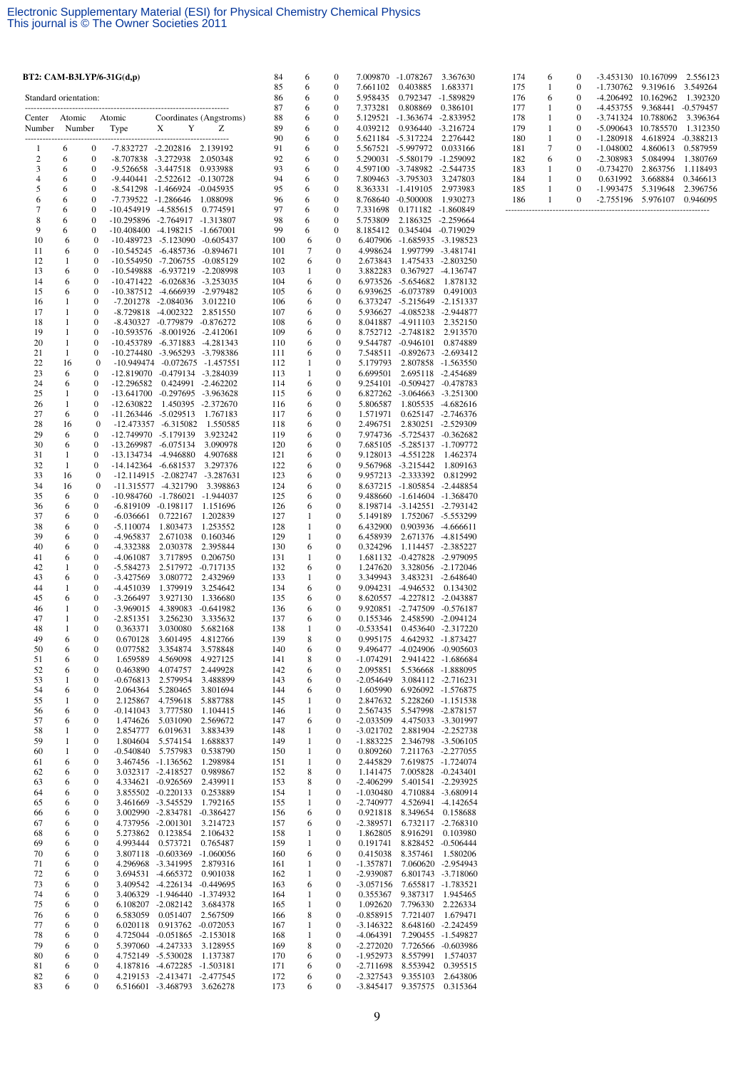**BT2: CAM-B3LYP/6-31G(d,p)**

Standard orientation:

| Center Number | Atomic Number | Atomic Type | X | Y | Z |
|---|---|---|---|---|---|
| 1 | 6 | 0 | -7.832727 | -2.202816 | 2.139192 |
| 2 | 6 | 0 | -8.707838 | -3.272938 | 2.050348 |
| 3 | 6 | 0 | -9.526658 | -3.447518 | 0.933988 |
| 4 | 6 | 0 | -9.440441 | -2.522612 | -0.130728 |
| 5 | 6 | 0 | -8.541298 | -1.466924 | -0.045935 |
| 6 | 6 | 0 | -7.739522 | -1.286646 | 1.088098 |
| 7 | 6 | 0 | -10.454919 | -4.585615 | 0.774591 |
| 8 | 6 | 0 | -10.295896 | -2.764917 | -1.313807 |
| 9 | 6 | 0 | -10.408400 | -4.198215 | -1.667001 |
| 10 | 6 | 0 | -10.489723 | -5.123090 | -0.605437 |
| 11 | 6 | 0 | -10.545245 | -6.485736 | -0.894671 |
| 12 | 1 | 0 | -10.554950 | -7.206755 | -0.085129 |
| 13 | 6 | 0 | -10.549888 | -6.937219 | -2.208998 |
| 14 | 6 | 0 | -10.471422 | -6.026836 | -3.253035 |
| 15 | 6 | 0 | -10.387512 | -4.666939 | -2.979482 |
| 16 | 1 | 0 | -7.201278 | -2.084036 | 3.012210 |
| 17 | 1 | 0 | -8.729818 | -4.002322 | 2.851550 |
| 18 | 1 | 0 | -8.430327 | -0.779879 | -0.876272 |
| 19 | 1 | 0 | -10.593576 | -8.001926 | -2.412061 |
| 20 | 1 | 0 | -10.453789 | -6.371883 | -4.281343 |
| 21 | 1 | 0 | -10.274480 | -3.965293 | -3.798386 |
| 22 | 16 | 0 | -10.949474 | -0.072675 | -1.457551 |
| 23 | 6 | 0 | -12.819070 | -0.479134 | -3.284039 |
| 24 | 6 | 0 | -12.296582 | 0.424991 | -2.462202 |
| 25 | 1 | 0 | -13.641700 | -0.297695 | -3.963628 |
| 26 | 1 | 0 | -12.630822 | 1.450395 | -2.372670 |
| 27 | 6 | 0 | -11.263446 | -5.029513 | 1.767183 |
| 28 | 16 | 0 | -12.473357 | -6.315082 | 1.550585 |
| 29 | 6 | 0 | -12.749970 | -5.179139 | 3.923242 |
| 30 | 6 | 0 | -13.269987 | -6.075134 | 3.090978 |
| 31 | 1 | 0 | -13.134734 | -4.946880 | 4.907688 |
| 32 | 1 | 0 | -14.142364 | -6.681537 | 3.297376 |
| 33 | 16 | 0 | -12.114915 | -2.082747 | -3.287631 |
| 34 | 16 | 0 | -11.315577 | -4.321790 | 3.398863 |
| 35 | 6 | 0 | -10.984760 | -1.786021 | -1.944037 |
| 36 | 6 | 0 | -6.819109 | -0.198117 | 1.151696 |
| 37 | 6 | 0 | -6.036661 | 0.722167 | 1.202839 |
| 38 | 6 | 0 | -5.110074 | 1.803473 | 1.253552 |
| 39 | 6 | 0 | -4.965837 | 2.671038 | 0.160346 |
| 40 | 6 | 0 | -4.332388 | 2.030378 | 2.395844 |
| 41 | 6 | 0 | -4.061087 | 3.717895 | 0.206750 |
| 42 | 1 | 0 | -5.584273 | 2.517972 | -0.717135 |
| 43 | 6 | 0 | -3.427569 | 3.080772 | 2.432969 |
| 44 | 1 | 0 | -4.451039 | 1.379919 | 3.254642 |
| 45 | 6 | 0 | -3.266497 | 3.927130 | 1.336680 |
| 46 | 1 | 0 | -3.969015 | 4.389083 | -0.641982 |
| 47 | 1 | 0 | -2.851351 | 3.256230 | 3.335632 |
| 48 | 1 | 0 | 0.363371 | 3.030080 | 5.682168 |
| 49 | 6 | 0 | 0.670128 | 3.601495 | 4.812766 |
| 50 | 6 | 0 | 0.077582 | 3.354874 | 3.578848 |
| 51 | 6 | 0 | 1.659589 | 4.569098 | 4.927125 |
| 52 | 6 | 0 | 0.463890 | 4.074757 | 2.449928 |
| 53 | 1 | 0 | -0.676813 | 2.579954 | 3.488899 |
| 54 | 6 | 0 | 2.064364 | 5.280465 | 3.801694 |
| 55 | 1 | 0 | 2.125867 | 4.759618 | 5.887788 |
| 56 | 6 | 0 | -0.141043 | 3.777580 | 1.104415 |
| 57 | 6 | 0 | 1.474626 | 5.031090 | 2.569672 |
| 58 | 1 | 0 | 2.854777 | 6.019631 | 3.883439 |
| 59 | 1 | 0 | 1.804604 | 5.574154 | 1.688837 |
| 60 | 1 | 0 | -0.540840 | 5.757983 | 0.538790 |
| 61 | 6 | 0 | 3.467456 | -1.136562 | 1.298984 |
| 62 | 6 | 0 | 3.032317 | -2.418527 | 0.989867 |
| 63 | 6 | 0 | 4.334621 | -0.926569 | 2.439911 |
| 64 | 6 | 0 | 3.855502 | -0.220133 | 0.253889 |
| 65 | 6 | 0 | 3.461669 | -3.545529 | 1.792165 |
| 66 | 6 | 0 | 3.002990 | -2.834781 | -0.386427 |
| 67 | 6 | 0 | 4.737956 | -2.001301 | 3.214723 |
| 68 | 6 | 0 | 5.273862 | 0.123854 | 2.106432 |
| 69 | 6 | 0 | 4.993444 | 0.573721 | 0.765487 |
| 70 | 6 | 0 | 3.807118 | -0.603369 | -1.060056 |
| 71 | 6 | 0 | 4.296968 | -3.341995 | 2.879316 |
| 72 | 6 | 0 | 3.694531 | -4.665372 | 0.901038 |
| 73 | 6 | 0 | 3.409542 | -4.226134 | -0.449695 |
| 74 | 6 | 0 | 3.406329 | -1.946440 | -1.374932 |
| 75 | 6 | 0 | 6.108207 | -2.082142 | 3.684378 |
| 76 | 6 | 0 | 6.583059 | 0.051407 | 2.567509 |
| 77 | 6 | 0 | 6.020118 | 0.913762 | -0.072053 |
| 78 | 6 | 0 | 4.725044 | -0.051865 | -2.153018 |
| 79 | 6 | 0 | 5.397060 | -4.247333 | 3.128955 |
| 80 | 6 | 0 | 4.752149 | -5.530028 | 1.137387 |
| 81 | 6 | 0 | 4.187816 | -4.672285 | -1.503181 |
| 82 | 6 | 0 | 4.219153 | -2.413471 | -2.477545 |
| 83 | 6 | 0 | 6.516601 | -3.468793 | 3.626278 |
| 84 | 6 | 0 | 7.009870 | -1.078267 | 3.367630 |
| 85 | 6 | 0 | 7.661102 | 0.403885 | 1.683371 |
| 86 | 6 | 0 | 5.958435 | 0.792347 | -1.589829 |
| 87 | 6 | 0 | 7.373281 | 0.808869 | 0.386101 |
| 88 | 6 | 0 | 5.129521 | -1.363674 | -2.833952 |
| 89 | 6 | 0 | 4.039212 | 0.936440 | -3.216724 |
| 90 | 6 | 0 | 5.621184 | -5.317224 | 2.276442 |
| 91 | 6 | 0 | 5.567521 | -5.997972 | 0.033166 |
| 92 | 6 | 0 | 5.290031 | -5.580179 | -1.259092 |
| 93 | 6 | 0 | 4.597100 | -3.748982 | -2.544735 |
| 94 | 6 | 0 | 7.809463 | -3.795303 | 3.247803 |
| 95 | 6 | 0 | 8.363331 | -1.419105 | 2.973983 |
| 96 | 6 | 0 | 8.768640 | -0.500008 | 1.930273 |
| 97 | 6 | 0 | 7.331698 | 0.171182 | -1.860849 |
| 98 | 6 | 0 | 5.753809 | 2.186325 | -2.259664 |
| 99 | 6 | 0 | 8.185412 | 0.345404 | -0.719029 |
| 100 | 6 | 0 | 6.407906 | -1.685935 | -3.198523 |
| 101 | 7 | 0 | 4.998624 | 1.997799 | -3.481741 |
| 102 | 6 | 0 | 2.673843 | 1.475433 | -2.803250 |
| 103 | 1 | 0 | 3.882283 | 0.367927 | -4.136747 |
| 104 | 6 | 0 | 6.973526 | -5.654682 | 1.878132 |
| 105 | 6 | 0 | 6.939625 | -6.073789 | 0.491003 |
| 106 | 6 | 0 | 6.373247 | -5.215649 | -2.151337 |
| 107 | 6 | 0 | 5.936627 | -4.085238 | -2.944877 |
| 108 | 6 | 0 | 8.041887 | -4.911103 | 2.352150 |
| 109 | 6 | 0 | 8.752712 | -2.748182 | 2.913570 |
| 110 | 6 | 0 | 9.544787 | -0.946101 | 0.874889 |
| 111 | 6 | 0 | 7.548511 | -0.892673 | -2.693412 |
| 112 | 1 | 0 | 5.179793 | 2.807858 | -1.563550 |
| 113 | 1 | 0 | 6.699501 | 2.695118 | -2.454689 |
| 114 | 6 | 0 | 9.254101 | -0.509427 | -0.478783 |
| 115 | 6 | 0 | 6.827262 | -3.064663 | -3.251300 |
| 116 | 6 | 0 | 5.806587 | 1.805535 | -4.682616 |
| 117 | 6 | 0 | 1.571971 | 0.625147 | -2.746376 |
| 118 | 6 | 0 | 2.496751 | 2.830251 | -2.529309 |
| 119 | 6 | 0 | 7.974736 | -5.725437 | -0.362682 |
| 120 | 6 | 0 | 7.685105 | -5.285137 | -1.709772 |
| 121 | 6 | 0 | 9.128013 | -4.551228 | 1.462374 |
| 122 | 6 | 0 | 9.567968 | -3.215442 | 1.809163 |
| 123 | 6 | 0 | 9.957213 | -2.333392 | 0.812992 |
| 124 | 6 | 0 | 8.637215 | -1.805854 | -2.448854 |
| 125 | 6 | 0 | 9.488660 | -1.614604 | -1.368470 |
| 126 | 6 | 0 | 8.198714 | -3.142551 | -2.793142 |
| 127 | 1 | 0 | 5.149189 | 1.752067 | -5.553299 |
| 128 | 1 | 0 | 6.432900 | 0.903936 | -4.666611 |
| 129 | 1 | 0 | 6.458939 | 2.671376 | -4.815490 |
| 130 | 6 | 0 | 0.324296 | 1.114457 | -2.385227 |
| 131 | 1 | 0 | 1.681132 | -0.427828 | -2.979095 |
| 132 | 6 | 0 | 1.247620 | 3.328056 | -2.172046 |
| 133 | 1 | 0 | 3.349943 | 3.483231 | -2.648640 |
| 134 | 6 | 0 | 9.094231 | -4.946532 | 0.134302 |
| 135 | 6 | 0 | 8.620557 | -4.227812 | -2.043887 |
| 136 | 6 | 0 | 9.920851 | -2.747509 | -0.576187 |
| 137 | 6 | 0 | 0.155346 | 2.458590 | -2.094124 |
| 138 | 1 | 0 | -0.533541 | 0.453640 | -2.317220 |
| 139 | 8 | 0 | 0.995175 | 4.642932 | -1.873427 |
| 140 | 6 | 0 | 9.496477 | -4.024906 | -0.905603 |
| 141 | 8 | 0 | -1.074291 | 2.941422 | -1.686684 |
| 142 | 6 | 0 | 2.095851 | 5.536668 | -1.888095 |
| 143 | 6 | 0 | -2.054649 | 3.084112 | -2.716231 |
| 144 | 6 | 0 | 1.605990 | 6.926092 | -1.576875 |
| 145 | 1 | 0 | 2.847632 | 5.228260 | -1.151538 |
| 146 | 1 | 0 | 2.567435 | 5.547998 | -2.878157 |
| 147 | 6 | 0 | -2.033509 | 4.475033 | -3.301997 |
| 148 | 1 | 0 | -3.021702 | 2.881904 | -2.252738 |
| 149 | 1 | 0 | -1.883225 | 2.346798 | -3.506105 |
| 150 | 1 | 0 | 0.809260 | 7.211763 | -2.277055 |
| 151 | 1 | 0 | 2.445829 | 7.619875 | -1.724074 |
| 152 | 8 | 0 | 1.141475 | 7.005828 | -0.243401 |
| 153 | 8 | 0 | -2.406299 | 5.401541 | -2.293925 |
| 154 | 1 | 0 | -1.030480 | 4.710884 | -3.680914 |
| 155 | 1 | 0 | -2.740977 | 4.526941 | -4.142654 |
| 156 | 6 | 0 | 0.921818 | 8.349654 | 0.158688 |
| 157 | 6 | 0 | -2.389571 | 6.732117 | -2.768310 |
| 158 | 1 | 0 | 1.862805 | 8.916291 | 0.103980 |
| 159 | 1 | 0 | 0.191741 | 8.828452 | -0.506444 |
| 160 | 6 | 0 | 0.415038 | 8.357461 | 1.580206 |
| 161 | 1 | 0 | -1.357871 | 7.060620 | -2.954943 |
| 162 | 1 | 0 | -2.939087 | 6.801743 | -3.718060 |
| 163 | 6 | 0 | -3.057156 | 7.655817 | -1.783521 |
| 164 | 1 | 0 | 0.355367 | 9.387317 | 1.945465 |
| 165 | 1 | 0 | 1.092620 | 7.796330 | 2.226334 |
| 166 | 8 | 0 | -0.858915 | 7.721407 | 1.679471 |
| 167 | 1 | 0 | -3.146322 | 8.648160 | -2.242459 |
| 168 | 1 | 0 | -4.064391 | 7.290455 | -1.549827 |
| 169 | 8 | 0 | -2.272020 | 7.726566 | -0.603986 |
| 170 | 6 | 0 | -1.952973 | 8.557991 | 1.574037 |
| 171 | 6 | 0 | -2.711698 | 8.553942 | 0.395515 |
| 172 | 6 | 0 | -2.327543 | 9.355103 | 2.643806 |
| 173 | 6 | 0 | -3.845417 | 9.357575 | 0.315364 |
| 174 | 6 | 0 | -3.453130 | 10.167099 | 2.556123 |
| 175 | 1 | 0 | -1.730762 | 9.319616 | 3.549264 |
| 176 | 6 | 0 | -4.206492 | 10.162962 | 1.392320 |
| 177 | 1 | 0 | -4.453755 | 9.368441 | -0.579457 |
| 178 | 1 | 0 | -3.741324 | 10.788062 | 3.396364 |
| 179 | 1 | 0 | -5.090643 | 10.785570 | 1.312350 |
| 180 | 1 | 0 | -1.280918 | 4.618924 | -0.388213 |
| 181 | 7 | 0 | -1.048002 | 4.860613 | 0.587959 |
| 182 | 6 | 0 | -2.308983 | 5.084994 | 1.380769 |
| 183 | 1 | 0 | -0.734270 | 2.863756 | 1.118493 |
| 184 | 1 | 0 | 0.631992 | 3.668884 | 0.346613 |
| 185 | 1 | 0 | -1.993475 | 5.319648 | 2.396756 |
| 186 | 1 | 0 | -2.755196 | 5.976107 | 0.946095 |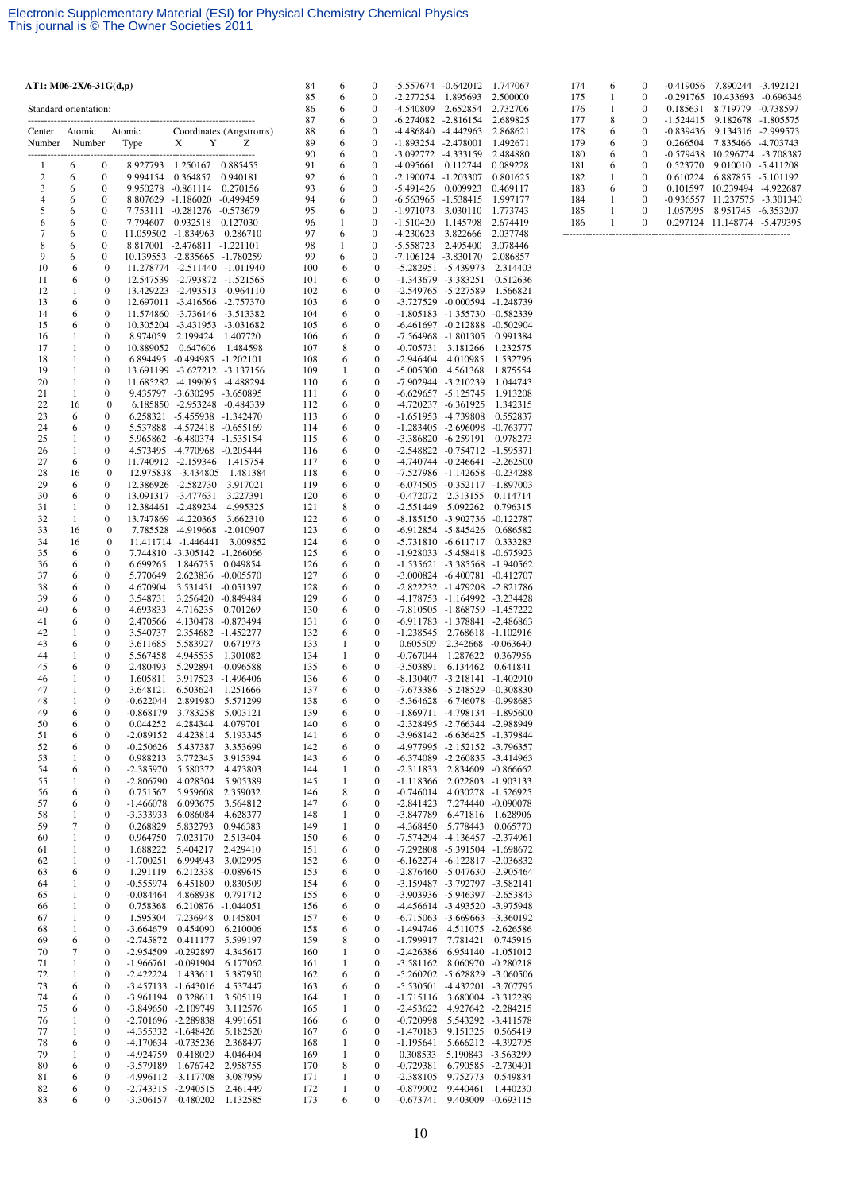**AT1: M06-2X/6-31G(d,p)**

Standard orientation:

| Center Number | Atomic Number | Atomic Type | X | Y | Z |
|---|---|---|---|---|---|
| 1 | 6 | 0 | 8.927793 | 1.250167 | 0.885455 |
| 2 | 6 | 0 | 9.994154 | 0.364857 | 0.940181 |
| 3 | 6 | 0 | 9.950278 | -0.861114 | 0.270156 |
| 4 | 6 | 0 | 8.807629 | -1.186020 | -0.499459 |
| 5 | 6 | 0 | 7.753111 | -0.281276 | -0.573679 |
| 6 | 6 | 0 | 7.794607 | 0.932518 | 0.127030 |
| 7 | 6 | 0 | 11.059502 | -1.834963 | 0.286710 |
| 8 | 6 | 0 | 8.817001 | -2.476811 | -1.221101 |
| 9 | 6 | 0 | 10.139553 | -2.835665 | -1.780259 |
| 10 | 6 | 0 | 11.278774 | -2.511440 | -1.011940 |
| 11 | 6 | 0 | 12.547539 | -2.793872 | -1.521665 |
| 12 | 1 | 0 | 13.429223 | -2.493513 | -0.964110 |
| 13 | 6 | 0 | 12.697011 | -3.416566 | -2.757370 |
| 14 | 6 | 0 | 11.574860 | -3.736146 | -3.513382 |
| 15 | 6 | 0 | 10.305204 | -3.431953 | -3.031682 |
| 16 | 1 | 0 | 8.974059 | 2.199424 | 1.407720 |
| 17 | 1 | 0 | 10.889052 | 0.647606 | 1.484598 |
| 18 | 1 | 0 | 6.894495 | -0.494985 | -1.202101 |
| 19 | 1 | 0 | 13.691199 | -3.627212 | -3.137156 |
| 20 | 1 | 0 | 11.685282 | -4.199095 | -4.488294 |
| 21 | 1 | 0 | 9.435797 | -3.630295 | -3.650895 |
| 22 | 16 | 0 | 6.185850 | -2.953248 | -0.484339 |
| 23 | 6 | 0 | 6.258321 | -5.455938 | -1.342470 |
| 24 | 6 | 0 | 5.537888 | -4.572418 | -0.655169 |
| 25 | 1 | 0 | 5.965862 | -6.480374 | -1.535154 |
| 26 | 1 | 0 | 4.573495 | -4.770968 | -0.205444 |
| 27 | 6 | 0 | 11.740912 | -2.159346 | 1.415754 |
| 28 | 16 | 0 | 12.975838 | -3.434805 | 1.481384 |
| 29 | 6 | 0 | 12.386926 | -2.582730 | 3.917021 |
| 30 | 6 | 0 | 13.091317 | -3.477631 | 3.227391 |
| 31 | 1 | 0 | 12.384461 | -2.489234 | 4.995325 |
| 32 | 1 | 0 | 13.747869 | -4.220365 | 3.662310 |
| 33 | 16 | 0 | 7.785528 | -4.919668 | -2.010907 |
| 34 | 16 | 0 | 11.411714 | -1.446441 | 3.009852 |
| 35 | 6 | 0 | 7.744810 | -3.305142 | -1.266066 |
| 36 | 6 | 0 | 6.699265 | 1.846735 | 0.049854 |
| 37 | 6 | 0 | 5.770649 | 2.623836 | -0.005570 |
| 38 | 6 | 0 | 4.670904 | 3.531431 | -0.051397 |
| 39 | 6 | 0 | 3.548731 | 3.256420 | -0.849484 |
| 40 | 6 | 0 | 4.693833 | 4.716235 | 0.701269 |
| 41 | 6 | 0 | 2.470566 | 4.130478 | -0.873494 |
| 42 | 1 | 0 | 3.540737 | 2.354682 | -1.452277 |
| 43 | 6 | 0 | 3.611685 | 5.583927 | 0.671973 |
| 44 | 1 | 0 | 5.567458 | 4.945535 | 1.301082 |
| 45 | 6 | 0 | 2.480493 | 5.292894 | -0.096588 |
| 46 | 1 | 0 | 1.605811 | 3.917523 | -1.496406 |
| 47 | 1 | 0 | 3.648121 | 6.503624 | 1.251666 |
| 48 | 1 | 0 | -0.622044 | 2.891980 | 5.571299 |
| 49 | 6 | 0 | -0.868179 | 3.783258 | 5.003121 |
| 50 | 6 | 0 | 0.044252 | 4.284344 | 4.079701 |
| 51 | 6 | 0 | -2.089152 | 4.423814 | 5.193345 |
| 52 | 6 | 0 | -0.250626 | 5.437387 | 3.353699 |
| 53 | 1 | 0 | 0.988213 | 3.772345 | 3.915394 |
| 54 | 6 | 0 | -2.385970 | 5.580372 | 4.473803 |
| 55 | 1 | 0 | -2.806790 | 4.028304 | 5.905389 |
| 56 | 6 | 0 | 0.751567 | 5.959608 | 2.359032 |
| 57 | 6 | 0 | -1.466078 | 6.093675 | 3.564812 |
| 58 | 1 | 0 | -3.333933 | 6.086084 | 4.628377 |
| 59 | 7 | 0 | 0.268829 | 5.832793 | 0.946383 |
| 60 | 1 | 0 | 0.964750 | 7.023170 | 2.513404 |
| 61 | 1 | 0 | 1.688222 | 5.404217 | 2.429410 |
| 62 | 1 | 0 | -1.700251 | 6.994943 | 3.002995 |
| 63 | 6 | 0 | 1.291119 | 6.212338 | -0.089645 |
| 64 | 1 | 0 | -0.555974 | 6.451809 | 0.830509 |
| 65 | 1 | 0 | -0.084464 | 4.868938 | 0.791712 |
| 66 | 1 | 0 | 0.758368 | 6.210876 | -1.044051 |
| 67 | 1 | 0 | 1.595304 | 7.236948 | 0.145804 |
| 68 | 1 | 0 | -3.664679 | 0.454090 | 6.210006 |
| 69 | 6 | 0 | -2.745872 | 0.411177 | 5.599197 |
| 70 | 7 | 0 | -2.954509 | -0.292897 | 4.345617 |
| 71 | 1 | 0 | -1.966761 | -0.091904 | 6.177062 |
| 72 | 1 | 0 | -2.422224 | 1.433611 | 5.387950 |
| 73 | 6 | 0 | -3.457133 | -1.643016 | 4.537447 |
| 74 | 6 | 0 | -3.961194 | 0.328611 | 3.505119 |
| 75 | 6 | 0 | -3.849650 | -2.109749 | 3.112576 |
| 76 | 1 | 0 | -2.701696 | -2.289838 | 4.991651 |
| 77 | 1 | 0 | -4.355332 | -1.648426 | 5.182520 |
| 78 | 6 | 0 | -4.170634 | -0.735236 | 2.368497 |
| 79 | 1 | 0 | -4.924759 | 0.418029 | 4.046404 |
| 80 | 6 | 0 | -3.579189 | 1.676742 | 2.958755 |
| 81 | 6 | 0 | -4.996112 | -3.117708 | 3.087959 |
| 82 | 6 | 0 | -2.743315 | -2.940515 | 2.461449 |
| 83 | 6 | 0 | -3.306157 | -0.480202 | 1.132585 |
| 84 | 6 | 0 | -5.557674 | -0.642012 | 1.747067 |
| 85 | 6 | 0 | -2.277254 | 1.895693 | 2.500000 |
| 86 | 6 | 0 | -4.540809 | 2.652854 | 2.732706 |
| 87 | 6 | 0 | -6.274082 | -2.816154 | 2.689825 |
| 88 | 6 | 0 | -4.486840 | -4.442963 | 2.868621 |
| 89 | 6 | 0 | -1.893254 | -2.478001 | 1.492671 |
| 90 | 6 | 0 | -3.092772 | -4.333159 | 2.484880 |
| 91 | 6 | 0 | -4.095661 | 0.112744 | 0.089228 |
| 92 | 6 | 0 | -2.190074 | -1.203307 | 0.801625 |
| 93 | 6 | 0 | -5.491426 | 0.009923 | 0.469117 |
| 94 | 6 | 0 | -6.563965 | -1.538415 | 1.997177 |
| 95 | 6 | 0 | -1.971073 | 3.030110 | 1.773743 |
| 96 | 1 | 0 | -1.510420 | 1.145798 | 2.674419 |
| 97 | 6 | 0 | -4.230623 | 3.822666 | 2.037748 |
| 98 | 1 | 0 | -5.558723 | 2.495400 | 3.078446 |
| 99 | 6 | 0 | -7.106124 | -3.830170 | 2.086857 |
| 100 | 6 | 0 | -5.282951 | -5.439973 | 2.314403 |
| 101 | 6 | 0 | -1.343679 | -3.383251 | 0.512636 |
| 102 | 6 | 0 | -2.549765 | -5.227589 | 1.566821 |
| 103 | 6 | 0 | -3.727529 | -0.000594 | -1.248739 |
| 104 | 6 | 0 | -1.805183 | -1.355730 | -0.582339 |
| 105 | 6 | 0 | -6.461697 | -0.212888 | -0.502904 |
| 106 | 6 | 0 | -7.564968 | -1.801305 | 0.991384 |
| 107 | 8 | 0 | -0.705731 | 3.181266 | 1.232575 |
| 108 | 6 | 0 | -2.946404 | 4.010985 | 1.532796 |
| 109 | 1 | 0 | -5.005300 | 4.561368 | 1.875554 |
| 110 | 6 | 0 | -7.902944 | -3.210239 | 1.044743 |
| 111 | 6 | 0 | -6.629657 | -5.125745 | 1.913208 |
| 112 | 6 | 0 | -4.720237 | -6.361925 | 1.342315 |
| 113 | 6 | 0 | -1.651953 | -4.739808 | 0.552837 |
| 114 | 6 | 0 | -1.283405 | -2.696098 | -0.763777 |
| 115 | 6 | 0 | -3.386820 | -6.259191 | 0.978273 |
| 116 | 6 | 0 | -2.548822 | -0.754712 | -1.595371 |
| 117 | 6 | 0 | -4.740744 | -0.246641 | -2.262500 |
| 118 | 6 | 0 | -7.527986 | -1.142658 | -0.234288 |
| 119 | 6 | 0 | -6.074505 | -0.352117 | -1.897003 |
| 120 | 6 | 0 | -0.472072 | 2.313155 | 0.114714 |
| 121 | 8 | 0 | -2.551449 | 5.092262 | 0.796315 |
| 122 | 6 | 0 | -8.185150 | -3.902736 | -0.122787 |
| 123 | 6 | 0 | -6.912854 | -5.845426 | 0.686582 |
| 124 | 6 | 0 | -5.731810 | -6.611717 | 0.333283 |
| 125 | 6 | 0 | -1.928033 | -5.458418 | -0.675923 |
| 126 | 6 | 0 | -1.535621 | -3.385568 | -1.940562 |
| 127 | 6 | 0 | -3.000824 | -6.400781 | -0.412707 |
| 128 | 6 | 0 | -2.822232 | -1.479208 | -2.821786 |
| 129 | 6 | 0 | -4.178753 | -1.164992 | -3.234428 |
| 130 | 6 | 0 | -7.810505 | -1.868759 | -1.457222 |
| 131 | 6 | 0 | -6.911783 | -1.378841 | -2.486863 |
| 132 | 6 | 0 | -1.238545 | 2.768618 | -1.102916 |
| 133 | 1 | 0 | 0.605509 | 2.342668 | -0.063640 |
| 134 | 1 | 0 | -0.767044 | 1.287622 | 0.367956 |
| 135 | 6 | 0 | -3.503891 | 6.134462 | 0.641841 |
| 136 | 6 | 0 | -8.130407 | -3.218141 | -1.402910 |
| 137 | 6 | 0 | -7.673386 | -5.248529 | -0.308830 |
| 138 | 6 | 0 | -5.364628 | -6.746078 | -0.998683 |
| 139 | 6 | 0 | -1.869711 | -4.798134 | -1.895600 |
| 140 | 6 | 0 | -2.328495 | -2.766344 | -2.988949 |
| 141 | 6 | 0 | -3.968142 | -6.636425 | -1.379844 |
| 142 | 6 | 0 | -4.977995 | -2.152152 | -3.796357 |
| 143 | 6 | 0 | -6.374089 | -2.260835 | -3.414963 |
| 144 | 1 | 0 | -2.311833 | 2.834609 | -0.866662 |
| 145 | 1 | 0 | -1.118366 | 2.022803 | -1.903133 |
| 146 | 8 | 0 | -0.746014 | 4.030278 | -1.526925 |
| 147 | 6 | 0 | -2.841423 | 7.274440 | -0.090078 |
| 148 | 1 | 0 | -3.847789 | 6.471816 | 1.628906 |
| 149 | 1 | 0 | -4.368450 | 5.778443 | 0.065770 |
| 150 | 6 | 0 | -7.574294 | -4.136457 | -2.374961 |
| 151 | 6 | 0 | -7.292808 | -5.391504 | -1.698672 |
| 152 | 6 | 0 | -6.162274 | -6.122817 | -2.036832 |
| 153 | 6 | 0 | -2.876460 | -5.047630 | -2.905464 |
| 154 | 6 | 0 | -3.159487 | -3.792797 | -3.582141 |
| 155 | 6 | 0 | -3.903936 | -5.946397 | -2.653843 |
| 156 | 6 | 0 | -4.456614 | -3.493520 | -3.975948 |
| 157 | 6 | 0 | -6.715063 | -3.669663 | -3.360192 |
| 158 | 6 | 0 | -1.494746 | 4.511075 | -2.626586 |
| 159 | 8 | 0 | -1.799917 | 7.781421 | 0.745916 |
| 160 | 1 | 0 | -2.426386 | 6.954140 | -1.051012 |
| 161 | 1 | 0 | -3.581162 | 8.060970 | -0.280218 |
| 162 | 6 | 0 | -5.260202 | -5.628829 | -3.060506 |
| 163 | 6 | 0 | -5.530501 | -4.432201 | -3.707795 |
| 164 | 1 | 0 | -1.715116 | 3.680004 | -3.312289 |
| 165 | 1 | 0 | -2.453622 | 4.927642 | -2.284215 |
| 166 | 6 | 0 | -0.720998 | 5.543292 | -3.411578 |
| 167 | 6 | 0 | -1.470183 | 9.151325 | 0.565419 |
| 168 | 1 | 0 | -1.195641 | 5.666212 | -4.392795 |
| 169 | 1 | 0 | 0.308533 | 5.190843 | -3.563299 |
| 170 | 8 | 0 | -0.729381 | 6.790585 | -2.730401 |
| 171 | 1 | 0 | -2.388105 | 9.752773 | 0.549834 |
| 172 | 1 | 0 | -0.879902 | 9.440461 | 1.440230 |
| 173 | 6 | 0 | -0.673741 | 9.403009 | -0.693115 |
| 174 | 6 | 0 | -0.419056 | 7.890244 | -3.492121 |
| 175 | 1 | 0 | -0.291765 | 10.433693 | -0.696346 |
| 176 | 1 | 0 | 0.185631 | 8.719779 | -0.738597 |
| 177 | 8 | 0 | -1.524415 | 9.182678 | -1.805575 |
| 178 | 6 | 0 | -0.839436 | 9.134316 | -2.999573 |
| 179 | 6 | 0 | 0.266504 | 7.835466 | -4.703743 |
| 180 | 6 | 0 | -0.579438 | 10.296774 | -3.708387 |
| 181 | 6 | 0 | 0.523770 | 9.010016 | -5.411208 |
| 182 | 1 | 0 | 0.610224 | 6.887855 | -5.101192 |
| 183 | 6 | 0 | 0.101597 | 10.239494 | -4.922687 |
| 184 | 1 | 0 | -0.936557 | 11.237575 | -3.301340 |
| 185 | 1 | 0 | 1.057995 | 8.951745 | -6.353207 |
| 186 | 1 | 0 | 0.297124 | 11.148774 | -5.479395 |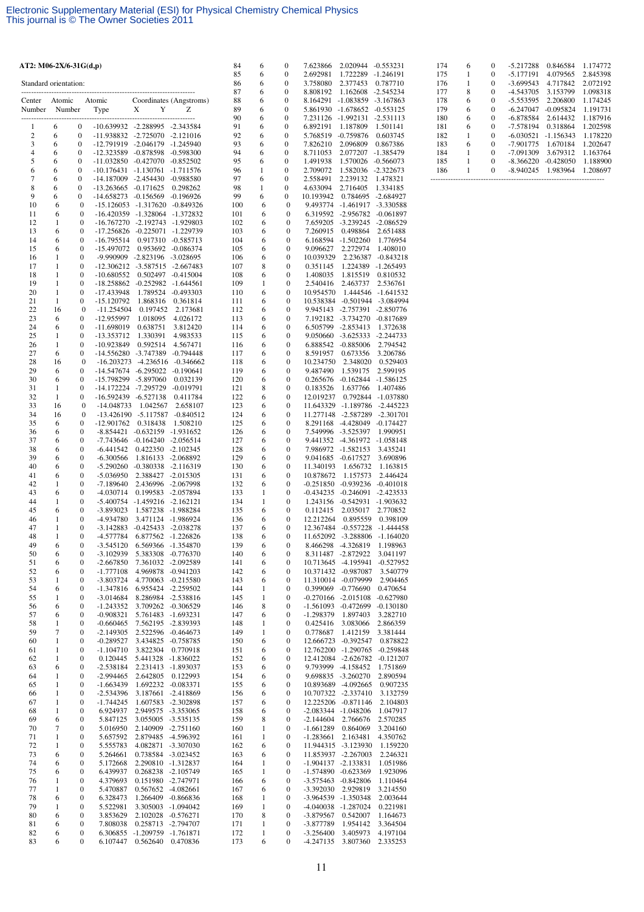**AT2: M06-2X/6-31G(d,p)**

Standard orientation:

| Center Number | Atomic Number | Atomic Type | X | Y | Z |
|---|---|---|---|---|---|
| 1 | 6 | 0 | -10.639932 | -2.288995 | -2.343584 |
| 2 | 6 | 0 | -11.938832 | -2.725070 | -2.121016 |
| 3 | 6 | 0 | -12.791919 | -2.046179 | -1.245940 |
| 4 | 6 | 0 | -12.323589 | -0.878598 | -0.598300 |
| 5 | 6 | 0 | -11.032850 | -0.427070 | -0.852502 |
| 6 | 6 | 0 | -10.176431 | -1.130761 | -1.711576 |
| 7 | 6 | 0 | -14.187009 | -2.454430 | -0.988580 |
| 8 | 6 | 0 | -13.263665 | -0.171625 | 0.298262 |
| 9 | 6 | 0 | -14.658273 | -0.156569 | -0.196926 |
| 10 | 6 | 0 | -15.126053 | -1.317620 | -0.849326 |
| 11 | 6 | 0 | -16.420359 | -1.328064 | -1.372832 |
| 12 | 1 | 0 | -16.767270 | -2.192743 | -1.929803 |
| 13 | 6 | 0 | -17.256826 | -0.225071 | -1.229739 |
| 14 | 6 | 0 | -16.795514 | 0.917310 | -0.585713 |
| 15 | 6 | 0 | -15.497072 | 0.953692 | -0.086374 |
| 16 | 1 | 0 | -9.990909 | -2.823196 | -3.028695 |
| 17 | 1 | 0 | -12.306212 | -3.587515 | -2.667483 |
| 18 | 1 | 0 | -10.680552 | 0.502497 | -0.415004 |
| 19 | 1 | 0 | -18.258862 | -0.252982 | -1.644561 |
| 20 | 1 | 0 | -17.433948 | 1.789524 | -0.493303 |
| 21 | 1 | 0 | -15.120792 | 1.868316 | 0.361814 |
| 22 | 16 | 0 | -11.254504 | 0.197452 | 2.173681 |
| 23 | 6 | 0 | -12.955997 | 1.018995 | 4.026172 |
| 24 | 6 | 0 | -11.698019 | 0.638751 | 3.812420 |
| 25 | 1 | 0 | -13.353712 | 1.330391 | 4.983533 |
| 26 | 1 | 0 | -10.923849 | 0.592514 | 4.567471 |
| 27 | 6 | 0 | -14.556280 | -3.747389 | -0.794448 |
| 28 | 16 | 0 | -16.203273 | -4.236516 | -0.346662 |
| 29 | 6 | 0 | -14.547674 | -6.295022 | -0.190641 |
| 30 | 6 | 0 | -15.798299 | -5.897060 | 0.032139 |
| 31 | 1 | 0 | -14.172224 | -7.295729 | -0.019791 |
| 32 | 1 | 0 | -16.592439 | -6.527138 | 0.411784 |
| 33 | 16 | 0 | -14.048733 | 1.042567 | 2.658107 |
| 34 | 16 | 0 | -13.426190 | -5.117587 | -0.840512 |
| 35 | 6 | 0 | -12.901762 | 0.318438 | 1.508210 |
| 36 | 6 | 0 | -8.854421 | -0.632159 | -1.931652 |
| 37 | 6 | 0 | -7.743646 | -0.164240 | -2.056514 |
| 38 | 6 | 0 | -6.441542 | 0.422350 | -2.102345 |
| 39 | 6 | 0 | -6.300566 | 1.816133 | -2.068892 |
| 40 | 6 | 0 | -5.290260 | -0.380338 | -2.116319 |
| 41 | 6 | 0 | -5.036950 | 2.388427 | -2.015305 |
| 42 | 1 | 0 | -7.189640 | 2.436996 | -2.067998 |
| 43 | 6 | 0 | -4.030714 | 0.199583 | -2.057894 |
| 44 | 1 | 0 | -5.400754 | -1.459216 | -2.162121 |
| 45 | 6 | 0 | -3.893023 | 1.587238 | -1.988284 |
| 46 | 1 | 0 | -4.934780 | 3.471124 | -1.986924 |
| 47 | 1 | 0 | -3.142883 | -0.425433 | -2.038278 |
| 48 | 1 | 0 | -4.577784 | 6.877562 | -1.226826 |
| 49 | 6 | 0 | -3.545120 | 6.569366 | -1.354870 |
| 50 | 6 | 0 | -3.102939 | 5.383308 | -0.776370 |
| 51 | 6 | 0 | -2.667850 | 7.361032 | -2.092589 |
| 52 | 6 | 0 | -1.777108 | 4.969878 | -0.941203 |
| 53 | 1 | 0 | -3.803724 | 4.770063 | -0.215580 |
| 54 | 6 | 0 | -1.347816 | 6.955424 | -2.259502 |
| 55 | 1 | 0 | -3.014684 | 8.286984 | -2.538816 |
| 56 | 6 | 0 | -1.243352 | 3.709262 | -0.306529 |
| 57 | 6 | 0 | -0.908321 | 5.761483 | -1.693231 |
| 58 | 1 | 0 | -0.660465 | 7.562195 | -2.839393 |
| 59 | 7 | 0 | -2.149305 | 2.522596 | -0.464673 |
| 60 | 1 | 0 | -0.289527 | 3.434825 | -0.758785 |
| 61 | 1 | 0 | -1.104710 | 3.822304 | 0.770918 |
| 62 | 1 | 0 | 0.120445 | 5.441328 | -1.836022 |
| 63 | 6 | 0 | -2.538184 | 2.231413 | -1.893037 |
| 64 | 1 | 0 | -2.994465 | 2.642805 | 0.122993 |
| 65 | 1 | 0 | -1.663439 | 1.692232 | -0.083371 |
| 66 | 1 | 0 | -2.534396 | 3.187661 | -2.418869 |
| 67 | 1 | 0 | -1.744245 | 1.607583 | -2.302898 |
| 68 | 1 | 0 | 6.924937 | 2.949575 | -3.353065 |
| 69 | 6 | 0 | 5.847125 | 3.055005 | -3.535135 |
| 70 | 7 | 0 | 5.016950 | 2.140909 | -2.751160 |
| 71 | 1 | 0 | 5.657592 | 2.879485 | -4.596392 |
| 72 | 1 | 0 | 5.555783 | 4.082871 | -3.307030 |
| 73 | 6 | 0 | 5.264661 | 0.738584 | -3.023452 |
| 74 | 6 | 0 | 5.172668 | 2.290810 | -1.312837 |
| 75 | 6 | 0 | 6.439937 | 0.268238 | -2.105749 |
| 76 | 1 | 0 | 4.379693 | 0.151980 | -2.747971 |
| 77 | 1 | 0 | 5.470887 | 0.567652 | -4.082661 |
| 78 | 6 | 0 | 6.328473 | 1.266409 | -0.866836 |
| 79 | 1 | 0 | 5.522981 | 3.305003 | -1.094042 |
| 80 | 6 | 0 | 3.853629 | 2.102028 | -0.576271 |
| 81 | 6 | 0 | 7.808038 | 0.258713 | -2.794707 |
| 82 | 6 | 0 | 6.306855 | -1.209759 | -1.761871 |
| 83 | 6 | 0 | 6.107447 | 0.562640 | 0.470836 |
| 84 | 6 | 0 | 7.623866 | 2.020944 | -0.553231 |
| 85 | 6 | 0 | 2.692981 | 1.722289 | -1.246191 |
| 86 | 6 | 0 | 3.758080 | 2.377453 | 0.787710 |
| 87 | 6 | 0 | 8.808192 | 1.162608 | -2.545234 |
| 88 | 6 | 0 | 8.164291 | -1.083859 | -3.167863 |
| 89 | 6 | 0 | 5.861930 | -1.678652 | -0.553125 |
| 90 | 6 | 0 | 7.231126 | -1.992131 | -2.531113 |
| 91 | 6 | 0 | 6.892191 | 1.187809 | 1.501141 |
| 92 | 6 | 0 | 5.768519 | -0.759876 | 0.603745 |
| 93 | 6 | 0 | 7.826210 | 2.096809 | 0.867386 |
| 94 | 6 | 0 | 8.711053 | 2.077207 | -1.385479 |
| 95 | 6 | 0 | 1.491938 | 1.570026 | -0.566073 |
| 96 | 1 | 0 | 2.709072 | 1.582036 | -2.322673 |
| 97 | 6 | 0 | 2.558491 | 2.239132 | 1.478321 |
| 98 | 1 | 0 | 4.633094 | 2.716405 | 1.334185 |
| 99 | 6 | 0 | 10.193942 | 0.784695 | -2.684927 |
| 100 | 6 | 0 | 9.493774 | -1.461917 | -3.330588 |
| 101 | 6 | 0 | 6.319592 | -2.956782 | -0.061897 |
| 102 | 6 | 0 | 7.659205 | -3.239245 | -2.086529 |
| 103 | 6 | 0 | 7.260915 | 0.498864 | 2.651488 |
| 104 | 6 | 0 | 6.168594 | -1.502260 | 1.776954 |
| 105 | 6 | 0 | 9.096627 | 2.272974 | 1.408010 |
| 106 | 6 | 0 | 10.039329 | 2.236387 | -0.843218 |
| 107 | 8 | 0 | 0.351145 | 1.224389 | -1.265493 |
| 108 | 6 | 0 | 1.408035 | 1.815519 | 0.810532 |
| 109 | 1 | 0 | 2.540416 | 2.463737 | 2.536761 |
| 110 | 6 | 0 | 10.954570 | 1.444546 | -1.641532 |
| 111 | 6 | 0 | 10.538384 | -0.501944 | -3.084994 |
| 112 | 6 | 0 | 9.945143 | -2.757391 | -2.850776 |
| 113 | 6 | 0 | 7.192182 | -3.734270 | -0.817689 |
| 114 | 6 | 0 | 6.505799 | -2.853413 | 1.372638 |
| 115 | 6 | 0 | 9.050660 | -3.625333 | -2.244733 |
| 116 | 6 | 0 | 6.888542 | -0.885006 | 2.794542 |
| 117 | 6 | 0 | 8.591957 | 0.673356 | 3.206786 |
| 118 | 6 | 0 | 10.234750 | 2.348020 | 0.529403 |
| 119 | 6 | 0 | 9.487490 | 1.539175 | 2.599195 |
| 120 | 6 | 0 | 0.265676 | -0.162844 | -1.586125 |
| 121 | 8 | 0 | 0.183526 | 1.637766 | 1.407486 |
| 122 | 6 | 0 | 12.019237 | 0.792844 | -1.037880 |
| 123 | 6 | 0 | 11.643329 | -1.189786 | -2.445223 |
| 124 | 6 | 0 | 11.277148 | -2.587289 | -2.301701 |
| 125 | 6 | 0 | 8.291168 | -4.428049 | -0.174427 |
| 126 | 6 | 0 | 7.549996 | -3.525397 | 1.990951 |
| 127 | 6 | 0 | 9.441352 | -4.361972 | -1.058148 |
| 128 | 6 | 0 | 7.986972 | -1.582153 | 3.435241 |
| 129 | 6 | 0 | 9.041685 | -0.617527 | 3.690896 |
| 130 | 6 | 0 | 11.340193 | 1.656732 | 1.163815 |
| 131 | 6 | 0 | 10.878672 | 1.157573 | 2.446424 |
| 132 | 6 | 0 | -0.251850 | -0.939236 | -0.401018 |
| 133 | 1 | 0 | -0.434235 | -0.246091 | -2.423533 |
| 134 | 1 | 0 | 1.243156 | -0.542931 | -1.903632 |
| 135 | 6 | 0 | 0.112415 | 2.035017 | 2.770852 |
| 136 | 6 | 0 | 12.212264 | 0.895559 | 0.398109 |
| 137 | 6 | 0 | 12.367484 | -0.557228 | -1.444458 |
| 138 | 6 | 0 | 11.652092 | -3.288806 | -1.164020 |
| 139 | 6 | 0 | 8.466298 | -4.326819 | 1.198963 |
| 140 | 6 | 0 | 8.311487 | -2.872922 | 3.041197 |
| 141 | 6 | 0 | 10.713645 | -4.195941 | -0.527952 |
| 142 | 6 | 0 | 10.371432 | -0.987087 | 3.540779 |
| 143 | 6 | 0 | 11.310014 | -0.079999 | 2.904465 |
| 144 | 1 | 0 | 0.399069 | -0.776690 | 0.470654 |
| 145 | 1 | 0 | -0.270166 | -2.015108 | -0.627980 |
| 146 | 8 | 0 | -1.561093 | -0.472699 | -0.130180 |
| 147 | 6 | 0 | -1.298379 | 1.897403 | 3.282710 |
| 148 | 1 | 0 | 0.425416 | 3.083066 | 2.866359 |
| 149 | 1 | 0 | 0.778687 | 1.412159 | 3.381444 |
| 150 | 6 | 0 | 12.666723 | -0.392547 | 0.878822 |
| 151 | 6 | 0 | 12.762200 | -1.290765 | -0.259848 |
| 152 | 6 | 0 | 12.412084 | -2.626782 | -0.121207 |
| 153 | 6 | 0 | 9.793999 | -4.158452 | 1.751869 |
| 154 | 6 | 0 | 9.698835 | -3.260270 | 2.890594 |
| 155 | 6 | 0 | 10.893689 | -4.092665 | 0.907235 |
| 156 | 6 | 0 | 10.707322 | -2.337410 | 3.132759 |
| 157 | 6 | 0 | 12.225206 | -0.871146 | 2.104803 |
| 158 | 6 | 0 | 12.412084 | -2.626782 | -0.121207 |
| 158 | 6 | 0 | -2.083344 | -1.048206 | 1.047917 |
| 159 | 8 | 0 | -2.144604 | 2.766676 | 2.570285 |
| 160 | 1 | 0 | -1.661289 | 0.864069 | 3.204160 |
| 161 | 1 | 0 | -1.283661 | 2.163481 | 4.350762 |
| 162 | 6 | 0 | 11.944315 | -3.123930 | 1.159220 |
| 163 | 6 | 0 | 11.853937 | -2.267003 | 2.246321 |
| 164 | 1 | 0 | -1.904137 | -2.133831 | 1.051986 |
| 165 | 1 | 0 | -1.574890 | -0.623369 | 1.923096 |
| 166 | 6 | 0 | -3.575463 | -0.842806 | 1.110464 |
| 167 | 6 | 0 | -3.392030 | 2.929819 | 3.214550 |
| 168 | 1 | 0 | -3.964539 | -1.350348 | 2.003644 |
| 169 | 1 | 0 | -4.040038 | -1.287024 | 0.221981 |
| 170 | 8 | 0 | -3.879567 | 0.542007 | 1.164673 |
| 171 | 1 | 0 | -3.877789 | 1.954142 | 3.364504 |
| 172 | 1 | 0 | -3.256400 | 3.405973 | 4.197104 |
| 173 | 6 | 0 | -4.247135 | 3.807360 | 2.335253 |
| 174 | 6 | 0 | -5.217288 | 0.846584 | 1.174772 |
| 175 | 1 | 0 | -5.177191 | 4.079565 | 2.845398 |
| 176 | 1 | 0 | -3.699543 | 4.717842 | 2.072192 |
| 177 | 8 | 0 | -4.543705 | 3.153799 | 1.098318 |
| 178 | 6 | 0 | -5.553595 | 2.206800 | 1.174245 |
| 179 | 6 | 0 | -6.247047 | -0.095824 | 1.191731 |
| 180 | 6 | 0 | -6.878584 | 2.614432 | 1.187916 |
| 181 | 6 | 0 | -7.578194 | 0.318864 | 1.202598 |
| 182 | 1 | 0 | -6.030521 | -1.156343 | 1.178220 |
| 183 | 6 | 0 | -7.901775 | 1.670184 | 1.202647 |
| 184 | 1 | 0 | -7.091309 | 3.679312 | 1.163764 |
| 185 | 1 | 0 | -8.366220 | -0.428050 | 1.188900 |
| 186 | 1 | 0 | -8.940245 | 1.983964 | 1.208697 |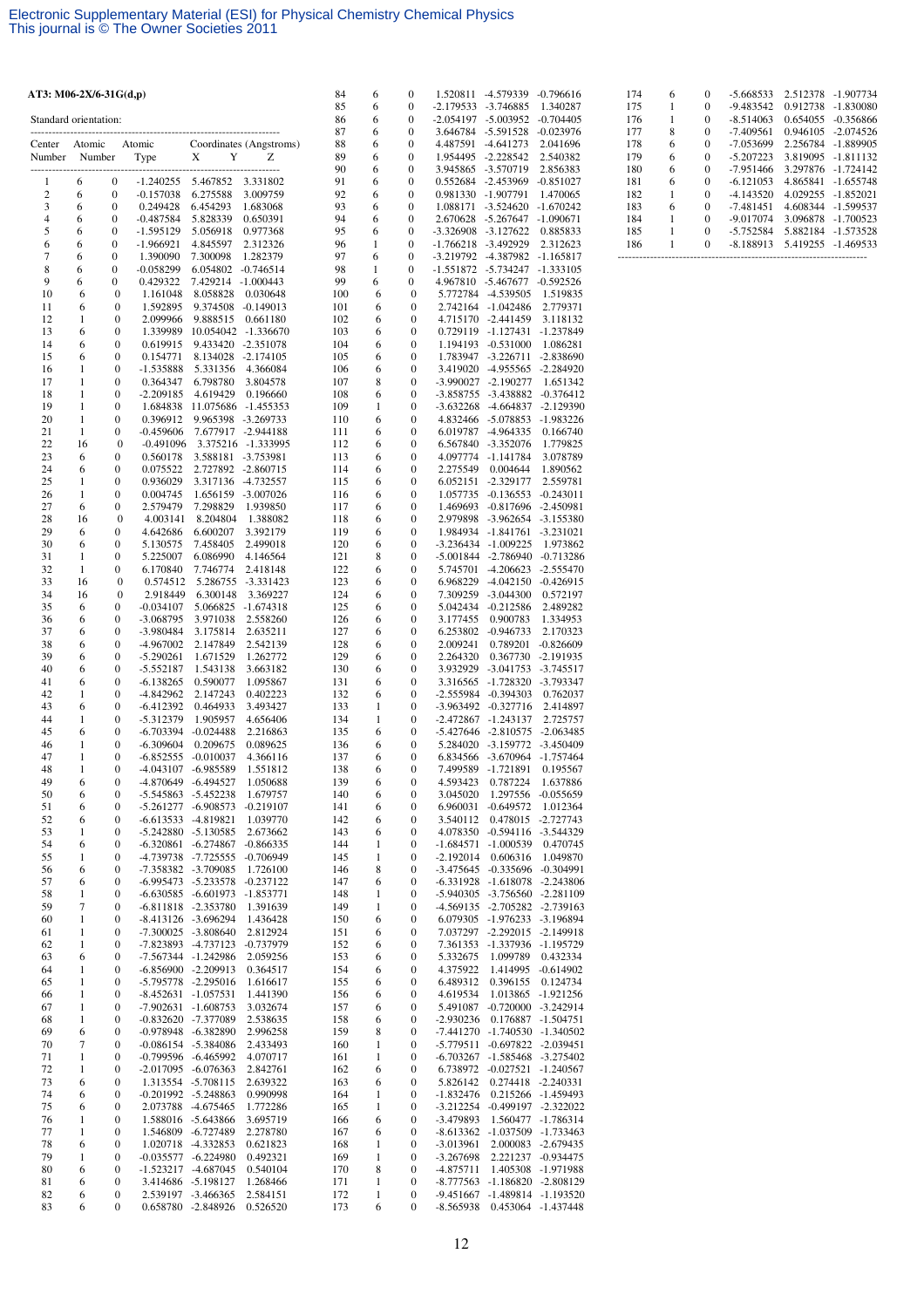**AT3: M06-2X/6-31G(d,p)**

Standard orientation:

| Center Number | Atomic Number | Atomic Type | X | Y | Z |
|---|---|---|---|---|---|
| 1 | 6 | 0 | -1.240255 | 5.467852 | 3.331802 |
| 2 | 6 | 0 | -0.157038 | 6.275588 | 3.009759 |
| 3 | 6 | 0 | 0.249428 | 6.454293 | 1.683068 |
| 4 | 6 | 0 | -0.487584 | 5.828339 | 0.650391 |
| 5 | 6 | 0 | -1.595129 | 5.056918 | 0.977368 |
| 6 | 6 | 0 | -1.966921 | 4.845597 | 2.312326 |
| 7 | 6 | 0 | 1.390090 | 7.300098 | 1.282379 |
| 8 | 6 | 0 | -0.058299 | 6.054802 | -0.746514 |
| 9 | 6 | 0 | 0.429322 | 7.429214 | -1.000443 |
| 10 | 6 | 0 | 1.161048 | 8.058828 | 0.030648 |
| 11 | 6 | 0 | 1.592895 | 9.374508 | -0.149013 |
| 12 | 1 | 0 | 2.099966 | 9.888515 | 0.661180 |
| 13 | 6 | 0 | 1.339989 | 10.054042 | -1.336670 |
| 14 | 6 | 0 | 0.619915 | 9.433420 | -2.351078 |
| 15 | 6 | 0 | 0.154771 | 8.134028 | -2.174105 |
| 16 | 1 | 0 | -1.535888 | 5.331356 | 4.366084 |
| 17 | 1 | 0 | 0.364347 | 6.798780 | 3.804578 |
| 18 | 1 | 0 | -2.209185 | 4.619429 | 0.196660 |
| 19 | 1 | 0 | 1.684838 | 11.075686 | -1.455353 |
| 20 | 1 | 0 | 0.396912 | 9.965398 | -3.269733 |
| 21 | 1 | 0 | -0.459606 | 7.677917 | -2.944188 |
| 22 | 16 | 0 | -0.491096 | 3.375216 | -1.333995 |
| 23 | 6 | 0 | 0.560178 | 3.588181 | -3.753981 |
| 24 | 6 | 0 | 0.075522 | 2.727892 | -2.860715 |
| 25 | 1 | 0 | 0.936029 | 3.317136 | -4.732557 |
| 26 | 1 | 0 | 0.004745 | 1.656159 | -3.007026 |
| 27 | 6 | 0 | 2.579479 | 7.298829 | 1.939850 |
| 28 | 16 | 0 | 4.003141 | 8.204804 | 1.388082 |
| 29 | 6 | 0 | 4.642686 | 6.600207 | 3.392179 |
| 30 | 6 | 0 | 5.130575 | 7.458405 | 2.499018 |
| 31 | 1 | 0 | 5.225007 | 6.086990 | 4.146564 |
| 32 | 1 | 0 | 6.170840 | 7.746774 | 2.418148 |
| 33 | 16 | 0 | 0.574512 | 5.286755 | -3.331423 |
| 34 | 16 | 0 | 2.918449 | 6.300148 | 3.369227 |
| 35 | 6 | 0 | -0.034107 | 5.066825 | -1.674318 |
| 36 | 6 | 0 | -3.068795 | 3.971038 | 2.558260 |
| 37 | 6 | 0 | -3.980484 | 3.175814 | 2.635211 |
| 38 | 6 | 0 | -4.967002 | 2.147849 | 2.542139 |
| 39 | 6 | 0 | -5.290261 | 1.671529 | 1.262772 |
| 40 | 6 | 0 | -5.552187 | 1.543138 | 3.663182 |
| 41 | 6 | 0 | -6.138265 | 0.590077 | 1.095867 |
| 42 | 1 | 0 | -4.842962 | 2.147243 | 0.402223 |
| 43 | 6 | 0 | -6.412392 | 0.464933 | 3.493427 |
| 44 | 1 | 0 | -5.312379 | 1.905957 | 4.656406 |
| 45 | 6 | 0 | -6.703394 | -0.024488 | 2.216863 |
| 46 | 1 | 0 | -6.309604 | 0.209675 | 0.089625 |
| 47 | 1 | 0 | -6.852555 | -0.010037 | 4.366116 |
| 48 | 1 | 0 | -4.043107 | -6.985589 | 1.551812 |
| 49 | 6 | 0 | -4.870649 | -6.494527 | 1.050688 |
| 50 | 6 | 0 | -5.545863 | -5.452238 | 1.679757 |
| 51 | 6 | 0 | -5.261277 | -6.908573 | -0.219107 |
| 52 | 6 | 0 | -6.613533 | -4.819821 | 1.039770 |
| 53 | 1 | 0 | -5.242880 | -5.130585 | 2.673662 |
| 54 | 6 | 0 | -6.320861 | -6.274867 | -0.866335 |
| 55 | 1 | 0 | -4.739738 | -7.725555 | -0.706949 |
| 56 | 6 | 0 | -7.358382 | -3.709085 | 1.726100 |
| 57 | 6 | 0 | -6.995473 | -5.233578 | -0.237122 |
| 58 | 1 | 0 | -6.630585 | -6.601973 | -1.853771 |
| 59 | 7 | 0 | -6.811818 | -2.353780 | 1.391639 |
| 60 | 1 | 0 | -8.413126 | -3.696294 | 1.436428 |
| 61 | 1 | 0 | -7.300025 | -3.808640 | 2.812924 |
| 62 | 1 | 0 | -7.823893 | -4.737123 | -0.737979 |
| 63 | 6 | 0 | -7.567344 | -1.242986 | 2.059256 |
| 64 | 1 | 0 | -6.856900 | -2.209913 | 0.364517 |
| 65 | 1 | 0 | -5.795778 | -2.295016 | 1.616617 |
| 66 | 1 | 0 | -8.452631 | -1.057531 | 1.441390 |
| 67 | 1 | 0 | -7.902631 | -1.608753 | 3.032674 |
| 68 | 1 | 0 | -0.832620 | -7.377089 | 2.538635 |
| 69 | 6 | 0 | -0.978948 | -6.382890 | 2.996258 |
| 70 | 7 | 0 | -0.086154 | -5.384086 | 2.433493 |
| 71 | 1 | 0 | -0.799596 | -6.465992 | 4.070717 |
| 72 | 1 | 0 | -2.017095 | -6.076363 | 2.842761 |
| 73 | 6 | 0 | 1.313554 | -5.708115 | 2.639322 |
| 74 | 6 | 0 | -0.201992 | -5.248863 | 0.990998 |
| 75 | 6 | 0 | 2.073788 | -4.675465 | 1.772286 |
| 76 | 1 | 0 | 1.588016 | -5.643866 | 3.695719 |
| 77 | 1 | 0 | 1.546809 | -6.727489 | 2.278780 |
| 78 | 6 | 0 | 1.020718 | -4.332853 | 0.621823 |
| 79 | 1 | 0 | -0.035577 | -6.224980 | 0.492321 |
| 80 | 6 | 0 | -1.523217 | -4.687045 | 0.540104 |
| 81 | 6 | 0 | 3.414686 | -5.198127 | 1.268466 |
| 82 | 6 | 0 | 2.539197 | -3.466365 | 2.584151 |
| 83 | 6 | 0 | 0.658780 | -2.848926 | 0.526520 |
| 84 | 6 | 0 | 1.520811 | -4.579339 | -0.796616 |
| 85 | 6 | 0 | -2.179533 | -3.746885 | 1.340287 |
| 86 | 6 | 0 | -2.054197 | -5.003952 | -0.704405 |
| 87 | 6 | 0 | 3.646784 | -5.591528 | -0.023976 |
| 88 | 6 | 0 | 4.487591 | -4.641273 | 2.041696 |
| 89 | 6 | 0 | 1.954495 | -2.228542 | 2.540382 |
| 90 | 6 | 0 | 3.945865 | -3.570719 | 2.856383 |
| 91 | 6 | 0 | 0.552684 | -2.453969 | -0.851027 |
| 92 | 6 | 0 | 0.981330 | -1.907791 | 1.470065 |
| 93 | 6 | 0 | 1.088171 | -3.524620 | -1.670242 |
| 94 | 6 | 0 | 2.670628 | -5.267647 | -1.090671 |
| 95 | 6 | 0 | -3.326908 | -3.127622 | 0.885833 |
| 96 | 1 | 0 | -1.766218 | -3.492929 | 2.312623 |
| 97 | 6 | 0 | -3.219792 | -4.387982 | -1.165817 |
| 98 | 1 | 0 | -1.551872 | -5.734247 | -1.333105 |
| 99 | 6 | 0 | 4.967810 | -5.467677 | -0.592526 |
| 100 | 6 | 0 | 5.772784 | -4.539505 | 1.519835 |
| 101 | 6 | 0 | 2.742164 | -1.042486 | 2.779371 |
| 102 | 6 | 0 | 4.715170 | -2.441459 | 3.118132 |
| 103 | 6 | 0 | 0.729119 | -1.127431 | -1.237849 |
| 104 | 6 | 0 | 1.194193 | -0.531000 | 1.086281 |
| 105 | 6 | 0 | 1.783947 | -3.226711 | -2.838690 |
| 106 | 6 | 0 | 3.419020 | -4.955565 | -2.284920 |
| 107 | 8 | 0 | -3.990027 | -2.190277 | 1.651342 |
| 108 | 6 | 0 | -3.858755 | -3.438882 | -0.376412 |
| 109 | 1 | 0 | -3.632268 | -4.664837 | -2.129390 |
| 110 | 6 | 0 | 4.832466 | -5.078853 | -1.983226 |
| 111 | 6 | 0 | 6.019787 | -4.964335 | 0.166740 |
| 112 | 6 | 0 | 6.567840 | -3.352076 | 1.779825 |
| 113 | 6 | 0 | 4.097774 | -1.141784 | 3.078789 |
| 114 | 6 | 0 | 2.275549 | 0.004644 | 1.890562 |
| 115 | 6 | 0 | 6.052151 | -2.329177 | 2.559781 |
| 116 | 6 | 0 | 1.057735 | -0.136553 | -0.243011 |
| 117 | 6 | 0 | 1.469693 | -0.817696 | -2.450981 |
| 118 | 6 | 0 | 2.979898 | -3.962654 | -3.155380 |
| 119 | 6 | 0 | 1.984934 | -1.841761 | -3.231021 |
| 120 | 6 | 0 | -3.236434 | -1.009225 | 1.973862 |
| 121 | 8 | 0 | -5.001844 | -2.786940 | -0.713286 |
| 122 | 6 | 0 | 5.745701 | -4.206623 | -2.555470 |
| 123 | 6 | 0 | 6.968229 | -4.042150 | -0.426915 |
| 124 | 6 | 0 | 7.309259 | -3.044300 | 0.572197 |
| 125 | 6 | 0 | 5.042434 | -0.212586 | 2.489282 |
| 126 | 6 | 0 | 3.177455 | 0.900783 | 1.334953 |
| 127 | 6 | 0 | 6.253802 | -0.946733 | 2.170323 |
| 128 | 6 | 0 | 2.009241 | 0.789201 | -0.826609 |
| 129 | 6 | 0 | 2.264320 | 0.367730 | -2.191935 |
| 130 | 6 | 0 | 3.932929 | -3.041753 | -3.745517 |
| 131 | 6 | 0 | 3.316565 | -1.728320 | -3.793347 |
| 132 | 6 | 0 | -2.555984 | -0.394303 | 0.762037 |
| 133 | 1 | 0 | -3.963492 | -0.327716 | 2.414897 |
| 134 | 1 | 0 | -2.472867 | -1.243137 | 2.725757 |
| 135 | 6 | 0 | -5.427646 | -2.810575 | -2.063485 |
| 136 | 6 | 0 | 5.284020 | -3.159772 | -3.450409 |
| 137 | 6 | 0 | 6.834566 | -3.670964 | -1.757464 |
| 138 | 6 | 0 | 7.499589 | -1.721891 | 0.195567 |
| 139 | 6 | 0 | 4.593423 | 0.787224 | 1.637886 |
| 140 | 6 | 0 | 3.045020 | 1.297556 | -0.055659 |
| 141 | 6 | 0 | 6.960031 | -0.649572 | 1.012364 |
| 142 | 6 | 0 | 3.540112 | 0.478015 | -2.727743 |
| 143 | 6 | 0 | 4.078350 | -0.594116 | -3.544329 |
| 144 | 1 | 0 | -1.684571 | -1.000539 | 0.470745 |
| 145 | 1 | 0 | -2.192014 | 0.606316 | 1.049870 |
| 146 | 8 | 0 | -3.475645 | -0.335696 | -0.304991 |
| 147 | 6 | 0 | -6.331928 | -1.618078 | -2.243806 |
| 148 | 1 | 0 | -5.940305 | -3.756560 | -2.281109 |
| 149 | 1 | 0 | -4.569135 | -2.705282 | -2.739163 |
| 150 | 6 | 0 | 6.079305 | -1.976233 | -3.196894 |
| 151 | 6 | 0 | 7.037297 | -2.292015 | -2.149918 |
| 152 | 6 | 0 | 7.361353 | -1.337936 | -1.195729 |
| 153 | 6 | 0 | 5.332675 | 1.099789 | 0.432334 |
| 154 | 6 | 0 | 4.375922 | 1.414995 | -0.614902 |
| 155 | 6 | 0 | 6.489312 | 0.396155 | 0.124734 |
| 156 | 6 | 0 | 4.619534 | 1.013865 | -1.921256 |
| 157 | 6 | 0 | 5.491087 | -0.720000 | -3.242914 |
| 158 | 6 | 0 | -2.930236 | 0.176887 | -1.504751 |
| 159 | 8 | 0 | -7.441270 | -1.740530 | -1.340502 |
| 160 | 1 | 0 | -5.779511 | -0.697822 | -2.039451 |
| 161 | 1 | 0 | -6.703267 | -1.585468 | -3.275402 |
| 162 | 6 | 0 | 6.738972 | -0.027521 | -1.240567 |
| 163 | 6 | 0 | 5.826142 | 0.274418 | -2.240331 |
| 164 | 1 | 0 | -1.832476 | 0.215266 | -1.459493 |
| 165 | 1 | 0 | -3.212254 | -0.499197 | -2.322022 |
| 166 | 6 | 0 | -3.479893 | 1.560477 | -1.786314 |
| 167 | 6 | 0 | -8.613362 | -1.037509 | -1.733463 |
| 168 | 1 | 0 | -3.013961 | 2.000083 | -2.679435 |
| 169 | 1 | 0 | -3.267698 | 2.221237 | -0.934475 |
| 170 | 8 | 0 | -4.875711 | 1.405308 | -1.971988 |
| 171 | 1 | 0 | -8.777563 | -1.186820 | -2.808129 |
| 172 | 1 | 0 | -9.451667 | -1.489814 | -1.193520 |
| 173 | 6 | 0 | -8.565938 | 0.453064 | -1.437448 |
| 174 | 6 | 0 | -5.668533 | 2.512378 | -1.907734 |
| 175 | 1 | 0 | -9.483542 | 0.912738 | -1.830080 |
| 176 | 1 | 0 | -8.514063 | 0.654055 | -0.356866 |
| 177 | 8 | 0 | -7.409561 | 0.946105 | -2.074526 |
| 178 | 6 | 0 | -7.053699 | 2.256780 | -1.889905 |
| 179 | 6 | 0 | -5.207223 | 3.819095 | -1.811132 |
| 180 | 6 | 0 | -7.951466 | 3.297876 | -1.724142 |
| 181 | 6 | 0 | -6.121053 | 4.865841 | -1.655748 |
| 182 | 1 | 0 | -4.143520 | 4.029255 | -1.852021 |
| 183 | 6 | 0 | -7.481451 | 4.608344 | -1.599537 |
| 184 | 1 | 0 | -9.017074 | 3.096878 | -1.700523 |
| 185 | 1 | 0 | -5.752584 | 5.882184 | -1.573528 |
| 186 | 1 | 0 | -8.188913 | 5.419255 | -1.469533 |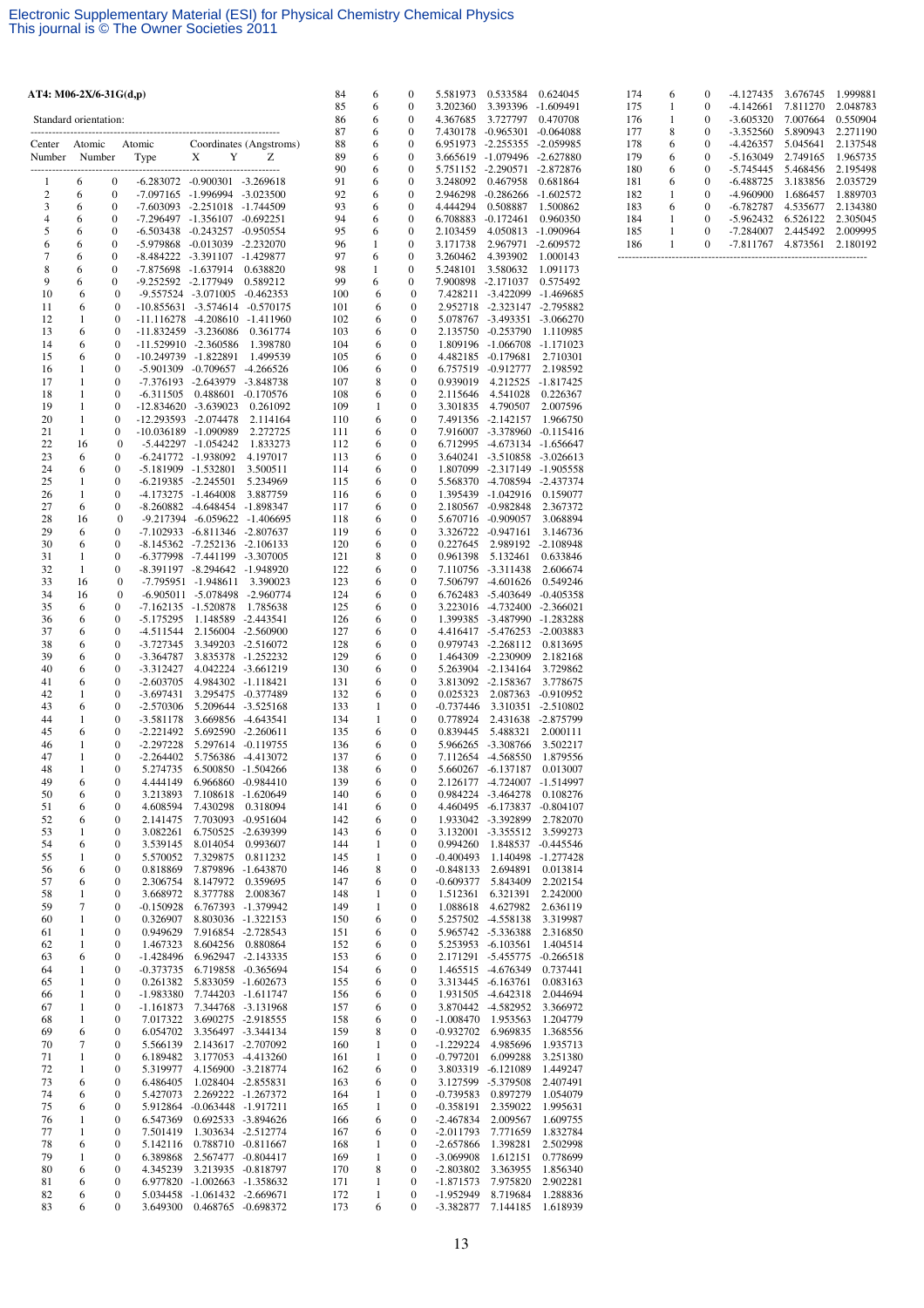**AT4: M06-2X/6-31G(d,p)**

Standard orientation:

| Center Number | Atomic Number | Atomic Type | X | Y | Z |
|---|---|---|---|---|---|
| 1 | 6 | 0 | -6.283072 | -0.900301 | -3.269618 |
| 2 | 6 | 0 | -7.097165 | -1.996994 | -3.023500 |
| 3 | 6 | 0 | -7.603093 | -2.251018 | -1.744509 |
| 4 | 6 | 0 | -7.296497 | -1.356107 | -0.692251 |
| 5 | 6 | 0 | -6.503438 | -0.243257 | -0.950554 |
| 6 | 6 | 0 | -5.979868 | -0.013039 | -2.232070 |
| 7 | 6 | 0 | -8.484222 | -3.391107 | -1.429877 |
| 8 | 6 | 0 | -7.875698 | -1.637914 | 0.638820 |
| 9 | 6 | 0 | -9.252592 | -2.177949 | 0.589212 |
| 10 | 6 | 0 | -9.557524 | -3.071005 | -0.462353 |
| 11 | 6 | 0 | -10.855631 | -3.574614 | -0.570175 |
| 12 | 1 | 0 | -11.116278 | -4.208610 | -1.411960 |
| 13 | 6 | 0 | -11.832459 | -3.236086 | 0.361774 |
| 14 | 6 | 0 | -11.529910 | -2.360586 | 1.398780 |
| 15 | 6 | 0 | -10.249739 | -1.822891 | 1.499539 |
| 16 | 1 | 0 | -5.901309 | -0.709657 | -4.266526 |
| 17 | 1 | 0 | -7.376193 | -2.643979 | -3.848738 |
| 18 | 1 | 0 | -6.311505 | 0.488601 | -0.170576 |
| 19 | 1 | 0 | -12.834620 | -3.639023 | 0.261092 |
| 20 | 1 | 0 | -12.293593 | -2.074478 | 2.114164 |
| 21 | 1 | 0 | -10.036189 | -1.090989 | 2.272725 |
| 22 | 16 | 0 | -5.442297 | -1.054242 | 1.833273 |
| 23 | 6 | 0 | -6.241772 | -1.938092 | 4.197017 |
| 24 | 6 | 0 | -5.181909 | -1.532801 | 3.500511 |
| 25 | 1 | 0 | -6.219385 | -2.245501 | 5.234969 |
| 26 | 1 | 0 | -4.173275 | -1.464008 | 3.887759 |
| 27 | 6 | 0 | -8.260882 | -4.648454 | -1.898347 |
| 28 | 16 | 0 | -9.217394 | -6.059622 | -1.406695 |
| 29 | 6 | 0 | -7.102933 | -6.811346 | -2.807637 |
| 30 | 6 | 0 | -8.145362 | -7.252136 | -2.106133 |
| 31 | 1 | 0 | -6.377998 | -7.441199 | -3.307005 |
| 32 | 1 | 0 | -8.391197 | -8.294642 | -1.948920 |
| 33 | 16 | 0 | -7.795951 | -1.948611 | 3.390023 |
| 34 | 16 | 0 | -6.905011 | -5.078498 | -2.960774 |
| 35 | 6 | 0 | -7.162135 | -1.520878 | 1.785638 |
| 36 | 6 | 0 | -5.175295 | 1.148589 | -2.443541 |
| 37 | 6 | 0 | -4.511544 | 2.156004 | -2.560900 |
| 38 | 6 | 0 | -3.727345 | 3.349203 | -2.516072 |
| 39 | 6 | 0 | -3.364787 | 3.835378 | -1.252232 |
| 40 | 6 | 0 | -3.312427 | 4.042224 | -3.661219 |
| 41 | 6 | 0 | -2.603705 | 4.984302 | -1.118421 |
| 42 | 1 | 0 | -3.697431 | 3.295475 | -0.377489 |
| 43 | 6 | 0 | -2.570306 | 5.209644 | -3.525168 |
| 44 | 1 | 0 | -3.581178 | 3.669856 | -4.643541 |
| 45 | 6 | 0 | -2.221492 | 5.692590 | -2.260611 |
| 46 | 1 | 0 | -2.297228 | 5.297614 | -0.119755 |
| 47 | 1 | 0 | -2.264402 | 5.756386 | -4.413072 |
| 48 | 1 | 0 | 5.274735 | 6.500850 | -1.504266 |
| 49 | 6 | 0 | 4.444149 | 6.966860 | -0.984410 |
| 50 | 6 | 0 | 3.213893 | 7.108618 | -1.620649 |
| 51 | 6 | 0 | 4.608594 | 7.430298 | 0.318094 |
| 52 | 6 | 0 | 2.141475 | 7.703093 | -0.951604 |
| 53 | 1 | 0 | 3.082261 | 6.750525 | -2.639399 |
| 54 | 6 | 0 | 3.539145 | 8.014054 | 0.993607 |
| 55 | 1 | 0 | 5.570052 | 7.329875 | 0.811232 |
| 56 | 6 | 0 | 0.818869 | 7.879896 | -1.643870 |
| 57 | 6 | 0 | 2.306754 | 8.147972 | 0.359695 |
| 58 | 1 | 0 | 3.668972 | 8.377788 | 2.008367 |
| 59 | 7 | 0 | -0.150928 | 6.767393 | -1.379942 |
| 60 | 1 | 0 | 0.326907 | 8.803036 | -1.322153 |
| 61 | 1 | 0 | 0.949629 | 7.916854 | -2.728543 |
| 62 | 1 | 0 | 1.467323 | 8.604256 | 0.880864 |
| 63 | 6 | 0 | -1.428496 | 6.962947 | -2.143335 |
| 64 | 1 | 0 | -0.373735 | 6.719858 | -0.365694 |
| 65 | 1 | 0 | 0.261382 | 5.833059 | -1.602673 |
| 66 | 1 | 0 | -1.983380 | 7.744203 | -1.611747 |
| 67 | 1 | 0 | -1.161873 | 7.344768 | -3.131968 |
| 68 | 1 | 0 | 7.017322 | 3.690275 | -2.918555 |
| 69 | 6 | 0 | 6.054702 | 3.356497 | -3.344134 |
| 70 | 7 | 0 | 5.566139 | 2.143617 | -2.707092 |
| 71 | 1 | 0 | 6.189482 | 3.177053 | -4.413260 |
| 72 | 1 | 0 | 5.319977 | 4.156900 | -3.218774 |
| 73 | 6 | 0 | 6.486405 | 1.028404 | -2.855831 |
| 74 | 6 | 0 | 5.427073 | 2.269222 | -1.267372 |
| 75 | 6 | 0 | 5.912864 | -0.063448 | -1.917211 |
| 76 | 1 | 0 | 6.547369 | 0.692533 | -3.894626 |
| 77 | 1 | 0 | 7.501419 | 1.303634 | -2.512774 |
| 78 | 6 | 0 | 5.142116 | 0.788710 | -0.811667 |
| 79 | 1 | 0 | 6.389868 | 2.567477 | -0.804417 |
| 80 | 6 | 0 | 4.345239 | 3.213935 | -0.818797 |
| 81 | 6 | 0 | 6.977820 | -1.002663 | -1.358632 |
| 82 | 6 | 0 | 5.034458 | -1.061432 | -2.669671 |
| 83 | 6 | 0 | 3.649300 | 0.468765 | -0.698372 |
| 84 | 6 | 0 | 5.581973 | 0.533584 | 0.624045 |
| 85 | 6 | 0 | 3.202360 | 3.393396 | -1.609491 |
| 86 | 6 | 0 | 4.367685 | 3.727797 | 0.470708 |
| 87 | 6 | 0 | 7.430178 | -0.965301 | -0.064088 |
| 88 | 6 | 0 | 6.951973 | -2.255355 | -2.059985 |
| 89 | 6 | 0 | 3.665619 | -1.079496 | -2.627880 |
| 90 | 6 | 0 | 5.751152 | -2.290571 | -2.872876 |
| 91 | 6 | 0 | 3.248092 | 0.467958 | 0.681864 |
| 92 | 6 | 0 | 2.946298 | -0.286266 | -1.602572 |
| 93 | 6 | 0 | 4.444294 | 0.508887 | 1.500862 |
| 94 | 6 | 0 | 6.708883 | -0.172461 | 0.960350 |
| 95 | 6 | 0 | 2.103459 | 4.050813 | -1.090964 |
| 96 | 1 | 0 | 3.171738 | 2.967971 | -2.609572 |
| 97 | 6 | 0 | 3.260462 | 4.393902 | 1.000143 |
| 98 | 1 | 0 | 5.248101 | 3.580632 | 1.091173 |
| 99 | 6 | 0 | 7.900898 | -2.171037 | 0.575492 |
| 100 | 6 | 0 | 7.428211 | -3.422099 | -1.469685 |
| 101 | 6 | 0 | 2.952718 | -2.323147 | -2.795882 |
| 102 | 6 | 0 | 5.078767 | -3.493351 | -3.066270 |
| 103 | 6 | 0 | 2.135750 | -0.253790 | 1.110985 |
| 104 | 6 | 0 | 1.809196 | -1.066708 | -1.171023 |
| 105 | 6 | 0 | 4.482185 | -0.179681 | 2.710301 |
| 106 | 6 | 0 | 6.757519 | -0.912777 | 2.198592 |
| 107 | 8 | 0 | 0.939019 | 4.212525 | -1.817425 |
| 108 | 6 | 0 | 2.115646 | 4.541028 | 0.226367 |
| 109 | 1 | 0 | 3.301835 | 4.790507 | 2.007596 |
| 110 | 6 | 0 | 7.491356 | -2.142157 | 1.966750 |
| 111 | 6 | 0 | 7.916007 | -3.378960 | -0.115416 |
| 112 | 6 | 0 | 6.712995 | -4.673134 | -1.656647 |
| 113 | 6 | 0 | 3.640241 | -3.510858 | -3.026613 |
| 114 | 6 | 0 | 1.807099 | -2.317149 | -1.905558 |
| 115 | 6 | 0 | 5.568370 | -4.708594 | -2.437374 |
| 116 | 6 | 0 | 1.395439 | -1.042916 | 0.159077 |
| 117 | 6 | 0 | 2.180567 | -0.982848 | 2.367372 |
| 118 | 6 | 0 | 5.670716 | -0.909057 | 3.068894 |
| 119 | 6 | 0 | 3.326722 | -0.947161 | 3.146736 |
| 120 | 6 | 0 | 0.227645 | 2.989192 | -2.108948 |
| 121 | 8 | 0 | 0.961398 | 5.132461 | 0.633846 |
| 122 | 6 | 0 | 7.110756 | -3.311438 | 2.606674 |
| 123 | 6 | 0 | 7.506797 | -4.601626 | 0.549246 |
| 124 | 6 | 0 | 6.762483 | -5.403649 | -0.405358 |
| 125 | 6 | 0 | 3.223016 | -4.732400 | -2.366021 |
| 126 | 6 | 0 | 1.399385 | -3.487990 | -1.283288 |
| 127 | 6 | 0 | 4.416417 | -5.476253 | -2.003883 |
| 128 | 6 | 0 | 0.979743 | -2.268112 | 0.813695 |
| 129 | 6 | 0 | 1.464309 | -2.230909 | 2.182168 |
| 130 | 6 | 0 | 5.263904 | -2.134164 | 3.729862 |
| 131 | 6 | 0 | 3.813092 | -2.158367 | 3.778675 |
| 132 | 6 | 0 | 0.025323 | 2.087363 | -0.910952 |
| 133 | 1 | 0 | -0.737446 | 3.310351 | -2.510802 |
| 134 | 1 | 0 | 0.778924 | 2.431638 | -2.875799 |
| 135 | 6 | 0 | 0.839445 | 5.488321 | 2.000111 |
| 136 | 6 | 0 | 5.966265 | -3.308766 | 3.502217 |
| 137 | 6 | 0 | 7.112654 | -4.568550 | 1.879556 |
| 138 | 6 | 0 | 5.660267 | -6.137187 | 0.013007 |
| 139 | 6 | 0 | 2.126177 | -4.724007 | -1.514997 |
| 140 | 6 | 0 | 0.984224 | -3.464278 | 0.108276 |
| 141 | 6 | 0 | 4.460495 | -6.173837 | -0.804107 |
| 142 | 6 | 0 | 1.933042 | -3.392899 | 2.782070 |
| 143 | 6 | 0 | 3.132001 | -3.355512 | 3.599273 |
| 144 | 1 | 0 | 0.994260 | 1.848537 | -0.445546 |
| 145 | 1 | 0 | -0.400493 | 1.140498 | -1.277428 |
| 146 | 8 | 0 | -0.848133 | 2.694891 | 0.013814 |
| 147 | 6 | 0 | -0.609377 | 5.843409 | 2.202154 |
| 148 | 1 | 0 | 1.512361 | 6.321391 | 2.242000 |
| 149 | 1 | 0 | 1.088618 | 4.627982 | 2.636119 |
| 150 | 6 | 0 | 5.257502 | -4.558138 | 3.319987 |
| 151 | 6 | 0 | 5.965742 | -5.336388 | 2.316850 |
| 152 | 6 | 0 | 5.253953 | -6.103561 | 1.404514 |
| 153 | 6 | 0 | 2.171291 | -5.455775 | -0.266518 |
| 154 | 6 | 0 | 1.465515 | -4.676349 | 0.737441 |
| 155 | 6 | 0 | 3.313445 | -6.163761 | 0.083163 |
| 156 | 6 | 0 | 1.931505 | -4.642318 | 2.044694 |
| 157 | 6 | 0 | 3.870442 | -4.582952 | 3.366972 |
| 158 | 6 | 0 | -1.008470 | 1.953563 | 1.204779 |
| 159 | 8 | 0 | -0.932702 | 6.969835 | 1.368556 |
| 160 | 1 | 0 | -1.229224 | 4.985696 | 1.935713 |
| 161 | 1 | 0 | -0.797201 | 6.099288 | 3.251380 |
| 162 | 6 | 0 | 3.803319 | -6.121089 | 1.449247 |
| 163 | 6 | 0 | 3.127599 | -5.379508 | 2.407491 |
| 164 | 1 | 0 | -0.739583 | 0.897279 | 1.054079 |
| 165 | 1 | 0 | -0.358191 | 2.359022 | 1.995631 |
| 166 | 6 | 0 | -2.467834 | 2.009567 | 1.609755 |
| 167 | 6 | 0 | -2.011793 | 7.771659 | 1.832784 |
| 168 | 1 | 0 | -2.657866 | 1.398281 | 2.502998 |
| 169 | 1 | 0 | -3.069908 | 1.612151 | 0.778699 |
| 170 | 8 | 0 | -2.803802 | 3.363955 | 1.856340 |
| 171 | 1 | 0 | -1.871573 | 7.975820 | 2.902281 |
| 172 | 1 | 0 | -1.952949 | 8.719684 | 1.288836 |
| 173 | 6 | 0 | -3.382877 | 7.144185 | 1.618939 |
| 174 | 6 | 0 | -4.127435 | 3.676745 | 1.999881 |
| 175 | 1 | 0 | -4.142661 | 7.811270 | 2.048783 |
| 176 | 1 | 0 | -3.605320 | 7.007664 | 0.550904 |
| 177 | 8 | 0 | -3.352560 | 5.890943 | 2.271190 |
| 178 | 6 | 0 | -4.426357 | 5.045641 | 2.137548 |
| 179 | 6 | 0 | -5.163049 | 2.749165 | 1.965735 |
| 180 | 6 | 0 | -5.745445 | 5.468456 | 2.195498 |
| 181 | 6 | 0 | -6.488725 | 3.183856 | 2.035729 |
| 182 | 1 | 0 | -4.960900 | 1.686457 | 1.889703 |
| 183 | 6 | 0 | -6.782787 | 4.535677 | 2.134380 |
| 184 | 1 | 0 | -5.962432 | 6.526122 | 2.305045 |
| 185 | 1 | 0 | -7.284007 | 2.445492 | 2.009995 |
| 186 | 1 | 0 | -7.811767 | 4.873561 | 2.180192 |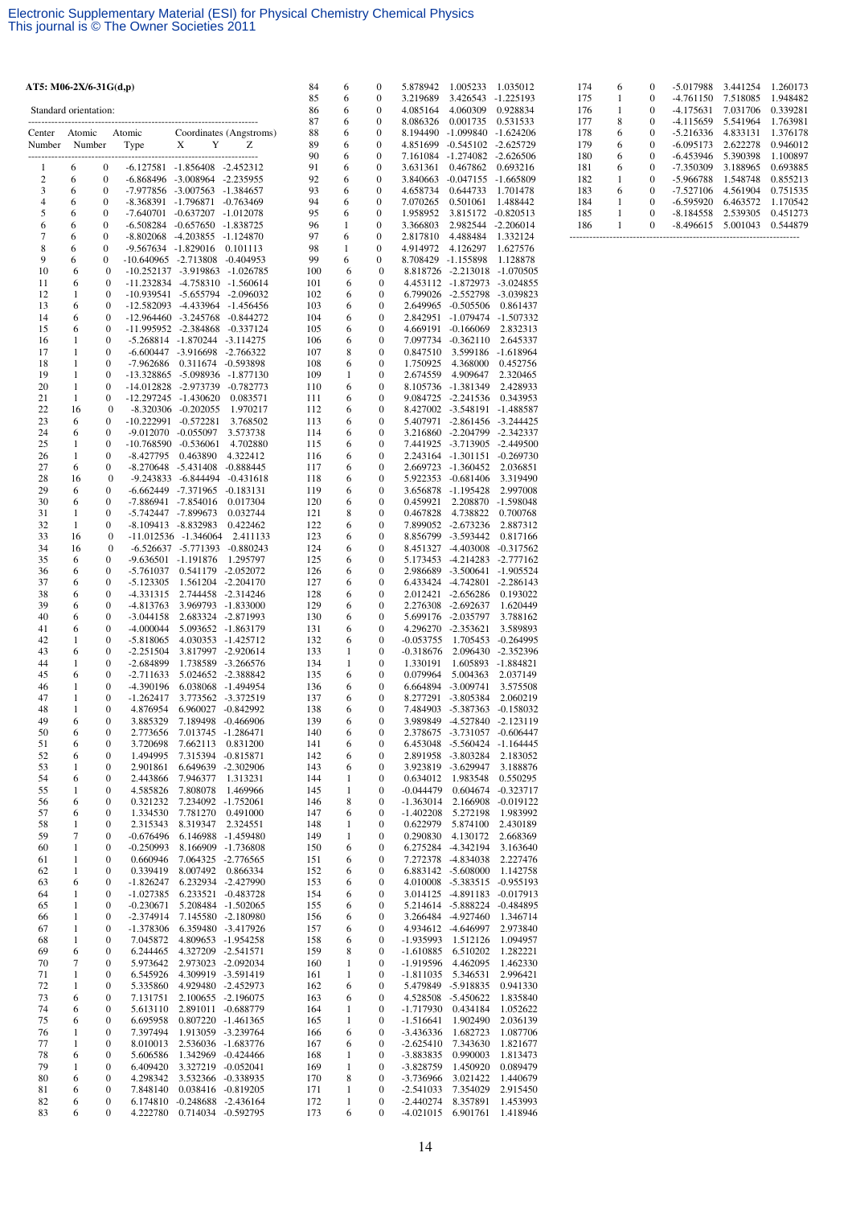**AT5: M06-2X/6-31G(d,p)**

Standard orientation:

| Center Number | Atomic Number | Atomic Type | X | Y | Z |
|---|---|---|---|---|---|
| 1 | 6 | 0 | -6.127581 | -1.856408 | -2.452312 |
| 2 | 6 | 0 | -6.868496 | -3.008964 | -2.235955 |
| 3 | 6 | 0 | -7.977856 | -3.007563 | -1.384657 |
| 4 | 6 | 0 | -8.368391 | -1.796871 | -0.763469 |
| 5 | 6 | 0 | -7.640701 | -0.637207 | -1.012078 |
| 6 | 6 | 0 | -6.508284 | -0.657650 | -1.838725 |
| 7 | 6 | 0 | -8.802068 | -4.203855 | -1.124870 |
| 8 | 6 | 0 | -9.567634 | -1.829016 | 0.101113 |
| 9 | 6 | 0 | -10.640965 | -2.713808 | -0.404953 |
| 10 | 6 | 0 | -10.252137 | -3.919863 | -1.026785 |
| 11 | 6 | 0 | -11.232834 | -4.758310 | -1.560614 |
| 12 | 1 | 0 | -10.939541 | -5.655794 | -2.096032 |
| 13 | 6 | 0 | -12.582093 | -4.433964 | -1.456456 |
| 14 | 6 | 0 | -12.964460 | -3.245768 | -0.844272 |
| 15 | 6 | 0 | -11.995952 | -2.384868 | -0.337124 |
| 16 | 1 | 0 | -5.268814 | -1.870244 | -3.114275 |
| 17 | 1 | 0 | -6.600447 | -3.916698 | -2.766322 |
| 18 | 1 | 0 | -7.962686 | 0.311674 | -0.593898 |
| 19 | 1 | 0 | -13.328865 | -5.098936 | -1.877130 |
| 20 | 1 | 0 | -14.012828 | -2.973739 | -0.782773 |
| 21 | 1 | 0 | -12.297245 | -1.430620 | 0.083571 |
| 22 | 16 | 0 | -8.320306 | -0.202055 | 1.970217 |
| 23 | 6 | 0 | -10.222991 | -0.572281 | 3.768502 |
| 24 | 6 | 0 | -9.012070 | -0.055097 | 3.573738 |
| 25 | 1 | 0 | -10.768590 | -0.536061 | 4.702880 |
| 26 | 1 | 0 | -8.427795 | 0.463890 | 4.322412 |
| 27 | 6 | 0 | -8.270648 | -5.431408 | -0.888445 |
| 28 | 16 | 0 | -9.243833 | -6.844494 | -0.431618 |
| 29 | 6 | 0 | -6.662449 | -7.371965 | -0.183131 |
| 30 | 6 | 0 | -7.886941 | -7.854016 | 0.017304 |
| 31 | 1 | 0 | -5.742447 | -7.899673 | 0.032744 |
| 32 | 1 | 0 | -8.109413 | -8.832983 | 0.422462 |
| 33 | 16 | 0 | -11.012536 | -1.346064 | 2.411133 |
| 34 | 16 | 0 | -6.526637 | -5.771393 | -0.880243 |
| 35 | 6 | 0 | -9.636501 | -1.191876 | 1.295797 |
| 36 | 6 | 0 | -5.761037 | 0.541179 | -2.052072 |
| 37 | 6 | 0 | -5.123305 | 1.561204 | -2.204170 |
| 38 | 6 | 0 | -4.331315 | 2.744458 | -2.314246 |
| 39 | 6 | 0 | -4.813763 | 3.969793 | -1.833000 |
| 40 | 6 | 0 | -3.044158 | 2.683324 | -2.871993 |
| 41 | 6 | 0 | -4.000044 | 5.093652 | -1.863179 |
| 42 | 1 | 0 | -5.818065 | 4.030353 | -1.425712 |
| 43 | 6 | 0 | -2.251504 | 3.817997 | -2.920614 |
| 44 | 1 | 0 | -2.684899 | 1.738589 | -3.266576 |
| 45 | 6 | 0 | -2.711633 | 5.024652 | -2.388842 |
| 46 | 1 | 0 | -4.390196 | 6.038068 | -1.494954 |
| 47 | 1 | 0 | -1.262417 | 3.773562 | -3.372519 |
| 48 | 1 | 0 | 4.876954 | 6.960027 | -0.842992 |
| 49 | 6 | 0 | 3.885329 | 7.189498 | -0.466906 |
| 50 | 6 | 0 | 2.773656 | 7.013745 | -1.286471 |
| 51 | 6 | 0 | 3.720698 | 7.662113 | 0.831200 |
| 52 | 6 | 0 | 1.494995 | 7.315394 | -0.815871 |
| 53 | 1 | 0 | 2.901861 | 6.649639 | -2.302906 |
| 54 | 6 | 0 | 2.443866 | 7.946377 | 1.313231 |
| 55 | 1 | 0 | 4.585826 | 7.808078 | 1.469966 |
| 56 | 6 | 0 | 0.321232 | 7.234092 | -1.752061 |
| 57 | 6 | 0 | 1.334530 | 7.781270 | 0.491000 |
| 58 | 1 | 0 | 2.315343 | 8.319347 | 2.324551 |
| 59 | 7 | 0 | -0.676496 | 6.146988 | -1.459480 |
| 60 | 1 | 0 | -0.250993 | 8.166909 | -1.736808 |
| 61 | 1 | 0 | 0.660946 | 7.064325 | -2.776565 |
| 62 | 1 | 0 | 0.339419 | 8.007492 | 0.866334 |
| 63 | 6 | 0 | -1.826247 | 6.232934 | -2.427990 |
| 64 | 1 | 0 | -1.027385 | 6.233521 | -0.483728 |
| 65 | 1 | 0 | -0.230671 | 5.208484 | -1.502065 |
| 66 | 1 | 0 | -2.374914 | 7.145580 | -2.180980 |
| 67 | 1 | 0 | -1.378306 | 6.359480 | -3.417926 |
| 68 | 1 | 0 | 7.045872 | 4.809653 | -1.954258 |
| 69 | 6 | 0 | 6.244465 | 4.327209 | -2.541571 |
| 70 | 7 | 0 | 5.973642 | 2.973023 | -2.092034 |
| 71 | 1 | 0 | 6.545926 | 4.309919 | -3.591419 |
| 72 | 1 | 0 | 5.335860 | 4.929480 | -2.452973 |
| 73 | 6 | 0 | 7.131751 | 2.100655 | -2.196075 |
| 74 | 6 | 0 | 5.613110 | 2.891011 | -0.688779 |
| 75 | 6 | 0 | 6.695958 | 0.807220 | -1.461365 |
| 76 | 1 | 0 | 7.397494 | 1.913059 | -3.239764 |
| 77 | 1 | 0 | 8.010013 | 2.536036 | -1.683776 |
| 78 | 6 | 0 | 5.606586 | 1.342969 | -0.424466 |
| 79 | 1 | 0 | 6.409420 | 3.327219 | -0.052041 |
| 80 | 6 | 0 | 4.298342 | 3.532366 | -0.338935 |
| 81 | 6 | 0 | 7.848140 | 0.038416 | -0.819205 |
| 82 | 6 | 0 | 6.174810 | -0.248688 | -2.436164 |
| 83 | 6 | 0 | 4.222780 | 0.714034 | -0.592795 |
| 84 | 6 | 0 | 5.878942 | 1.005233 | 1.035012 |
| 85 | 6 | 0 | 3.219689 | 3.426543 | -1.225193 |
| 86 | 6 | 0 | 4.085164 | 4.060309 | 0.928834 |
| 87 | 6 | 0 | 8.086326 | 0.001735 | 0.531533 |
| 88 | 6 | 0 | 8.194490 | -1.099840 | -1.624206 |
| 89 | 6 | 0 | 4.851699 | -0.545102 | -2.625729 |
| 90 | 6 | 0 | 7.161084 | -1.274082 | -2.626506 |
| 91 | 6 | 0 | 3.631361 | 0.467862 | 0.693216 |
| 92 | 6 | 0 | 3.840663 | -0.047155 | -1.665809 |
| 93 | 6 | 0 | 4.658734 | 0.644733 | 1.701478 |
| 94 | 6 | 0 | 7.070265 | 0.501061 | 1.488442 |
| 95 | 6 | 0 | 1.958952 | 3.815172 | -0.820513 |
| 96 | 1 | 0 | 3.366803 | 2.982544 | -2.206014 |
| 97 | 6 | 0 | 2.817810 | 4.488484 | 1.332124 |
| 98 | 1 | 0 | 4.914972 | 4.126297 | 1.627576 |
| 99 | 6 | 0 | 8.708429 | -1.155898 | 1.128878 |
| 100 | 6 | 0 | 8.818726 | -2.213018 | -1.070505 |
| 101 | 6 | 0 | 4.453112 | -1.872973 | -3.024855 |
| 102 | 6 | 0 | 6.799026 | -2.552798 | -3.039823 |
| 103 | 6 | 0 | 2.649965 | -0.505506 | 0.861437 |
| 104 | 6 | 0 | 2.842951 | -1.079474 | -1.507332 |
| 105 | 6 | 0 | 4.669191 | -0.166069 | 2.832313 |
| 106 | 6 | 0 | 7.097734 | -0.362110 | 2.645337 |
| 107 | 8 | 0 | 0.847510 | 3.599186 | -1.618964 |
| 108 | 6 | 0 | 1.750925 | 4.368000 | 0.452756 |
| 109 | 1 | 0 | 2.674559 | 4.909647 | 2.320465 |
| 110 | 6 | 0 | 8.105736 | -1.381349 | 2.428933 |
| 111 | 6 | 0 | 9.084725 | -2.241536 | 0.343953 |
| 112 | 6 | 0 | 8.427002 | -3.548191 | -1.488587 |
| 113 | 6 | 0 | 5.407971 | -2.861456 | -3.244425 |
| 114 | 6 | 0 | 3.216860 | -2.204799 | -2.342337 |
| 115 | 6 | 0 | 7.441925 | -3.713905 | -2.449500 |
| 116 | 6 | 0 | 2.243164 | -1.301151 | -0.269730 |
| 117 | 6 | 0 | 2.669723 | -1.360452 | 2.036851 |
| 118 | 6 | 0 | 5.922353 | -0.681406 | 3.319490 |
| 119 | 6 | 0 | 3.656878 | -1.195428 | 2.997008 |
| 120 | 6 | 0 | 0.459921 | 2.208870 | -1.598048 |
| 121 | 8 | 0 | 0.467828 | 4.738822 | 0.700768 |
| 122 | 6 | 0 | 7.899052 | -2.673236 | 2.887312 |
| 123 | 6 | 0 | 8.856799 | -3.593442 | 0.817166 |
| 124 | 6 | 0 | 8.451327 | -4.403008 | -0.317562 |
| 125 | 6 | 0 | 5.173453 | -4.214283 | -2.777162 |
| 126 | 6 | 0 | 2.986689 | -3.500641 | -1.905524 |
| 127 | 6 | 0 | 6.433424 | -4.742801 | -2.286143 |
| 128 | 6 | 0 | 2.012421 | -2.656286 | 0.193022 |
| 129 | 6 | 0 | 2.276308 | -2.692637 | 1.620449 |
| 130 | 6 | 0 | 5.699176 | -2.035797 | 3.788162 |
| 131 | 6 | 0 | 4.296270 | -2.353621 | 3.589893 |
| 132 | 6 | 0 | -0.053755 | 1.705453 | -0.264995 |
| 133 | 1 | 0 | -0.318676 | 2.096430 | -2.352396 |
| 134 | 1 | 0 | 1.330191 | 1.605893 | -1.884821 |
| 135 | 6 | 0 | 0.079964 | 5.004363 | 2.037149 |
| 136 | 6 | 0 | 6.664894 | -3.009741 | 3.575508 |
| 137 | 6 | 0 | 8.277291 | -3.805384 | 2.060219 |
| 138 | 6 | 0 | 7.484903 | -5.387363 | -0.158032 |
| 139 | 6 | 0 | 3.989849 | -4.527840 | -2.123119 |
| 140 | 6 | 0 | 2.378675 | -3.731057 | -0.606447 |
| 141 | 6 | 0 | 6.453048 | -5.560424 | -1.164445 |
| 142 | 6 | 0 | 2.891958 | -3.803284 | 2.183052 |
| 143 | 6 | 0 | 3.923819 | -3.629947 | 3.188876 |
| 144 | 1 | 0 | 0.634012 | 1.983548 | 0.550295 |
| 145 | 1 | 0 | -0.044479 | 0.604674 | -0.323717 |
| 146 | 8 | 0 | -1.363014 | 2.166908 | -0.019122 |
| 147 | 6 | 0 | -1.402208 | 5.272198 | 1.983992 |
| 148 | 1 | 0 | 0.622979 | 5.874100 | 2.430189 |
| 149 | 1 | 0 | 0.290830 | 4.130172 | 2.668369 |
| 150 | 6 | 0 | 6.275284 | -4.342194 | 3.163640 |
| 151 | 6 | 0 | 7.272378 | -4.834038 | 2.227476 |
| 152 | 6 | 0 | 6.883142 | -5.608000 | 1.142758 |
| 153 | 6 | 0 | 4.010008 | -5.383515 | -0.955193 |
| 154 | 6 | 0 | 3.014125 | -4.891183 | -0.017913 |
| 155 | 6 | 0 | 5.214614 | -5.888224 | -0.484895 |
| 156 | 6 | 0 | 3.266484 | -4.927460 | 1.346714 |
| 157 | 6 | 0 | 4.934612 | -4.646997 | 2.973840 |
| 158 | 6 | 0 | -1.935993 | 1.512126 | 1.094957 |
| 159 | 8 | 0 | -1.610885 | 6.510202 | 1.282221 |
| 160 | 1 | 0 | -1.919596 | 4.462095 | 1.462330 |
| 161 | 1 | 0 | -1.811035 | 5.346531 | 2.996421 |
| 162 | 6 | 0 | 5.479849 | -5.918835 | 0.941330 |
| 163 | 6 | 0 | 4.528508 | -5.450622 | 1.835840 |
| 164 | 1 | 0 | -1.717930 | 0.434184 | 1.052622 |
| 165 | 1 | 0 | -1.516641 | 1.902490 | 2.036139 |
| 166 | 6 | 0 | -3.436336 | 1.682723 | 1.087706 |
| 167 | 6 | 0 | -2.625410 | 7.343630 | 1.821677 |
| 168 | 1 | 0 | -3.883835 | 0.990003 | 1.813473 |
| 169 | 1 | 0 | -3.828759 | 1.450920 | 0.089479 |
| 170 | 8 | 0 | -3.736966 | 3.021422 | 1.440679 |
| 171 | 1 | 0 | -2.541033 | 7.354029 | 2.915450 |
| 172 | 1 | 0 | -2.440274 | 8.357891 | 1.453993 |
| 173 | 6 | 0 | -4.021015 | 6.901761 | 1.418946 |
| 174 | 6 | 0 | -5.017988 | 3.441254 | 1.260173 |
| 175 | 1 | 0 | -4.761150 | 7.518085 | 1.948482 |
| 176 | 1 | 0 | -4.175631 | 7.031706 | 0.339281 |
| 177 | 8 | 0 | -4.115659 | 5.541964 | 1.763981 |
| 178 | 6 | 0 | -5.216336 | 4.833131 | 1.376178 |
| 179 | 6 | 0 | -6.095173 | 2.622278 | 0.946012 |
| 180 | 6 | 0 | -6.453946 | 5.390398 | 1.100897 |
| 181 | 6 | 0 | -7.350309 | 3.188965 | 0.693885 |
| 182 | 1 | 0 | -5.966788 | 1.548748 | 0.855213 |
| 183 | 6 | 0 | -7.527106 | 4.561904 | 0.751535 |
| 184 | 1 | 0 | -6.595920 | 6.463572 | 1.170542 |
| 185 | 1 | 0 | -8.184558 | 2.539305 | 0.451273 |
| 186 | 1 | 0 | -8.496615 | 5.001043 | 0.544879 |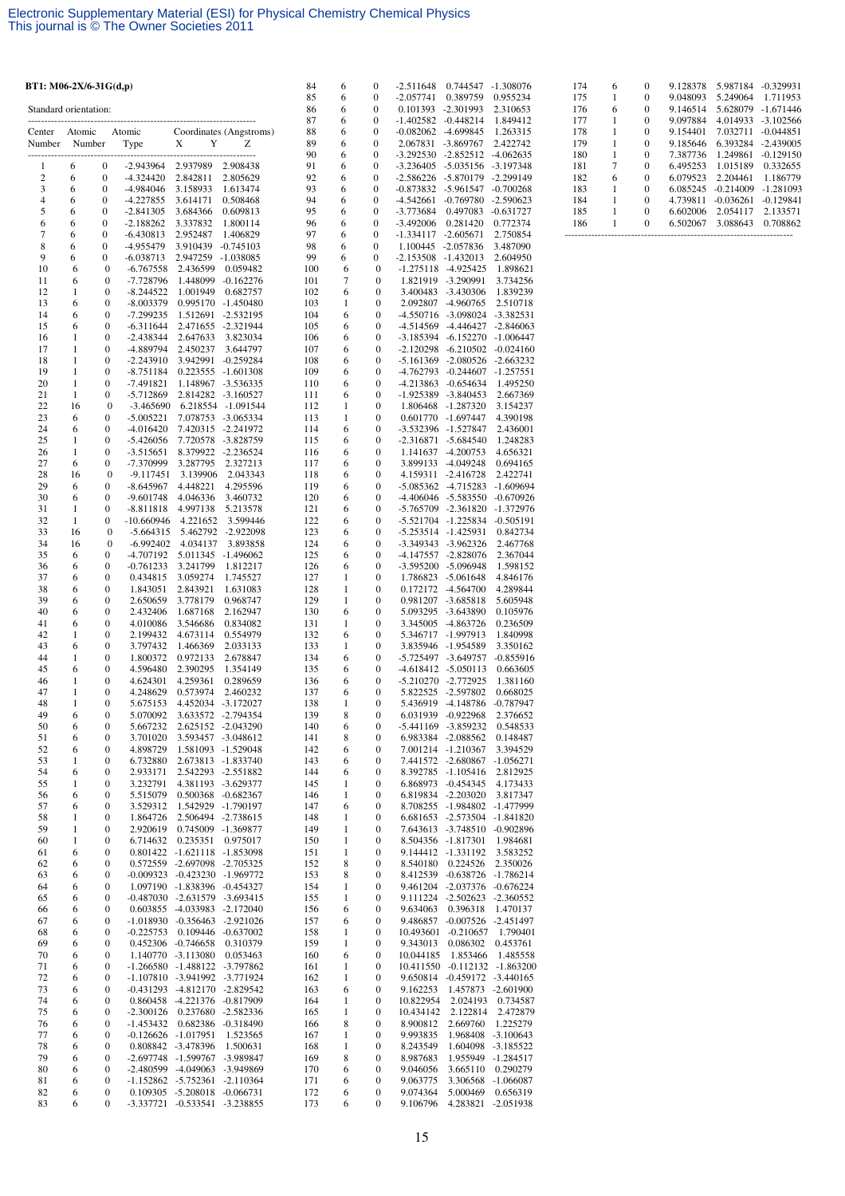**BT1: M06-2X/6-31G(d,p)**

Standard orientation:

| Center Number | Atomic Number | Atomic Type | X | Y | Z |
|---|---|---|---|---|---|
| 1 | 6 | 0 | -2.943964 | 2.937989 | 2.908438 |
| 2 | 6 | 0 | -4.324420 | 2.842811 | 2.805629 |
| 3 | 6 | 0 | -4.984046 | 3.158933 | 1.613474 |
| 4 | 6 | 0 | -4.227855 | 3.614171 | 0.508468 |
| 5 | 6 | 0 | -2.841305 | 3.684366 | 0.609813 |
| 6 | 6 | 0 | -2.188262 | 3.337832 | 1.800114 |
| 7 | 6 | 0 | -6.430813 | 2.952487 | 1.406829 |
| 8 | 6 | 0 | -4.955479 | 3.910439 | -0.745103 |
| 9 | 6 | 0 | -6.038713 | 2.947259 | -1.038085 |
| 10 | 6 | 0 | -6.767558 | 2.436599 | 0.059482 |
| 11 | 6 | 0 | -7.728796 | 1.448099 | -0.162276 |
| 12 | 1 | 0 | -8.244522 | 1.001949 | 0.682757 |
| 13 | 6 | 0 | -8.003379 | 0.995170 | -1.450480 |
| 14 | 6 | 0 | -7.299235 | 1.512691 | -2.532195 |
| 15 | 6 | 0 | -6.311644 | 2.471655 | -2.321944 |
| 16 | 1 | 0 | -2.438344 | 2.647633 | 3.823034 |
| 17 | 1 | 0 | -4.889794 | 2.450237 | 3.644797 |
| 18 | 1 | 0 | -2.243910 | 3.942991 | -0.259284 |
| 19 | 1 | 0 | -8.751184 | 0.223555 | -1.601308 |
| 20 | 1 | 0 | -7.491821 | 1.148967 | -3.536335 |
| 21 | 1 | 0 | -5.712869 | 2.814282 | -3.160527 |
| 22 | 16 | 0 | -3.465690 | 6.218554 | -1.091544 |
| 23 | 6 | 0 | -5.005221 | 7.078753 | -3.065334 |
| 24 | 6 | 0 | -4.016420 | 7.420315 | -2.241972 |
| 25 | 1 | 0 | -5.426056 | 7.720578 | -3.828759 |
| 26 | 1 | 0 | -3.515651 | 8.379922 | -2.236524 |
| 27 | 6 | 0 | -7.370999 | 3.287795 | 2.327213 |
| 28 | 16 | 0 | -9.117451 | 3.139906 | 2.043343 |
| 29 | 6 | 0 | -8.645967 | 4.448221 | 4.295596 |
| 30 | 6 | 0 | -9.601748 | 4.046336 | 3.460732 |
| 31 | 1 | 0 | -8.811818 | 4.997138 | 5.213578 |
| 32 | 1 | 0 | -10.660946 | 4.221652 | 3.599446 |
| 33 | 16 | 0 | -5.664315 | 5.462792 | -2.922098 |
| 34 | 16 | 0 | -6.992402 | 4.034137 | 3.893858 |
| 35 | 6 | 0 | -4.707192 | 5.011345 | -1.496062 |
| 36 | 6 | 0 | -0.761233 | 3.241799 | 1.812217 |
| 37 | 6 | 0 | 0.434815 | 3.059274 | 1.745527 |
| 38 | 6 | 0 | 1.843051 | 2.843921 | 1.631083 |
| 39 | 6 | 0 | 2.650659 | 3.778179 | 0.968747 |
| 40 | 6 | 0 | 2.432406 | 1.687168 | 2.162947 |
| 41 | 6 | 0 | 4.010086 | 3.546686 | 0.834082 |
| 42 | 1 | 0 | 2.199432 | 4.673114 | 0.554979 |
| 43 | 6 | 0 | 3.797432 | 1.466369 | 2.033133 |
| 44 | 1 | 0 | 1.800372 | 0.972133 | 2.678847 |
| 45 | 6 | 0 | 4.596480 | 2.390295 | 1.354149 |
| 46 | 1 | 0 | 4.624301 | 4.259361 | 0.289659 |
| 47 | 1 | 0 | 4.248629 | 0.573974 | 2.460232 |
| 48 | 1 | 0 | 5.675153 | 4.452034 | -3.172027 |
| 49 | 6 | 0 | 5.070092 | 3.633572 | -2.794354 |
| 50 | 6 | 0 | 5.667232 | 2.625152 | -2.043290 |
| 51 | 6 | 0 | 3.701020 | 3.593457 | -3.048612 |
| 52 | 6 | 0 | 4.898729 | 1.581093 | -1.529048 |
| 53 | 1 | 0 | 6.732880 | 2.673813 | -1.833740 |
| 54 | 6 | 0 | 2.933171 | 2.542293 | -2.551882 |
| 55 | 1 | 0 | 3.232791 | 4.381193 | -3.629377 |
| 56 | 6 | 0 | 5.515079 | 0.500368 | -0.682367 |
| 57 | 6 | 0 | 3.529312 | 1.542929 | -1.790197 |
| 58 | 1 | 0 | 1.864726 | 2.506494 | -2.738615 |
| 59 | 1 | 0 | 2.920619 | 0.745009 | -1.369877 |
| 60 | 1 | 0 | 6.714632 | 0.235351 | 0.975017 |
| 61 | 6 | 0 | 0.801422 | -1.621118 | -1.853098 |
| 62 | 6 | 0 | 0.572559 | -2.697098 | -2.705325 |
| 63 | 6 | 0 | -0.009323 | -0.423230 | -1.969772 |
| 64 | 6 | 0 | 1.097190 | -1.838396 | -0.454327 |
| 65 | 6 | 0 | -0.487030 | -2.631579 | -3.693415 |
| 66 | 6 | 0 | 0.603855 | -4.033983 | -2.172040 |
| 67 | 6 | 0 | -1.018930 | -0.356463 | -2.921026 |
| 68 | 6 | 0 | -0.225753 | 0.109446 | -0.637002 |
| 69 | 6 | 0 | 0.452306 | -0.746658 | 0.310379 |
| 70 | 6 | 0 | 1.140770 | -3.113080 | 0.053463 |
| 71 | 6 | 0 | -1.266580 | -1.488122 | -3.797862 |
| 72 | 6 | 0 | -1.107810 | -3.941992 | -3.771924 |
| 73 | 6 | 0 | -0.431293 | -4.812170 | -2.829542 |
| 74 | 6 | 0 | 0.860458 | -4.221376 | -0.817909 |
| 75 | 6 | 0 | -2.300126 | 0.237680 | -2.582336 |
| 76 | 6 | 0 | -1.453432 | 0.682386 | -0.318490 |
| 77 | 6 | 0 | -0.126626 | -1.017951 | 1.523565 |
| 78 | 6 | 0 | 0.808842 | -3.478396 | 1.500631 |
| 79 | 6 | 0 | -2.697748 | -1.599767 | -3.989847 |
| 80 | 6 | 0 | -2.480599 | -4.049063 | -3.949869 |
| 81 | 6 | 0 | -1.152862 | -5.752361 | -2.110364 |
| 82 | 6 | 0 | 0.109305 | -5.208018 | -0.066731 |
| 83 | 6 | 0 | -3.337721 | -0.533541 | -3.238855 |
| 84 | 6 | 0 | -2.511648 | 0.744547 | -1.308076 |
| 85 | 6 | 0 | -2.057741 | 0.389759 | 0.955234 |
| 86 | 6 | 0 | 0.101393 | -2.301993 | 2.310653 |
| 87 | 6 | 0 | -1.402582 | -0.448214 | 1.849412 |
| 88 | 6 | 0 | -0.082062 | -4.699845 | 1.263315 |
| 89 | 6 | 0 | 2.067831 | -3.869767 | 2.422742 |
| 90 | 6 | 0 | -3.292530 | -2.852512 | -4.062635 |
| 91 | 6 | 0 | -3.236405 | -5.035156 | -3.197348 |
| 92 | 6 | 0 | -2.586226 | -5.870179 | -2.299149 |
| 93 | 6 | 0 | -0.873832 | -5.961547 | -0.700268 |
| 94 | 6 | 0 | -4.542661 | -0.769780 | -2.590623 |
| 95 | 6 | 0 | -3.773684 | 0.497083 | -0.631727 |
| 96 | 6 | 0 | -3.492006 | 0.281420 | 0.772374 |
| 97 | 6 | 0 | -1.334117 | -2.605671 | 2.750854 |
| 98 | 6 | 0 | 1.100445 | -2.057836 | 3.487090 |
| 99 | 6 | 0 | -2.153508 | -1.432013 | 2.604950 |
| 100 | 6 | 0 | -1.275118 | -4.925425 | 1.898621 |
| 101 | 7 | 0 | 1.821919 | -3.290991 | 3.734256 |
| 102 | 6 | 0 | 3.400483 | -3.430306 | 1.839239 |
| 103 | 1 | 0 | 2.092807 | -4.960765 | 2.510718 |
| 104 | 6 | 0 | -4.550716 | -3.098024 | -3.382531 |
| 105 | 6 | 0 | -4.514569 | -4.446427 | -2.846063 |
| 106 | 6 | 0 | -3.185394 | -6.152270 | -1.006447 |
| 107 | 6 | 0 | -2.120298 | -6.210502 | -0.024160 |
| 108 | 6 | 0 | -5.161369 | -2.080526 | -2.663232 |
| 109 | 6 | 0 | -4.762793 | -0.244607 | -1.257551 |
| 110 | 6 | 0 | -4.213863 | -0.654634 | 1.495250 |
| 111 | 6 | 0 | -1.925389 | -3.840453 | 2.667369 |
| 112 | 1 | 0 | 1.806468 | -1.287320 | 3.154237 |
| 113 | 1 | 0 | 0.601770 | -1.697447 | 4.390198 |
| 114 | 6 | 0 | -3.532396 | -1.527847 | 2.436001 |
| 115 | 6 | 0 | -2.316871 | -5.684540 | 1.248283 |
| 116 | 6 | 0 | 1.141637 | -4.200753 | 4.656321 |
| 117 | 6 | 0 | 3.899133 | -4.049248 | 0.694165 |
| 118 | 6 | 0 | 4.159311 | -2.416728 | 2.422741 |
| 119 | 6 | 0 | -5.085362 | -4.715283 | -1.609694 |
| 120 | 6 | 0 | -4.406046 | -5.583550 | -0.670926 |
| 121 | 6 | 0 | -5.765709 | -2.361820 | -1.372976 |
| 122 | 6 | 0 | -5.521704 | -1.225834 | -0.505191 |
| 123 | 6 | 0 | -5.253514 | -1.425931 | 0.842734 |
| 124 | 6 | 0 | -3.349343 | -3.962326 | 2.467768 |
| 125 | 6 | 0 | -4.147557 | -2.828076 | 2.367044 |
| 126 | 6 | 0 | -3.595200 | -5.096948 | 1.598152 |
| 127 | 1 | 0 | 1.786823 | -5.061648 | 4.846176 |
| 128 | 1 | 0 | 0.172172 | -4.564700 | 4.289844 |
| 129 | 1 | 0 | 0.981207 | -3.685818 | 5.605948 |
| 130 | 6 | 0 | 5.093295 | -3.643890 | 0.105976 |
| 131 | 1 | 0 | 3.345005 | -4.863726 | 0.236509 |
| 132 | 6 | 0 | 5.346717 | -1.997913 | 1.840998 |
| 133 | 1 | 0 | 3.835946 | -1.954589 | 3.350162 |
| 134 | 6 | 0 | -5.725497 | -3.649757 | -0.855916 |
| 135 | 6 | 0 | -4.618412 | -5.050113 | 0.663605 |
| 136 | 6 | 0 | -5.210270 | -2.772925 | 1.381160 |
| 137 | 6 | 0 | 5.822525 | -2.597802 | 0.668025 |
| 138 | 1 | 0 | 5.436919 | -4.148786 | -0.787947 |
| 139 | 8 | 0 | 6.031939 | -0.922968 | 2.376652 |
| 140 | 6 | 0 | -5.441169 | -3.859232 | 0.548533 |
| 141 | 8 | 0 | 6.983384 | -2.088562 | 0.148487 |
| 142 | 6 | 0 | 7.001214 | -1.210367 | 3.394529 |
| 143 | 6 | 0 | 7.441572 | -2.680867 | -1.056271 |
| 144 | 6 | 0 | 8.392785 | -1.105416 | 2.812925 |
| 145 | 1 | 0 | 6.868973 | -0.454345 | 4.173433 |
| 146 | 1 | 0 | 6.819834 | -2.203020 | 3.817347 |
| 147 | 6 | 0 | 8.708255 | -1.984802 | -1.477999 |
| 148 | 1 | 0 | 6.681653 | -2.573504 | -1.841820 |
| 149 | 1 | 0 | 7.643613 | -3.748510 | -0.902896 |
| 150 | 1 | 0 | 8.504356 | -1.817301 | 1.984681 |
| 151 | 1 | 0 | 9.144412 | -1.331192 | 3.583252 |
| 152 | 8 | 0 | 8.540180 | 0.224526 | 2.350026 |
| 153 | 8 | 0 | 8.412539 | -0.638726 | -1.786214 |
| 154 | 1 | 0 | 9.461204 | -2.037376 | -0.676224 |
| 155 | 1 | 0 | 9.111224 | -2.502623 | -2.360552 |
| 156 | 6 | 0 | 9.634063 | 0.396318 | 1.470137 |
| 157 | 6 | 0 | 9.486857 | -0.007526 | -2.451497 |
| 158 | 1 | 0 | 10.493601 | -0.210657 | 1.790401 |
| 159 | 1 | 0 | 9.343013 | 0.086302 | 0.453761 |
| 160 | 6 | 0 | 10.044185 | 1.853466 | 1.485558 |
| 161 | 1 | 0 | 10.411550 | -0.112132 | -1.863200 |
| 162 | 1 | 0 | 9.650814 | -0.459172 | -3.440165 |
| 163 | 6 | 0 | 9.162253 | 1.457873 | -2.601900 |
| 164 | 1 | 0 | 10.822954 | 2.024193 | 0.734587 |
| 165 | 1 | 0 | 10.434142 | 2.122814 | 2.472879 |
| 166 | 8 | 0 | 8.900812 | 2.669760 | 1.225279 |
| 167 | 1 | 0 | 9.993835 | 1.968408 | -3.100643 |
| 168 | 1 | 0 | 8.243549 | 1.604098 | -3.185522 |
| 169 | 8 | 0 | 8.987683 | 1.955949 | -1.284517 |
| 170 | 6 | 0 | 9.046056 | 3.665110 | 0.290279 |
| 171 | 6 | 0 | 9.063775 | 3.306568 | -1.066087 |
| 172 | 6 | 0 | 9.074364 | 5.000469 | 0.656319 |
| 173 | 6 | 0 | 9.106796 | 4.283821 | -2.051938 |
| 174 | 6 | 0 | 9.128378 | 5.987184 | -0.329931 |
| 175 | 1 | 0 | 9.048093 | 5.249064 | 1.711953 |
| 176 | 6 | 0 | 9.146514 | 5.628079 | -1.671446 |
| 177 | 1 | 0 | 9.097884 | 4.014933 | -3.102566 |
| 178 | 1 | 0 | 9.154401 | 7.032711 | -0.044851 |
| 179 | 1 | 0 | 9.185646 | 6.393284 | -2.439005 |
| 180 | 1 | 0 | 7.387736 | 1.249861 | -0.129150 |
| 181 | 7 | 0 | 6.495253 | 1.015189 | 0.332655 |
| 182 | 6 | 0 | 6.079523 | 2.204461 | 1.186779 |
| 183 | 1 | 0 | 6.085245 | -0.214009 | -1.281093 |
| 184 | 1 | 0 | 4.739811 | -0.036261 | -0.129841 |
| 185 | 1 | 0 | 6.602006 | 2.054117 | 2.133571 |
| 186 | 1 | 0 | 6.502067 | 3.088643 | 0.708862 |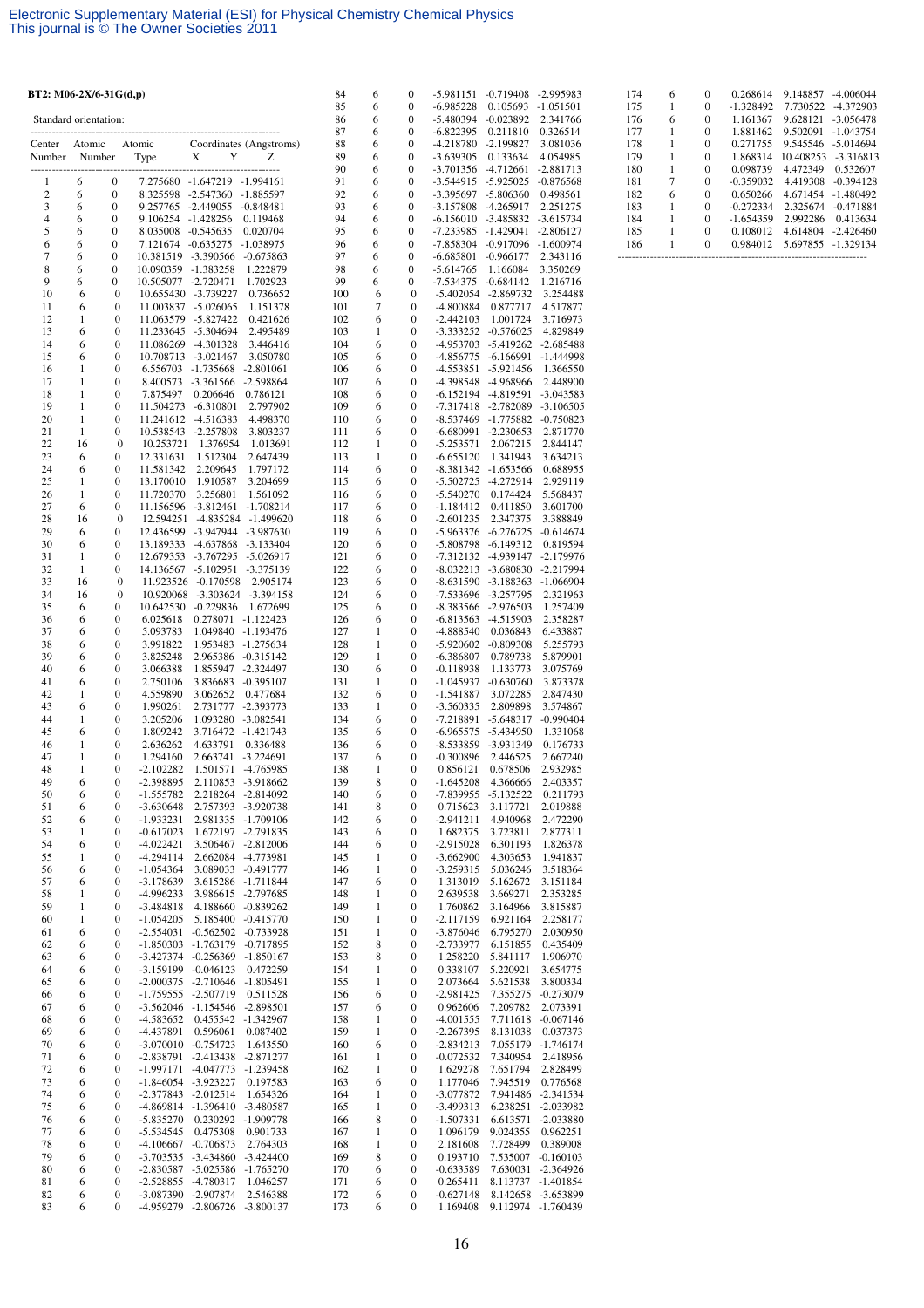**BT2: M06-2X/6-31G(d,p)**

Standard orientation:

| Center Number | Atomic Number | Atomic Type | X | Y | Z |
|---|---|---|---|---|---|
| 1 | 6 | 0 | 7.275680 | -1.647219 | -1.994161 |
| 2 | 6 | 0 | 8.325598 | -2.547360 | -1.885597 |
| 3 | 6 | 0 | 9.257765 | -2.449055 | -0.848481 |
| 4 | 6 | 0 | 9.106254 | -1.428256 | 0.119468 |
| 5 | 6 | 0 | 8.035008 | -0.545635 | 0.020704 |
| 6 | 6 | 0 | 7.121674 | -0.635275 | -1.038975 |
| 7 | 6 | 0 | 10.381519 | -3.390566 | -0.675863 |
| 8 | 6 | 0 | 10.090359 | -1.383258 | 1.222879 |
| 9 | 6 | 0 | 10.505077 | -2.720471 | 1.702923 |
| 10 | 6 | 0 | 10.655430 | -3.739227 | 0.736652 |
| 11 | 6 | 0 | 11.003837 | -5.026065 | 1.151378 |
| 12 | 1 | 0 | 11.063579 | -5.827422 | 0.421626 |
| 13 | 6 | 0 | 11.233645 | -5.304694 | 2.495489 |
| 14 | 6 | 0 | 11.086269 | -4.301328 | 3.446416 |
| 15 | 6 | 0 | 10.708713 | -3.021467 | 3.050780 |
| 16 | 1 | 0 | 6.556703 | -1.735668 | -2.801061 |
| 17 | 1 | 0 | 8.400573 | -3.361566 | -2.598864 |
| 18 | 1 | 0 | 7.875497 | 0.206646 | 0.786121 |
| 19 | 1 | 0 | 11.504273 | -6.310801 | 2.797902 |
| 20 | 1 | 0 | 11.241612 | -4.516383 | 4.498370 |
| 21 | 1 | 0 | 10.538543 | -2.257808 | 3.803237 |
| 22 | 16 | 0 | 10.253721 | 1.376954 | 1.013691 |
| 23 | 6 | 0 | 12.331631 | 1.512304 | 2.647439 |
| 24 | 6 | 0 | 11.581342 | 2.209645 | 1.797172 |
| 25 | 1 | 0 | 13.170010 | 1.910587 | 3.204699 |
| 26 | 1 | 0 | 11.720370 | 3.256801 | 1.561092 |
| 27 | 6 | 0 | 11.156596 | -3.812461 | -1.708214 |
| 28 | 16 | 0 | 12.594251 | -4.835284 | -1.499620 |
| 29 | 6 | 0 | 12.436599 | -3.947944 | -3.987630 |
| 30 | 6 | 0 | 13.189333 | -4.637868 | -3.133404 |
| 31 | 1 | 0 | 12.679353 | -3.767295 | -5.026917 |
| 32 | 1 | 0 | 14.136567 | -5.102951 | -3.375139 |
| 33 | 16 | 0 | 11.923526 | -0.170598 | 2.905174 |
| 34 | 16 | 0 | 10.920068 | -3.303624 | -3.394158 |
| 35 | 6 | 0 | 10.642530 | -0.229836 | 1.672699 |
| 36 | 6 | 0 | 6.025618 | 0.278071 | -1.122423 |
| 37 | 6 | 0 | 5.093783 | 1.049840 | -1.193476 |
| 38 | 6 | 0 | 3.991822 | 1.953483 | -1.275634 |
| 39 | 6 | 0 | 3.825248 | 2.965386 | -0.315142 |
| 40 | 6 | 0 | 3.066388 | 1.855947 | -2.324497 |
| 41 | 6 | 0 | 2.750106 | 3.836683 | -0.395107 |
| 42 | 1 | 0 | 4.559890 | 3.062652 | 0.477684 |
| 43 | 6 | 0 | 1.990261 | 2.731777 | -2.393773 |
| 44 | 1 | 0 | 3.205206 | 1.093280 | -3.082541 |
| 45 | 6 | 0 | 1.809242 | 3.716472 | -1.421743 |
| 46 | 1 | 0 | 2.636262 | 4.633791 | 0.336488 |
| 47 | 1 | 0 | 1.294160 | 2.663741 | -3.224691 |
| 48 | 1 | 0 | -2.102282 | 1.501571 | -4.765985 |
| 49 | 6 | 0 | -2.398895 | 2.110853 | -3.918662 |
| 50 | 6 | 0 | -1.555782 | 2.218264 | -2.814092 |
| 51 | 6 | 0 | -3.630648 | 2.757393 | -3.920738 |
| 52 | 6 | 0 | -1.933231 | 2.981335 | -1.709106 |
| 53 | 1 | 0 | -0.617023 | 1.672197 | -2.791835 |
| 54 | 6 | 0 | -4.022421 | 3.506467 | -2.812006 |
| 55 | 1 | 0 | -4.294114 | 2.662084 | -4.773981 |
| 56 | 6 | 0 | -1.054364 | 3.089033 | -0.491777 |
| 57 | 6 | 0 | -3.178639 | 3.615286 | -1.711844 |
| 58 | 1 | 0 | -4.996233 | 3.986615 | -2.797685 |
| 59 | 1 | 0 | -3.484818 | 4.188660 | -0.839262 |
| 60 | 1 | 0 | -1.054205 | 5.185400 | -0.415770 |
| 61 | 6 | 0 | -2.554031 | -0.562502 | -0.733928 |
| 62 | 6 | 0 | -1.850303 | -1.763179 | -0.717895 |
| 63 | 6 | 0 | -3.427374 | -0.256369 | -1.850167 |
| 64 | 6 | 0 | -3.159199 | -0.046123 | 0.472259 |
| 65 | 6 | 0 | -2.000375 | -2.710646 | -1.805491 |
| 66 | 6 | 0 | -1.759555 | -2.507719 | 0.511528 |
| 67 | 6 | 0 | -3.562046 | -1.154546 | -2.898501 |
| 68 | 6 | 0 | -4.583652 | 0.455542 | -1.342967 |
| 69 | 6 | 0 | -4.437891 | 0.596061 | 0.087402 |
| 70 | 6 | 0 | -3.070010 | -0.754723 | 1.643550 |
| 71 | 6 | 0 | -2.838791 | -2.413438 | -2.871277 |
| 72 | 6 | 0 | -1.997171 | -4.047773 | -1.239458 |
| 73 | 6 | 0 | -1.846054 | -3.923227 | 0.197583 |
| 74 | 6 | 0 | -2.377843 | -2.012514 | 1.654326 |
| 75 | 6 | 0 | -4.869814 | -1.396410 | -3.480587 |
| 76 | 6 | 0 | -5.835270 | 0.230292 | -1.909778 |
| 77 | 6 | 0 | -5.534545 | 0.475308 | 0.901733 |
| 78 | 6 | 0 | -4.106667 | -0.706873 | 2.764303 |
| 79 | 6 | 0 | -3.703535 | -3.434860 | -3.424400 |
| 80 | 6 | 0 | -2.830587 | -5.025586 | -1.765270 |
| 81 | 6 | 0 | -2.528855 | -4.780317 | 1.046257 |
| 82 | 6 | 0 | -3.087390 | -2.907874 | 2.546388 |
| 83 | 6 | 0 | -4.959279 | -2.806726 | -3.800137 |
| 84 | 6 | 0 | -5.981151 | -0.719408 | -2.995983 |
| 85 | 6 | 0 | -6.985228 | 0.105693 | -1.051501 |
| 86 | 6 | 0 | -5.480394 | -0.023892 | 2.341766 |
| 87 | 6 | 0 | -6.822395 | 0.211810 | 0.326514 |
| 88 | 6 | 0 | -4.218780 | -2.199827 | 3.081036 |
| 89 | 6 | 0 | -3.639305 | 0.133634 | 4.054985 |
| 90 | 6 | 0 | -3.701356 | -4.712661 | -2.881713 |
| 91 | 6 | 0 | -3.544915 | -5.925025 | -0.876568 |
| 92 | 6 | 0 | -3.395697 | -5.806360 | 0.498561 |
| 93 | 6 | 0 | -3.157808 | -4.265917 | 2.251275 |
| 94 | 6 | 0 | -6.156010 | -3.485832 | -3.615734 |
| 95 | 6 | 0 | -7.233985 | -1.429041 | -2.806127 |
| 96 | 6 | 0 | -7.858304 | -0.917096 | -1.600974 |
| 97 | 6 | 0 | -6.685801 | -0.966177 | 2.343116 |
| 98 | 6 | 0 | -5.614765 | 1.166084 | 3.350269 |
| 99 | 6 | 0 | -7.534375 | -0.684142 | 1.216716 |
| 100 | 6 | 0 | -5.402054 | -2.869732 | 3.254488 |
| 101 | 7 | 0 | -4.800884 | 0.877717 | 4.517877 |
| 102 | 6 | 0 | -2.442103 | 1.001724 | 3.716973 |
| 103 | 1 | 0 | -3.333252 | -0.576025 | 4.829849 |
| 104 | 6 | 0 | -4.953703 | -5.419262 | -2.685488 |
| 105 | 6 | 0 | -4.856775 | -6.166991 | -1.444998 |
| 106 | 6 | 0 | -4.553851 | -5.921456 | 1.366550 |
| 107 | 6 | 0 | -4.398548 | -4.968966 | 2.448900 |
| 108 | 6 | 0 | -6.152194 | -4.819591 | -3.043583 |
| 109 | 6 | 0 | -7.317418 | -2.782089 | -3.106505 |
| 110 | 6 | 0 | -8.537469 | -1.775882 | -0.750823 |
| 111 | 6 | 0 | -6.680991 | -2.230653 | 2.871770 |
| 112 | 1 | 0 | -5.253571 | 2.067215 | 2.844147 |
| 113 | 1 | 0 | -6.655120 | 1.341943 | 3.634213 |
| 114 | 6 | 0 | -8.381342 | -1.653566 | 0.688955 |
| 115 | 6 | 0 | -5.502725 | -4.272914 | 2.929119 |
| 116 | 6 | 0 | -5.540270 | 0.174424 | 5.568437 |
| 117 | 6 | 0 | -1.184412 | 0.411850 | 3.601700 |
| 118 | 6 | 0 | -2.601235 | 2.347375 | 3.388849 |
| 119 | 6 | 0 | -5.963376 | -6.276725 | -0.614674 |
| 120 | 6 | 0 | -5.808798 | -6.149312 | 0.819594 |
| 121 | 6 | 0 | -7.312132 | -4.939147 | -2.179976 |
| 122 | 6 | 0 | -8.032213 | -3.680830 | -2.217994 |
| 123 | 6 | 0 | -8.631590 | -3.188363 | -1.066904 |
| 124 | 6 | 0 | -7.533696 | -3.257795 | 2.321963 |
| 125 | 6 | 0 | -8.383566 | -2.976503 | 1.257409 |
| 126 | 6 | 0 | -6.813563 | -4.515903 | 2.358287 |
| 127 | 1 | 0 | -4.888540 | 0.036843 | 6.433887 |
| 128 | 1 | 0 | -5.920602 | -0.809308 | 5.255793 |
| 129 | 1 | 0 | -6.386807 | 0.789738 | 5.879901 |
| 130 | 6 | 0 | -0.118938 | 1.133773 | 3.075769 |
| 131 | 1 | 0 | -1.045937 | -0.630760 | 3.873378 |
| 132 | 6 | 0 | -1.541887 | 3.072285 | 2.847430 |
| 133 | 1 | 0 | -3.560335 | 2.809898 | 3.574867 |
| 134 | 6 | 0 | -7.218891 | -5.648317 | -0.990404 |
| 135 | 6 | 0 | -6.965575 | -5.434950 | 1.331068 |
| 136 | 6 | 0 | -8.533859 | -3.931349 | 0.176733 |
| 137 | 6 | 0 | -0.300896 | 2.446525 | 2.667240 |
| 138 | 1 | 0 | 0.856121 | 0.678506 | 2.932985 |
| 139 | 8 | 0 | -1.645208 | 4.366666 | 2.403357 |
| 140 | 6 | 0 | -7.839955 | -5.132522 | 0.211793 |
| 141 | 8 | 0 | 0.715623 | 3.117721 | 2.019888 |
| 142 | 6 | 0 | -2.941211 | 4.940968 | 2.472290 |
| 143 | 6 | 0 | 1.682375 | 3.723811 | 2.877311 |
| 144 | 6 | 0 | -2.915028 | 6.301193 | 1.826378 |
| 145 | 1 | 0 | -3.662900 | 4.303653 | 1.941837 |
| 146 | 1 | 0 | -3.259315 | 5.036246 | 3.518364 |
| 147 | 6 | 0 | 1.313019 | 5.162672 | 3.151184 |
| 148 | 1 | 0 | 2.639538 | 3.669271 | 2.353285 |
| 149 | 1 | 0 | 1.760862 | 3.164966 | 3.815887 |
| 150 | 1 | 0 | -2.117159 | 6.921164 | 2.258177 |
| 151 | 1 | 0 | -3.876046 | 6.795270 | 2.030950 |
| 152 | 8 | 0 | -2.733977 | 6.151855 | 0.435409 |
| 153 | 8 | 0 | 1.258220 | 5.841117 | 1.906970 |
| 154 | 1 | 0 | 0.338107 | 5.220921 | 3.654775 |
| 155 | 1 | 0 | 2.073664 | 5.621538 | 3.800334 |
| 156 | 6 | 0 | -2.981425 | 7.355275 | -0.273079 |
| 157 | 6 | 0 | 0.962606 | 7.209782 | 2.073391 |
| 158 | 1 | 0 | -4.001555 | 7.711618 | -0.067146 |
| 159 | 1 | 0 | -2.267395 | 8.131038 | 0.037373 |
| 160 | 6 | 0 | -2.834213 | 7.055179 | -1.746174 |
| 161 | 1 | 0 | -0.072532 | 7.340954 | 2.418956 |
| 162 | 1 | 0 | 1.629278 | 7.651794 | 2.828499 |
| 163 | 6 | 0 | 1.177046 | 7.945519 | 0.776568 |
| 164 | 1 | 0 | -3.077872 | 7.941486 | -2.341534 |
| 165 | 1 | 0 | -3.499313 | 6.238251 | -2.033982 |
| 166 | 8 | 0 | -1.507331 | 6.613571 | -2.033880 |
| 167 | 1 | 0 | 1.096179 | 9.024355 | 0.962251 |
| 168 | 1 | 0 | 2.181608 | 7.728499 | 0.389008 |
| 169 | 8 | 0 | 0.193710 | 7.535007 | -0.160103 |
| 170 | 6 | 0 | -0.633589 | 7.630031 | -2.364926 |
| 171 | 6 | 0 | 0.265411 | 8.113737 | -1.401854 |
| 172 | 6 | 0 | -0.627148 | 8.142658 | -3.653899 |
| 173 | 6 | 0 | 1.169408 | 9.112974 | -1.760439 |
| 174 | 6 | 0 | 0.268614 | 9.148857 | -4.006044 |
| 175 | 1 | 0 | -1.328492 | 7.730522 | -4.372903 |
| 176 | 6 | 0 | 1.161367 | 9.628121 | -3.056478 |
| 177 | 1 | 0 | 1.881462 | 9.502091 | -1.043754 |
| 178 | 1 | 0 | 0.271755 | 9.545546 | -5.014694 |
| 179 | 1 | 0 | 1.868314 | 10.408253 | -3.316813 |
| 180 | 1 | 0 | 0.098739 | 4.472349 | 0.532607 |
| 181 | 7 | 0 | -0.359032 | 4.419308 | -0.394128 |
| 182 | 6 | 0 | 0.650266 | 4.671454 | -1.480492 |
| 183 | 1 | 0 | -0.272334 | 2.325674 | -0.471884 |
| 184 | 1 | 0 | -1.654359 | 2.992286 | 0.413634 |
| 185 | 1 | 0 | 0.108012 | 4.614804 | -2.426460 |
| 186 | 1 | 0 | 0.984012 | 5.697855 | -1.329134 |